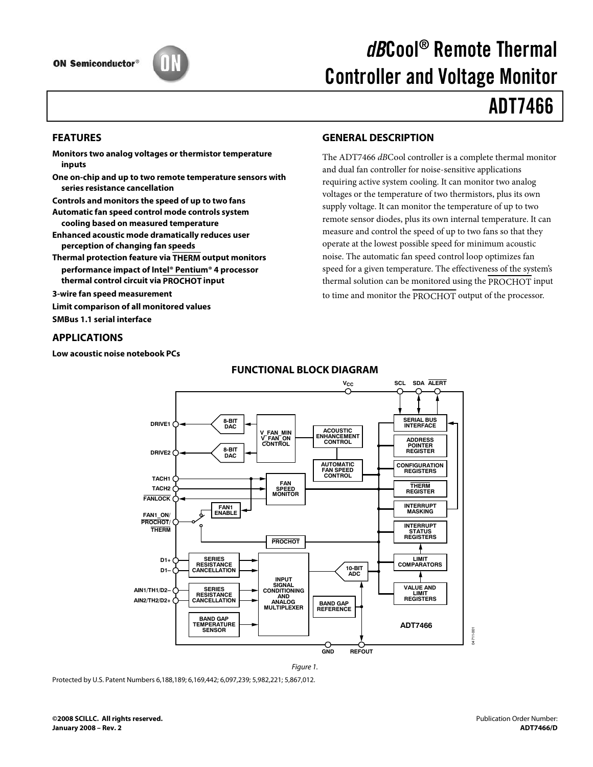ON Semiconductor®

# *dB*Cool® Remote Thermal Controller and Voltage Monitor

# ADT7466

## FEATURES

**Monitors two analog voltages or thermistor temperature inputs**

**One on-chip and up to two remote temperature sensors with series resistance cancellation**

**Controls and monitors the speed of up to two fans**

**Automatic fan speed control mode controls system cooling based on measured temperature**

**Enhanced acoustic mode dramatically reduces user perception of changing fan speeds**

**Thermal protection feature via THERM output monitors performance impact of Intel® Pentium® 4 processor thermal control circuit via PROCHOT input**

**3-wire fan speed measurement**

**Limit comparison of all monitored values**

**SMBus 1.1 serial interface**

## APPLICATIONS

**Low acoustic noise notebook PCs**

## GENERAL DESCRIPTION

The ADT7466 *dB*Cool controller is a complete thermal monitor and dual fan controller for noise-sensitive applications requiring active system cooling. It can monitor two analog voltages or the temperature of two thermistors, plus its own supply voltage. It can monitor the temperature of up to two remote sensor diodes, plus its own internal temperature. It can measure and control the speed of up to two fans so that they operate at the lowest possible speed for minimum acoustic noise. The automatic fan speed control loop optimizes fan speed for a given temperature. The effectiveness of the system's thermal solution can be monitored using the PROCHOT input to time and monitor the PROCHOT output of the processor.

## FUNCTIONAL BLOCK DIAGRAM

Figure 1.

Protected by U.S. Patent Numbers 6,188,189; 6,169,442; 6,097,239; 5,982,221; 5,867,012.

**©2008 SCILLC. All rights reserved.**
**January 2008 – Rev. 2**

Publication Order Number:
**ADT7466/D**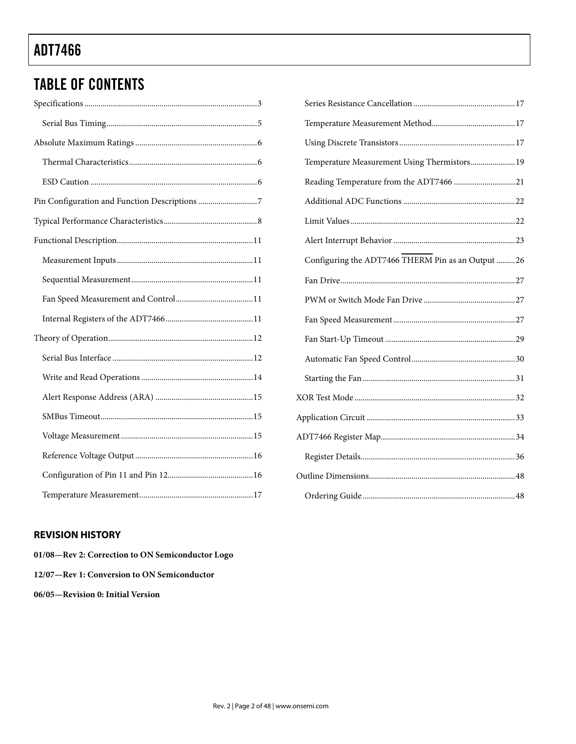## TABLE OF CONTENTS

Specifications ... 3
- Serial Bus Timing ... 5

Absolute Maximum Ratings ... 6
- Thermal Characteristics ... 6
- ESD Caution ... 6

Pin Configuration and Function Descriptions ... 7

Typical Performance Characteristics ... 8

Functional Description ... 11
- Measurement Inputs ... 11
- Sequential Measurement ... 11
- Fan Speed Measurement and Control ... 11
- Internal Registers of the ADT7466 ... 11

Theory of Operation ... 12
- Serial Bus Interface ... 12
- Write and Read Operations ... 14
- Alert Response Address (ARA) ... 15
- SMBus Timeout ... 15
- Voltage Measurement ... 15
- Reference Voltage Output ... 16
- Configuration of Pin 11 and Pin 12 ... 16
- Temperature Measurement ... 17
- Series Resistance Cancellation ... 17
- Temperature Measurement Method ... 17
- Using Discrete Transistors ... 17
- Temperature Measurement Using Thermistors ... 19
- Reading Temperature from the ADT7466 ... 21
- Additional ADC Functions ... 22
- Limit Values ... 22
- Alert Interrupt Behavior ... 23
- Configuring the ADT7466 $\overline{\text{THERM}}$ Pin as an Output ... 26
- Fan Drive ... 27
- PWM or Switch Mode Fan Drive ... 27
- Fan Speed Measurement ... 27
- Fan Start-Up Timeout ... 29
- Automatic Fan Speed Control ... 30
- Starting the Fan ... 31

XOR Test Mode ... 32

Application Circuit ... 33

ADT7466 Register Map ... 34
- Register Details ... 36

Outline Dimensions ... 48
- Ordering Guide ... 48

### REVISION HISTORY

**01/08—Rev 2: Correction to ON Semiconductor Logo**

**12/07—Rev 1: Conversion to ON Semiconductor**

**06/05—Revision 0: Initial Version**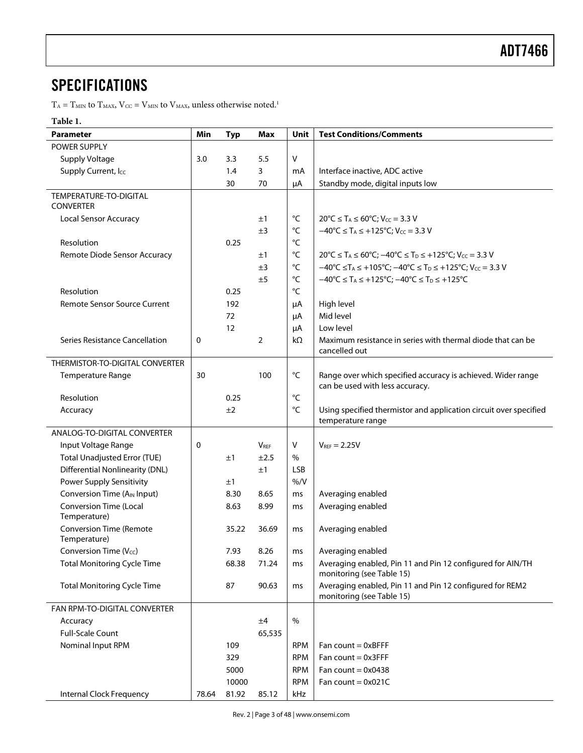# SPECIFICATIONS

$T_A = T_{MIN}$ to $T_{MAX}$, $V_{CC} = V_{MIN}$ to $V_{MAX}$, unless otherwise noted.[1]

**Table 1.**

| Parameter | Min | Typ | Max | Unit | Test Conditions/Comments |
|---|---|---|---|---|---|
| POWER SUPPLY | | | | | |
| Supply Voltage | 3.0 | 3.3 | 5.5 | V | |
| Supply Current, $I_{CC}$ | | 1.4 | 3 | mA | Interface inactive, ADC active |
| | | 30 | 70 | μA | Standby mode, digital inputs low |
| TEMPERATURE-TO-DIGITAL CONVERTER | | | | | |
| Local Sensor Accuracy | | | ±1 | °C | 20°C ≤ $T_A$ ≤ 60°C; $V_{CC}$ = 3.3 V |
| | | | ±3 | °C | −40°C ≤ $T_A$ ≤ +125°C; $V_{CC}$ = 3.3 V |
| Resolution | | 0.25 | | °C | |
| Remote Diode Sensor Accuracy | | | ±1 | °C | 20°C ≤ $T_A$ ≤ 60°C; −40°C ≤ $T_D$ ≤ +125°C; $V_{CC}$ = 3.3 V |
| | | | ±3 | °C | −40°C ≤ $T_A$ ≤ +105°C; −40°C ≤ $T_D$ ≤ +125°C; $V_{CC}$ = 3.3 V |
| | | | ±5 | °C | −40°C ≤ $T_A$ ≤ +125°C; −40°C ≤ $T_D$ ≤ +125°C |
| Resolution | | 0.25 | | °C | |
| Remote Sensor Source Current | | 192 | | μA | High level |
| | | 72 | | μA | Mid level |
| | | 12 | | μA | Low level |
| Series Resistance Cancellation | 0 | | 2 | kΩ | Maximum resistance in series with thermal diode that can be cancelled out |
| THERMISTOR-TO-DIGITAL CONVERTER | | | | | |
| Temperature Range | 30 | | 100 | °C | Range over which specified accuracy is achieved. Wider range can be used with less accuracy. |
| Resolution | | 0.25 | | °C | |
| Accuracy | | ±2 | | °C | Using specified thermistor and application circuit over specified temperature range |
| ANALOG-TO-DIGITAL CONVERTER | | | | | |
| Input Voltage Range | 0 | | $V_{REF}$ | V | $V_{REF}$ = 2.25V |
| Total Unadjusted Error (TUE) | | ±1 | ±2.5 | % | |
| Differential Nonlinearity (DNL) | | | ±1 | LSB | |
| Power Supply Sensitivity | | ±1 | | %/V | |
| Conversion Time ($A_{IN}$ Input) | | 8.30 | 8.65 | ms | Averaging enabled |
| Conversion Time (Local Temperature) | | 8.63 | 8.99 | ms | Averaging enabled |
| Conversion Time (Remote Temperature) | | 35.22 | 36.69 | ms | Averaging enabled |
| Conversion Time ($V_{CC}$) | | 7.93 | 8.26 | ms | Averaging enabled |
| Total Monitoring Cycle Time | | 68.38 | 71.24 | ms | Averaging enabled, Pin 11 and Pin 12 configured for AIN/TH monitoring (see Table 15) |
| Total Monitoring Cycle Time | | 87 | 90.63 | ms | Averaging enabled, Pin 11 and Pin 12 configured for REM2 monitoring (see Table 15) |
| FAN RPM-TO-DIGITAL CONVERTER | | | | | |
| Accuracy | | | ±4 | % | |
| Full-Scale Count | | | 65,535 | | |
| Nominal Input RPM | | 109 | | RPM | Fan count = 0xBFFF |
| | | 329 | | RPM | Fan count = 0x3FFF |
| | | 5000 | | RPM | Fan count = 0x0438 |
| | | 10000 | | RPM | Fan count = 0x021C |
| Internal Clock Frequency | 78.64 | 81.92 | 85.12 | kHz | |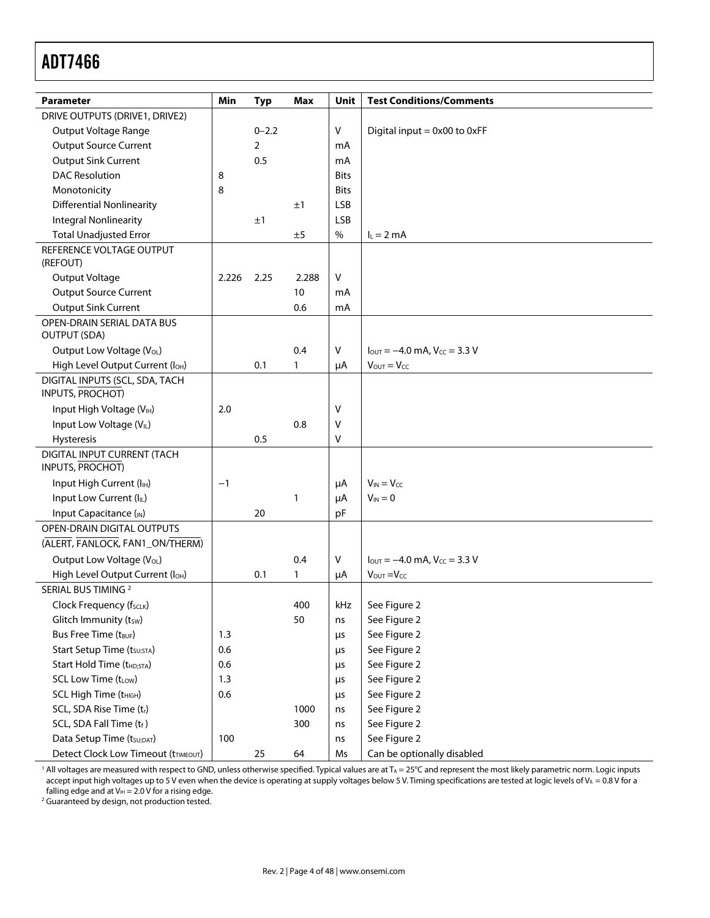| Parameter | Min | Typ | Max | Unit | Test Conditions/Comments |
|---|---|---|---|---|---|
| DRIVE OUTPUTS (DRIVE1, DRIVE2) | | | | | |
| Output Voltage Range | | 0–2.2 | | V | Digital input = 0x00 to 0xFF |
| Output Source Current | | 2 | | mA | |
| Output Sink Current | | 0.5 | | mA | |
| DAC Resolution | 8 | | | Bits | |
| Monotonicity | 8 | | | Bits | |
| Differential Nonlinearity | | | ±1 | LSB | |
| Integral Nonlinearity | | ±1 | | LSB | |
| Total Unadjusted Error | | | ±5 | % | $I_L$ = 2 mA |
| REFERENCE VOLTAGE OUTPUT (REFOUT) | | | | | |
| Output Voltage | 2.226 | 2.25 | 2.288 | V | |
| Output Source Current | | | 10 | mA | |
| Output Sink Current | | | 0.6 | mA | |
| OPEN-DRAIN SERIAL DATA BUS OUTPUT (SDA) | | | | | |
| Output Low Voltage ($V_{OL}$) | | | 0.4 | V | $I_{OUT}$ = −4.0 mA, $V_{CC}$ = 3.3 V |
| High Level Output Current ($I_{OH}$) | | 0.1 | 1 | µA | $V_{OUT} = V_{CC}$ |
| DIGITAL INPUTS (SCL, SDA, TACH INPUTS, PROCHOT) | | | | | |
| Input High Voltage ($V_{IH}$) | 2.0 | | | V | |
| Input Low Voltage ($V_{IL}$) | | | 0.8 | V | |
| Hysteresis | | 0.5 | | V | |
| DIGITAL INPUT CURRENT (TACH INPUTS, PROCHOT) | | | | | |
| Input High Current ($I_{IH}$) | −1 | | | µA | $V_{IN} = V_{CC}$ |
| Input Low Current ($I_{IL}$) | | | 1 | µA | $V_{IN}$ = 0 |
| Input Capacitance ($_{IN}$) | | 20 | | pF | |
| OPEN-DRAIN DIGITAL OUTPUTS (ALERT, FANLOCK, FAN1_ON/THERM) | | | | | |
| Output Low Voltage ($V_{OL}$) | | | 0.4 | V | $I_{OUT}$ = −4.0 mA, $V_{CC}$ = 3.3 V |
| High Level Output Current ($I_{OH}$) | | 0.1 | 1 | µA | $V_{OUT} = V_{CC}$ |
| SERIAL BUS TIMING [2] | | | | | |
| Clock Frequency ($f_{SCLK}$) | | | 400 | kHz | See Figure 2 |
| Glitch Immunity ($t_{SW}$) | | | 50 | ns | See Figure 2 |
| Bus Free Time ($t_{BUF}$) | 1.3 | | | µs | See Figure 2 |
| Start Setup Time ($t_{SU;STA}$) | 0.6 | | | µs | See Figure 2 |
| Start Hold Time ($t_{HD;STA}$) | 0.6 | | | µs | See Figure 2 |
| SCL Low Time ($t_{LOW}$) | 1.3 | | | µs | See Figure 2 |
| SCL High Time ($t_{HIGH}$) | 0.6 | | | µs | See Figure 2 |
| SCL, SDA Rise Time ($t_r$) | | | 1000 | ns | See Figure 2 |
| SCL, SDA Fall Time ($t_f$) | | | 300 | ns | See Figure 2 |
| Data Setup Time ($t_{SU;DAT}$) | 100 | | | ns | See Figure 2 |
| Detect Clock Low Timeout ($t_{TIMEOUT}$) | | 25 | 64 | Ms | Can be optionally disabled |

[1] All voltages are measured with respect to GND, unless otherwise specified. Typical values are at $T_A$ = 25°C and represent the most likely parametric norm. Logic inputs accept input high voltages up to 5 V even when the device is operating at supply voltages below 5 V. Timing specifications are tested at logic levels of $V_{IL}$ = 0.8 V for a falling edge and at $V_{IH}$ = 2.0 V for a rising edge.

[2] Guaranteed by design, not production tested.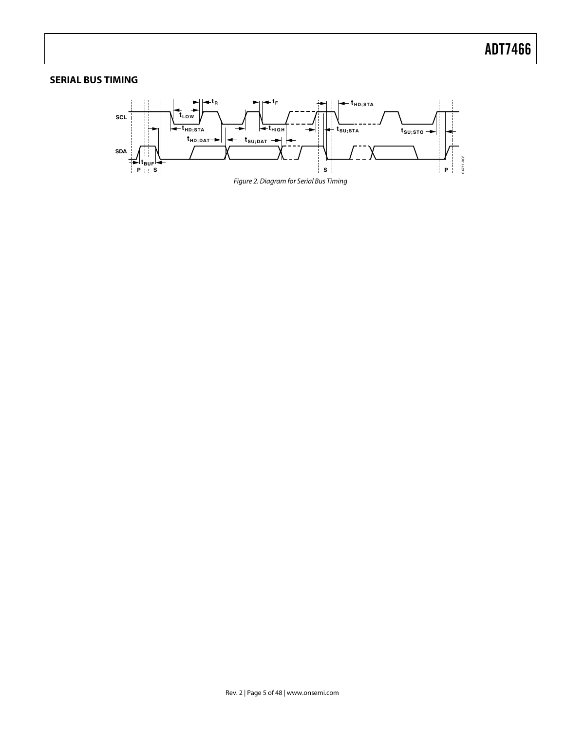## SERIAL BUS TIMING

Figure 2. Diagram for Serial Bus Timing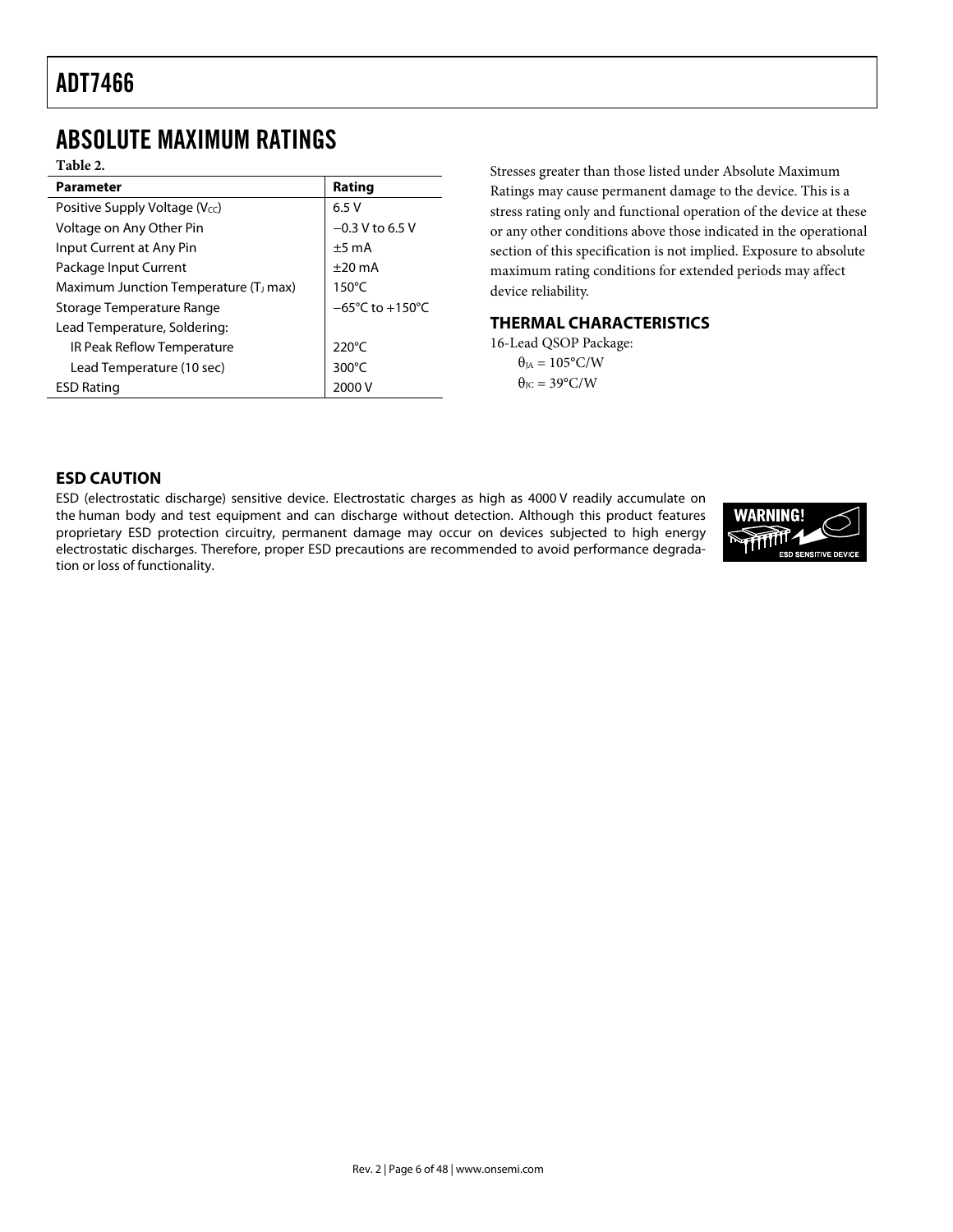# ABSOLUTE MAXIMUM RATINGS

**Table 2.**

| Parameter | Rating |
|---|---|
| Positive Supply Voltage ($V_{CC}$) | 6.5 V |
| Voltage on Any Other Pin | −0.3 V to 6.5 V |
| Input Current at Any Pin | ±5 mA |
| Package Input Current | ±20 mA |
| Maximum Junction Temperature ($T_J$ max) | 150°C |
| Storage Temperature Range | −65°C to +150°C |
| Lead Temperature, Soldering: | |
| IR Peak Reflow Temperature | 220°C |
| Lead Temperature (10 sec) | 300°C |
| ESD Rating | 2000 V |

Stresses greater than those listed under Absolute Maximum Ratings may cause permanent damage to the device. This is a stress rating only and functional operation of the device at these or any other conditions above those indicated in the operational section of this specification is not implied. Exposure to absolute maximum rating conditions for extended periods may affect device reliability.

## THERMAL CHARACTERISTICS

16-Lead QSOP Package:

$\theta_{JA}$ = 105°C/W

$\theta_{JC}$ = 39°C/W

## ESD CAUTION

ESD (electrostatic discharge) sensitive device. Electrostatic charges as high as 4000 V readily accumulate on the human body and test equipment and can discharge without detection. Although this product features proprietary ESD protection circuitry, permanent damage may occur on devices subjected to high energy electrostatic discharges. Therefore, proper ESD precautions are recommended to avoid performance degradation or loss of functionality.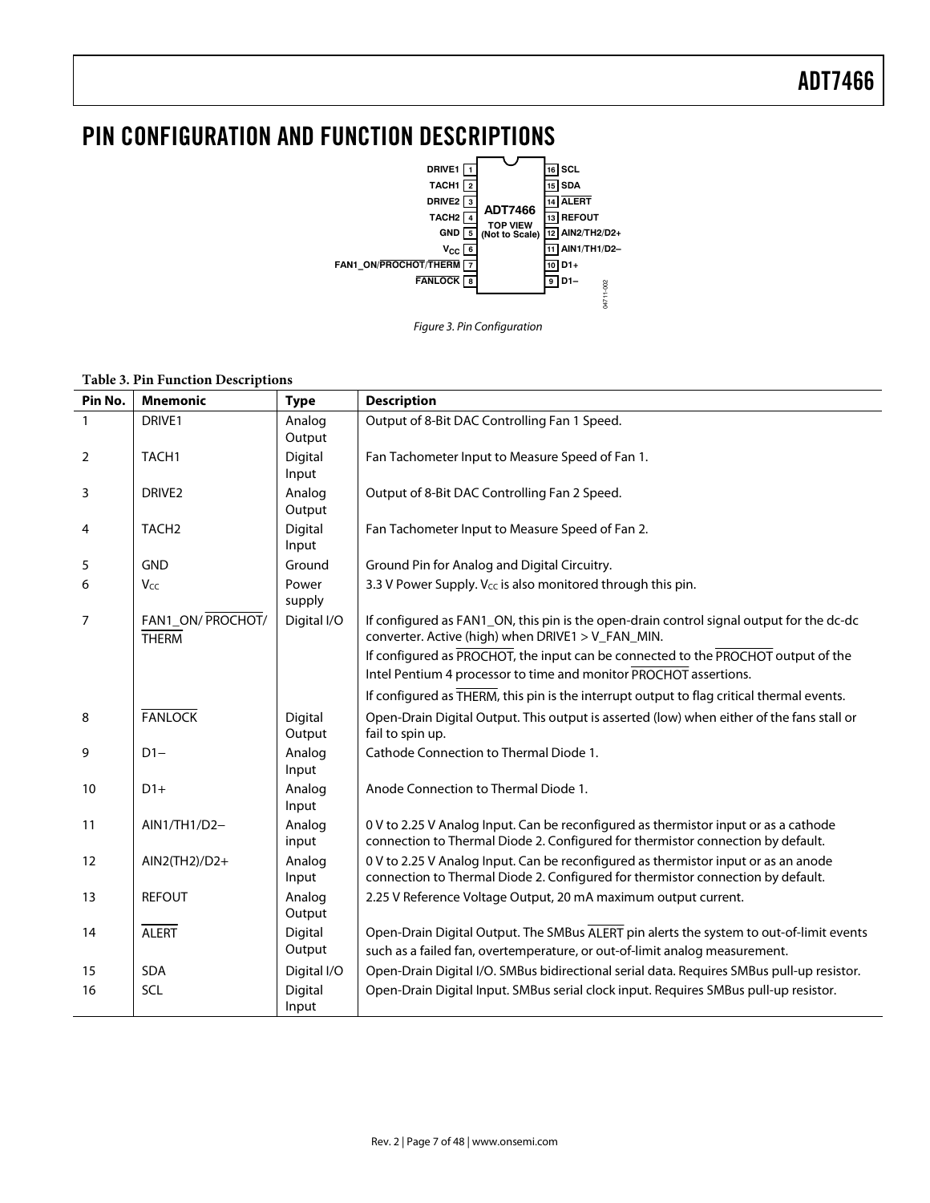# PIN CONFIGURATION AND FUNCTION DESCRIPTIONS

| | | | |
|---|---|---|---|
| DRIVE1 | 1 | 16 | SCL |
| TACH1 | 2 | 15 | SDA |
| DRIVE2 | 3 | 14 | ALERT |
| TACH2 | 4 | 13 | REFOUT |
| GND | 5 | 12 | AIN2/TH2/D2+ |
| $V_{CC}$ | 6 | 11 | AIN1/TH1/D2– |
| FAN1_ON/PROCHOT/THERM | 7 | 10 | D1+ |
| FANLOCK | 8 | 9 | D1– |

ADT7466 TOP VIEW (Not to Scale)

*Figure 3. Pin Configuration*

**Table 3. Pin Function Descriptions**

| Pin No. | Mnemonic | Type | Description |
|---|---|---|---|
| 1 | DRIVE1 | Analog Output | Output of 8-Bit DAC Controlling Fan 1 Speed. |
| 2 | TACH1 | Digital Input | Fan Tachometer Input to Measure Speed of Fan 1. |
| 3 | DRIVE2 | Analog Output | Output of 8-Bit DAC Controlling Fan 2 Speed. |
| 4 | TACH2 | Digital Input | Fan Tachometer Input to Measure Speed of Fan 2. |
| 5 | GND | Ground | Ground Pin for Analog and Digital Circuitry. |
| 6 | $V_{CC}$ | Power supply | 3.3 V Power Supply. $V_{CC}$ is also monitored through this pin. |
| 7 | FAN1_ON/ PROCHOT/ THERM | Digital I/O | If configured as FAN1_ON, this pin is the open-drain control signal output for the dc-dc converter. Active (high) when DRIVE1 > V_FAN_MIN.<br>If configured as PROCHOT, the input can be connected to the PROCHOT output of the Intel Pentium 4 processor to time and monitor PROCHOT assertions.<br>If configured as THERM, this pin is the interrupt output to flag critical thermal events. |
| 8 | FANLOCK | Digital Output | Open-Drain Digital Output. This output is asserted (low) when either of the fans stall or fail to spin up. |
| 9 | D1– | Analog Input | Cathode Connection to Thermal Diode 1. |
| 10 | D1+ | Analog Input | Anode Connection to Thermal Diode 1. |
| 11 | AIN1/TH1/D2– | Analog input | 0 V to 2.25 V Analog Input. Can be reconfigured as thermistor input or as a cathode connection to Thermal Diode 2. Configured for thermistor connection by default. |
| 12 | AIN2(TH2)/D2+ | Analog Input | 0 V to 2.25 V Analog Input. Can be reconfigured as thermistor input or as an anode connection to Thermal Diode 2. Configured for thermistor connection by default. |
| 13 | REFOUT | Analog Output | 2.25 V Reference Voltage Output, 20 mA maximum output current. |
| 14 | ALERT | Digital Output | Open-Drain Digital Output. The SMBus ALERT pin alerts the system to out-of-limit events such as a failed fan, overtemperature, or out-of-limit analog measurement. |
| 15 | SDA | Digital I/O | Open-Drain Digital I/O. SMBus bidirectional serial data. Requires SMBus pull-up resistor. |
| 16 | SCL | Digital Input | Open-Drain Digital Input. SMBus serial clock input. Requires SMBus pull-up resistor. |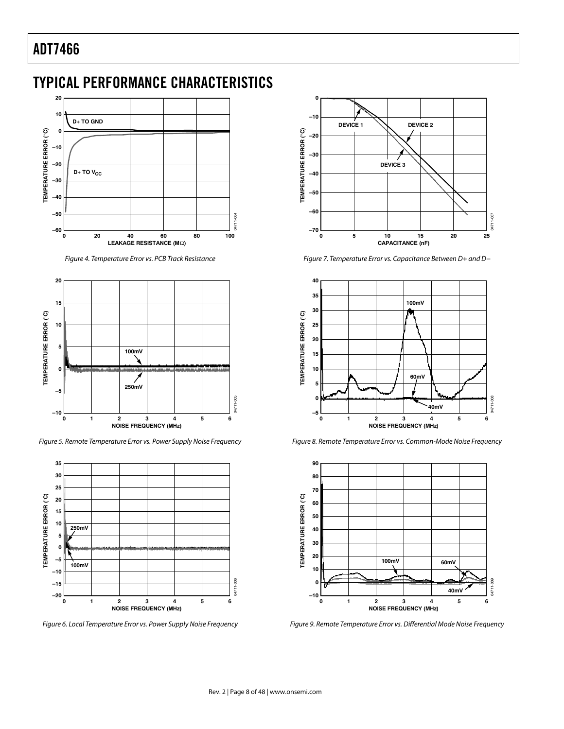# TYPICAL PERFORMANCE CHARACTERISTICS

Figure 4. Temperature Error vs. PCB Track Resistance

Figure 5. Remote Temperature Error vs. Power Supply Noise Frequency

Figure 6. Local Temperature Error vs. Power Supply Noise Frequency

Figure 7. Temperature Error vs. Capacitance Between D+ and D−

Figure 8. Remote Temperature Error vs. Common-Mode Noise Frequency

Figure 9. Remote Temperature Error vs. Differential Mode Noise Frequency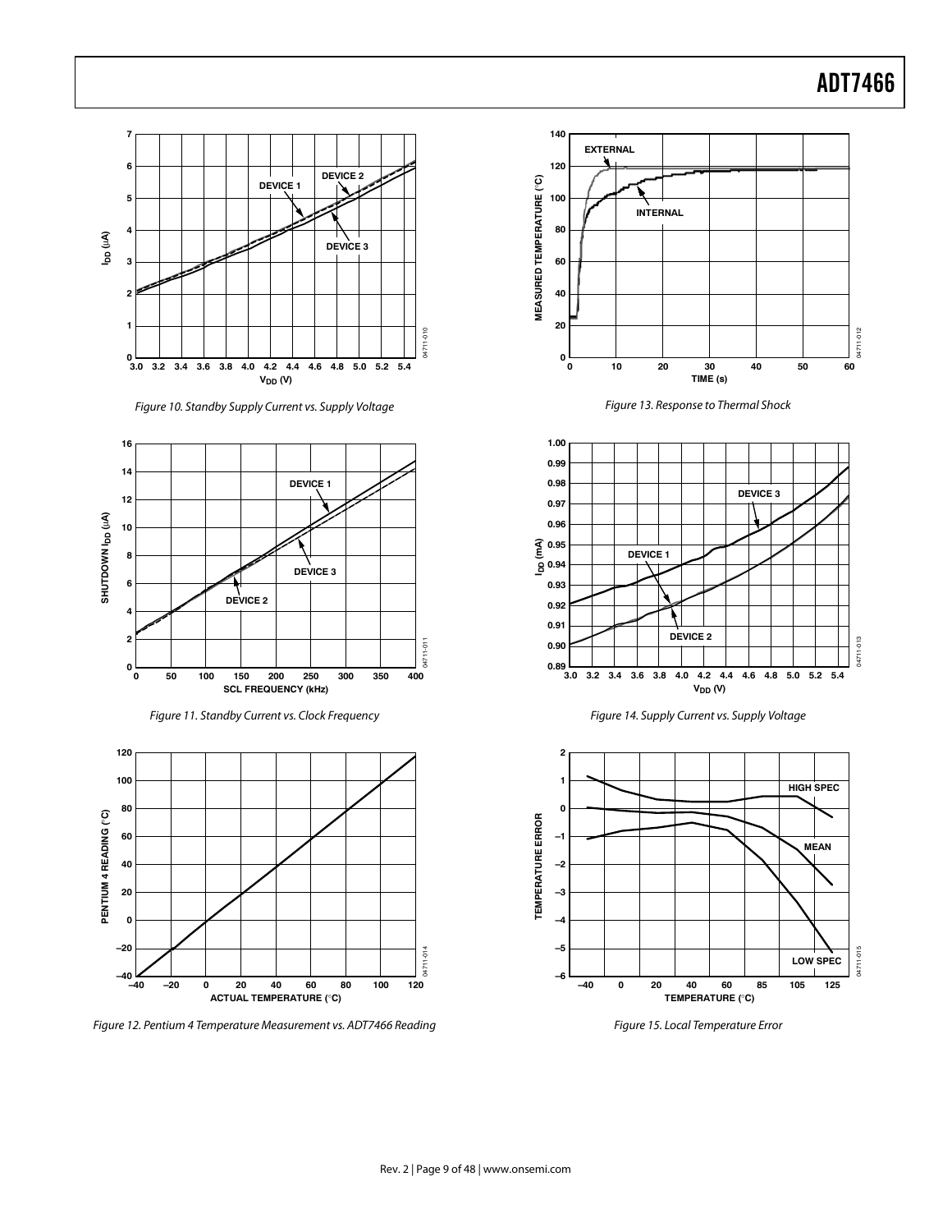Figure 10. Standby Supply Current vs. Supply Voltage

Figure 11. Standby Current vs. Clock Frequency

Figure 12. Pentium 4 Temperature Measurement vs. ADT7466 Reading

Figure 13. Response to Thermal Shock

Figure 14. Supply Current vs. Supply Voltage

Figure 15. Local Temperature Error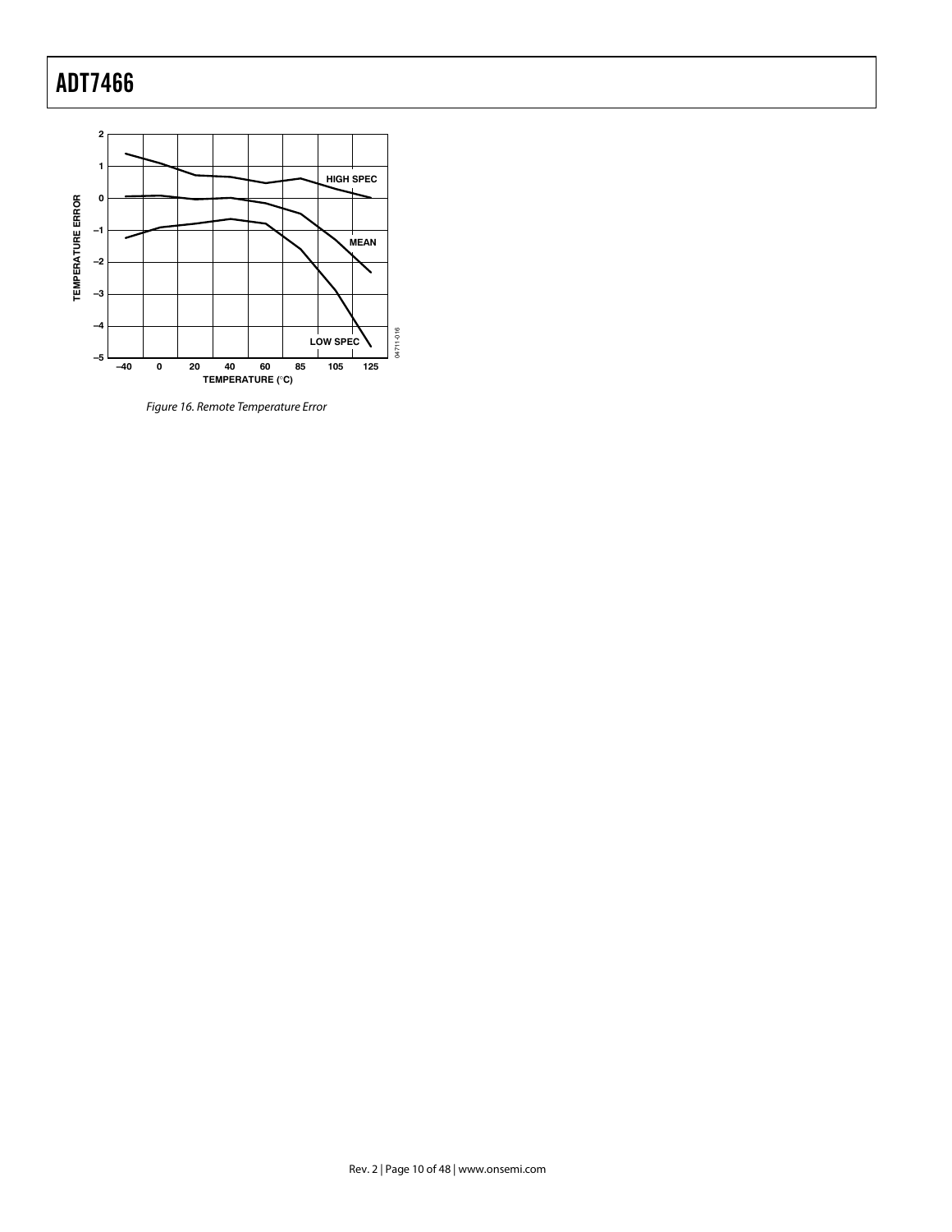Figure 16. Remote Temperature Error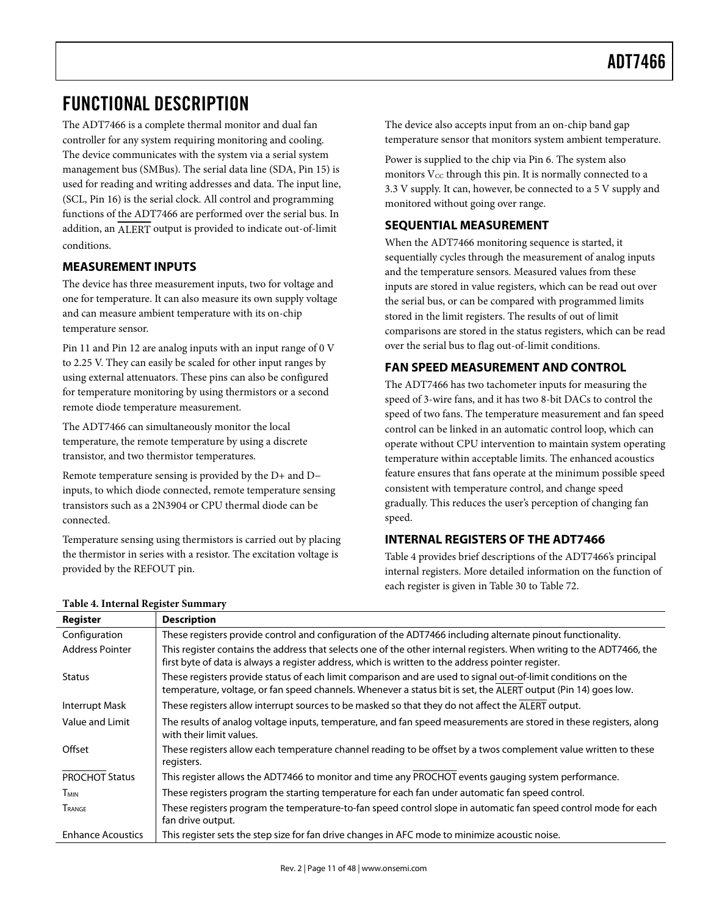# FUNCTIONAL DESCRIPTION

The ADT7466 is a complete thermal monitor and dual fan controller for any system requiring monitoring and cooling. The device communicates with the system via a serial system management bus (SMBus). The serial data line (SDA, Pin 15) is used for reading and writing addresses and data. The input line, (SCL, Pin 16) is the serial clock. All control and programming functions of the ADT7466 are performed over the serial bus. In addition, an $\overline{\text{ALERT}}$ output is provided to indicate out-of-limit conditions.

## MEASUREMENT INPUTS

The device has three measurement inputs, two for voltage and one for temperature. It can also measure its own supply voltage and can measure ambient temperature with its on-chip temperature sensor.

Pin 11 and Pin 12 are analog inputs with an input range of 0 V to 2.25 V. They can easily be scaled for other input ranges by using external attenuators. These pins can also be configured for temperature monitoring by using thermistors or a second remote diode temperature measurement.

The ADT7466 can simultaneously monitor the local temperature, the remote temperature by using a discrete transistor, and two thermistor temperatures.

Remote temperature sensing is provided by the D+ and D− inputs, to which diode connected, remote temperature sensing transistors such as a 2N3904 or CPU thermal diode can be connected.

Temperature sensing using thermistors is carried out by placing the thermistor in series with a resistor. The excitation voltage is provided by the REFOUT pin.

The device also accepts input from an on-chip band gap temperature sensor that monitors system ambient temperature.

Power is supplied to the chip via Pin 6. The system also monitors $V_{CC}$ through this pin. It is normally connected to a 3.3 V supply. It can, however, be connected to a 5 V supply and monitored without going over range.

## SEQUENTIAL MEASUREMENT

When the ADT7466 monitoring sequence is started, it sequentially cycles through the measurement of analog inputs and the temperature sensors. Measured values from these inputs are stored in value registers, which can be read out over the serial bus, or can be compared with programmed limits stored in the limit registers. The results of out of limit comparisons are stored in the status registers, which can be read over the serial bus to flag out-of-limit conditions.

## FAN SPEED MEASUREMENT AND CONTROL

The ADT7466 has two tachometer inputs for measuring the speed of 3-wire fans, and it has two 8-bit DACs to control the speed of two fans. The temperature measurement and fan speed control can be linked in an automatic control loop, which can operate without CPU intervention to maintain system operating temperature within acceptable limits. The enhanced acoustics feature ensures that fans operate at the minimum possible speed consistent with temperature control, and change speed gradually. This reduces the user's perception of changing fan speed.

## INTERNAL REGISTERS OF THE ADT7466

Table 4 provides brief descriptions of the ADT7466's principal internal registers. More detailed information on the function of each register is given in Table 30 to Table 72.

**Table 4. Internal Register Summary**

| Register | Description |
|---|---|
| Configuration | These registers provide control and configuration of the ADT7466 including alternate pinout functionality. |
| Address Pointer | This register contains the address that selects one of the other internal registers. When writing to the ADT7466, the first byte of data is always a register address, which is written to the address pointer register. |
| Status | These registers provide status of each limit comparison and are used to signal out-of-limit conditions on the temperature, voltage, or fan speed channels. Whenever a status bit is set, the $\overline{\text{ALERT}}$ output (Pin 14) goes low. |
| Interrupt Mask | These registers allow interrupt sources to be masked so that they do not affect the $\overline{\text{ALERT}}$ output. |
| Value and Limit | The results of analog voltage inputs, temperature, and fan speed measurements are stored in these registers, along with their limit values. |
| Offset | These registers allow each temperature channel reading to be offset by a twos complement value written to these registers. |
| $\overline{\text{PROCHOT}}$ Status | This register allows the ADT7466 to monitor and time any $\overline{\text{PROCHOT}}$ events gauging system performance. |
| $T_{MIN}$ | These registers program the starting temperature for each fan under automatic fan speed control. |
| $T_{RANGE}$ | These registers program the temperature-to-fan speed control slope in automatic fan speed control mode for each fan drive output. |
| Enhance Acoustics | This register sets the step size for fan drive changes in AFC mode to minimize acoustic noise. |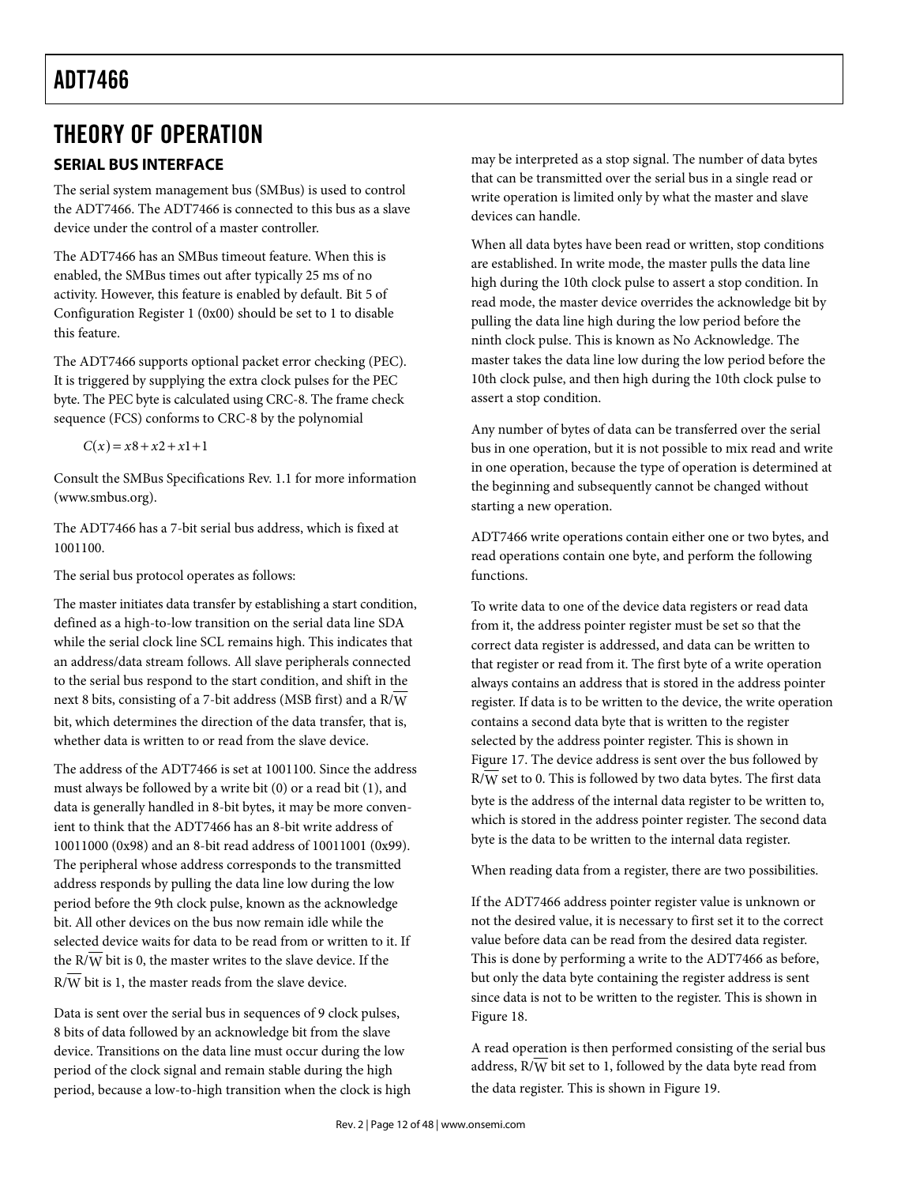# THEORY OF OPERATION

## SERIAL BUS INTERFACE

The serial system management bus (SMBus) is used to control the ADT7466. The ADT7466 is connected to this bus as a slave device under the control of a master controller.

The ADT7466 has an SMBus timeout feature. When this is enabled, the SMBus times out after typically 25 ms of no activity. However, this feature is enabled by default. Bit 5 of Configuration Register 1 (0x00) should be set to 1 to disable this feature.

The ADT7466 supports optional packet error checking (PEC). It is triggered by supplying the extra clock pulses for the PEC byte. The PEC byte is calculated using CRC-8. The frame check sequence (FCS) conforms to CRC-8 by the polynomial

$$C(x) = x8 + x2 + x1 + 1$$

Consult the SMBus Specifications Rev. 1.1 for more information (www.smbus.org).

The ADT7466 has a 7-bit serial bus address, which is fixed at 1001100.

The serial bus protocol operates as follows:

The master initiates data transfer by establishing a start condition, defined as a high-to-low transition on the serial data line SDA while the serial clock line SCL remains high. This indicates that an address/data stream follows. All slave peripherals connected to the serial bus respond to the start condition, and shift in the next 8 bits, consisting of a 7-bit address (MSB first) and a R/$\overline{\text{W}}$ bit, which determines the direction of the data transfer, that is, whether data is written to or read from the slave device.

The address of the ADT7466 is set at 1001100. Since the address must always be followed by a write bit (0) or a read bit (1), and data is generally handled in 8-bit bytes, it may be more convenient to think that the ADT7466 has an 8-bit write address of 10011000 (0x98) and an 8-bit read address of 10011001 (0x99). The peripheral whose address corresponds to the transmitted address responds by pulling the data line low during the low period before the 9th clock pulse, known as the acknowledge bit. All other devices on the bus now remain idle while the selected device waits for data to be read from or written to it. If the R/$\overline{\text{W}}$ bit is 0, the master writes to the slave device. If the R/$\overline{\text{W}}$ bit is 1, the master reads from the slave device.

Data is sent over the serial bus in sequences of 9 clock pulses, 8 bits of data followed by an acknowledge bit from the slave device. Transitions on the data line must occur during the low period of the clock signal and remain stable during the high period, because a low-to-high transition when the clock is high may be interpreted as a stop signal. The number of data bytes that can be transmitted over the serial bus in a single read or write operation is limited only by what the master and slave devices can handle.

When all data bytes have been read or written, stop conditions are established. In write mode, the master pulls the data line high during the 10th clock pulse to assert a stop condition. In read mode, the master device overrides the acknowledge bit by pulling the data line high during the low period before the ninth clock pulse. This is known as No Acknowledge. The master takes the data line low during the low period before the 10th clock pulse, and then high during the 10th clock pulse to assert a stop condition.

Any number of bytes of data can be transferred over the serial bus in one operation, but it is not possible to mix read and write in one operation, because the type of operation is determined at the beginning and subsequently cannot be changed without starting a new operation.

ADT7466 write operations contain either one or two bytes, and read operations contain one byte, and perform the following functions.

To write data to one of the device data registers or read data from it, the address pointer register must be set so that the correct data register is addressed, and data can be written to that register or read from it. The first byte of a write operation always contains an address that is stored in the address pointer register. If data is to be written to the device, the write operation contains a second data byte that is written to the register selected by the address pointer register. This is shown in Figure 17. The device address is sent over the bus followed by R/$\overline{\text{W}}$ set to 0. This is followed by two data bytes. The first data byte is the address of the internal data register to be written to, which is stored in the address pointer register. The second data byte is the data to be written to the internal data register.

When reading data from a register, there are two possibilities.

If the ADT7466 address pointer register value is unknown or not the desired value, it is necessary to first set it to the correct value before data can be read from the desired data register. This is done by performing a write to the ADT7466 as before, but only the data byte containing the register address is sent since data is not to be written to the register. This is shown in Figure 18.

A read operation is then performed consisting of the serial bus address, R/$\overline{\text{W}}$ bit set to 1, followed by the data byte read from the data register. This is shown in Figure 19.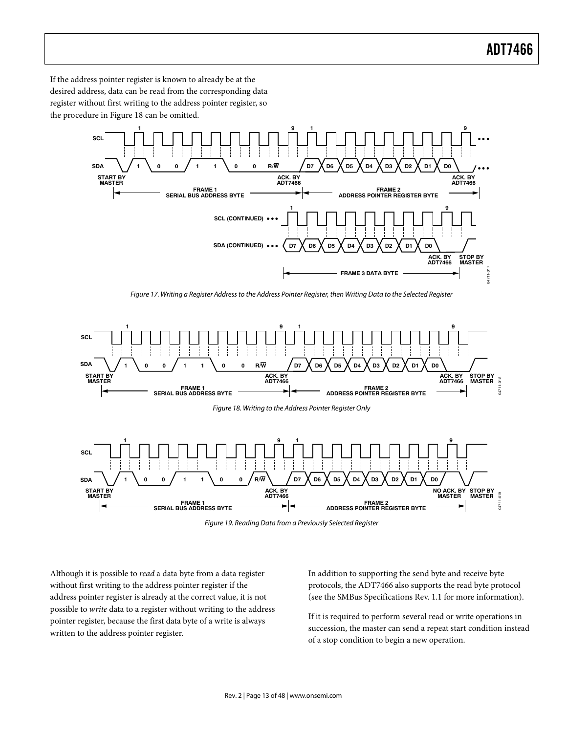If the address pointer register is known to already be at the desired address, data can be read from the corresponding data register without first writing to the address pointer register, so the procedure in Figure 18 can be omitted.

*Figure 17. Writing a Register Address to the Address Pointer Register, then Writing Data to the Selected Register*

*Figure 18. Writing to the Address Pointer Register Only*

*Figure 19. Reading Data from a Previously Selected Register*

Although it is possible to *read* a data byte from a data register without first writing to the address pointer register if the address pointer register is already at the correct value, it is not possible to *write* data to a register without writing to the address pointer register, because the first data byte of a write is always written to the address pointer register.

In addition to supporting the send byte and receive byte protocols, the ADT7466 also supports the read byte protocol (see the SMBus Specifications Rev. 1.1 for more information).

If it is required to perform several read or write operations in succession, the master can send a repeat start condition instead of a stop condition to begin a new operation.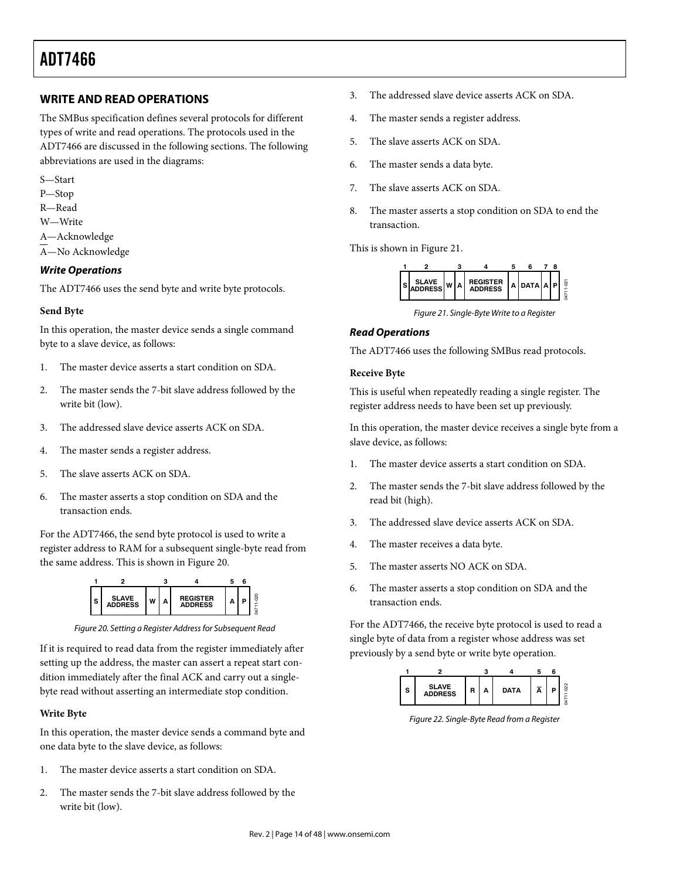## WRITE AND READ OPERATIONS

The SMBus specification defines several protocols for different types of write and read operations. The protocols used in the ADT7466 are discussed in the following sections. The following abbreviations are used in the diagrams:

S—Start
P—Stop
R—Read
W—Write
A—Acknowledge
$\overline{A}$—No Acknowledge

### *Write Operations*

The ADT7466 uses the send byte and write byte protocols.

#### Send Byte

In this operation, the master device sends a single command byte to a slave device, as follows:

1. The master device asserts a start condition on SDA.
2. The master sends the 7-bit slave address followed by the write bit (low).
3. The addressed slave device asserts ACK on SDA.
4. The master sends a register address.
5. The slave asserts ACK on SDA.
6. The master asserts a stop condition on SDA and the transaction ends.

For the ADT7466, the send byte protocol is used to write a register address to RAM for a subsequent single-byte read from the same address. This is shown in Figure 20.

| 1 | 2 | | 3 | 4 | 5 | 6 |
|---|---|---|---|---|---|---|
| S | SLAVE ADDRESS | W | A | REGISTER ADDRESS | A | P |

Figure 20. Setting a Register Address for Subsequent Read

If it is required to read data from the register immediately after setting up the address, the master can assert a repeat start condition immediately after the final ACK and carry out a single-byte read without asserting an intermediate stop condition.

#### Write Byte

In this operation, the master device sends a command byte and one data byte to the slave device, as follows:

1. The master device asserts a start condition on SDA.
2. The master sends the 7-bit slave address followed by the write bit (low).
3. The addressed slave device asserts ACK on SDA.
4. The master sends a register address.
5. The slave asserts ACK on SDA.
6. The master sends a data byte.
7. The slave asserts ACK on SDA.
8. The master asserts a stop condition on SDA to end the transaction.

This is shown in Figure 21.

| 1 | 2 | | 3 | 4 | 5 | 6 | 7 | 8 |
|---|---|---|---|---|---|---|---|---|
| S | SLAVE ADDRESS | W | A | REGISTER ADDRESS | A | DATA | A | P |

Figure 21. Single-Byte Write to a Register

### *Read Operations*

The ADT7466 uses the following SMBus read protocols.

#### Receive Byte

This is useful when repeatedly reading a single register. The register address needs to have been set up previously.

In this operation, the master device receives a single byte from a slave device, as follows:

1. The master device asserts a start condition on SDA.
2. The master sends the 7-bit slave address followed by the read bit (high).
3. The addressed slave device asserts ACK on SDA.
4. The master receives a data byte.
5. The master asserts NO ACK on SDA.
6. The master asserts a stop condition on SDA and the transaction ends.

For the ADT7466, the receive byte protocol is used to read a single byte of data from a register whose address was set previously by a send byte or write byte operation.

| 1 | 2 | | 3 | 4 | 5 | 6 |
|---|---|---|---|---|---|---|
| S | SLAVE ADDRESS | R | A | DATA | $\overline{A}$ | P |

Figure 22. Single-Byte Read from a Register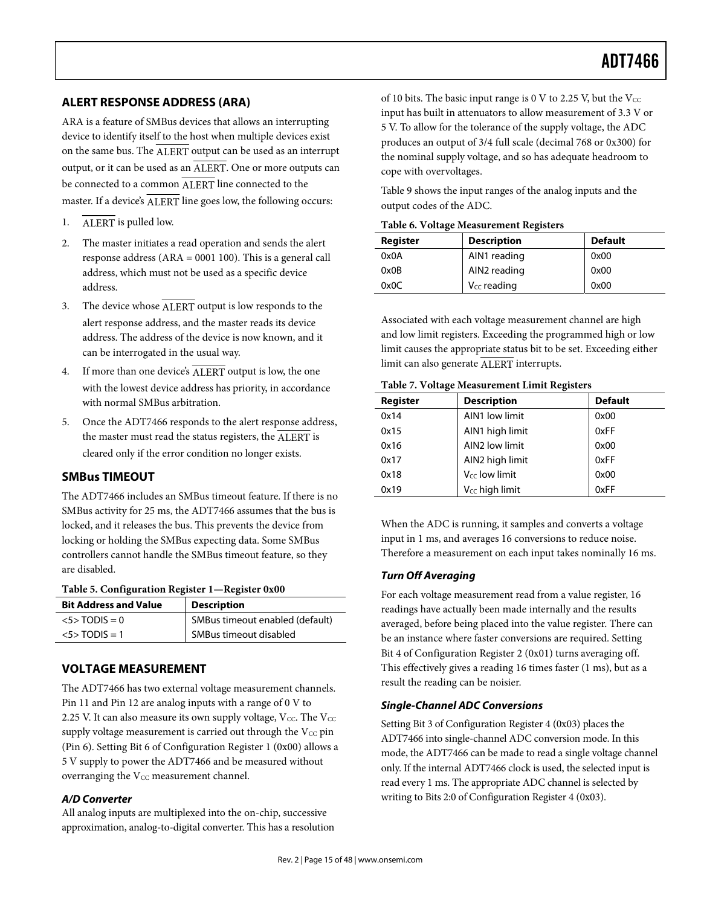## ALERT RESPONSE ADDRESS (ARA)

ARA is a feature of SMBus devices that allows an interrupting device to identify itself to the host when multiple devices exist on the same bus. The ALERT output can be used as an interrupt output, or it can be used as an ALERT. One or more outputs can be connected to a common ALERT line connected to the master. If a device's ALERT line goes low, the following occurs:

1. ALERT is pulled low.
2. The master initiates a read operation and sends the alert response address (ARA = 0001 100). This is a general call address, which must not be used as a specific device address.
3. The device whose ALERT output is low responds to the alert response address, and the master reads its device address. The address of the device is now known, and it can be interrogated in the usual way.
4. If more than one device's ALERT output is low, the one with the lowest device address has priority, in accordance with normal SMBus arbitration.
5. Once the ADT7466 responds to the alert response address, the master must read the status registers, the ALERT is cleared only if the error condition no longer exists.

## SMBus TIMEOUT

The ADT7466 includes an SMBus timeout feature. If there is no SMBus activity for 25 ms, the ADT7466 assumes that the bus is locked, and it releases the bus. This prevents the device from locking or holding the SMBus expecting data. Some SMBus controllers cannot handle the SMBus timeout feature, so they are disabled.

**Table 5. Configuration Register 1—Register 0x00**

| Bit Address and Value | Description |
|---|---|
| <5> TODIS = 0 | SMBus timeout enabled (default) |
| <5> TODIS = 1 | SMBus timeout disabled |

## VOLTAGE MEASUREMENT

The ADT7466 has two external voltage measurement channels. Pin 11 and Pin 12 are analog inputs with a range of 0 V to 2.25 V. It can also measure its own supply voltage, $V_{CC}$. The $V_{CC}$ supply voltage measurement is carried out through the $V_{CC}$ pin (Pin 6). Setting Bit 6 of Configuration Register 1 (0x00) allows a 5 V supply to power the ADT7466 and be measured without overranging the $V_{CC}$ measurement channel.

### *A/D Converter*

All analog inputs are multiplexed into the on-chip, successive approximation, analog-to-digital converter. This has a resolution of 10 bits. The basic input range is 0 V to 2.25 V, but the $V_{CC}$ input has built in attenuators to allow measurement of 3.3 V or 5 V. To allow for the tolerance of the supply voltage, the ADC produces an output of 3/4 full scale (decimal 768 or 0x300) for the nominal supply voltage, and so has adequate headroom to cope with overvoltages.

Table 9 shows the input ranges of the analog inputs and the output codes of the ADC.

**Table 6. Voltage Measurement Registers**

| Register | Description | Default |
|---|---|---|
| 0x0A | AIN1 reading | 0x00 |
| 0x0B | AIN2 reading | 0x00 |
| 0x0C | $V_{CC}$ reading | 0x00 |

Associated with each voltage measurement channel are high and low limit registers. Exceeding the programmed high or low limit causes the appropriate status bit to be set. Exceeding either limit can also generate ALERT interrupts.

**Table 7. Voltage Measurement Limit Registers**

| Register | Description | Default |
|---|---|---|
| 0x14 | AIN1 low limit | 0x00 |
| 0x15 | AIN1 high limit | 0xFF |
| 0x16 | AIN2 low limit | 0x00 |
| 0x17 | AIN2 high limit | 0xFF |
| 0x18 | $V_{CC}$ low limit | 0x00 |
| 0x19 | $V_{CC}$ high limit | 0xFF |

When the ADC is running, it samples and converts a voltage input in 1 ms, and averages 16 conversions to reduce noise. Therefore a measurement on each input takes nominally 16 ms.

### *Turn Off Averaging*

For each voltage measurement read from a value register, 16 readings have actually been made internally and the results averaged, before being placed into the value register. There can be an instance where faster conversions are required. Setting Bit 4 of Configuration Register 2 (0x01) turns averaging off. This effectively gives a reading 16 times faster (1 ms), but as a result the reading can be noisier.

### *Single-Channel ADC Conversions*

Setting Bit 3 of Configuration Register 4 (0x03) places the ADT7466 into single-channel ADC conversion mode. In this mode, the ADT7466 can be made to read a single voltage channel only. If the internal ADT7466 clock is used, the selected input is read every 1 ms. The appropriate ADC channel is selected by writing to Bits 2:0 of Configuration Register 4 (0x03).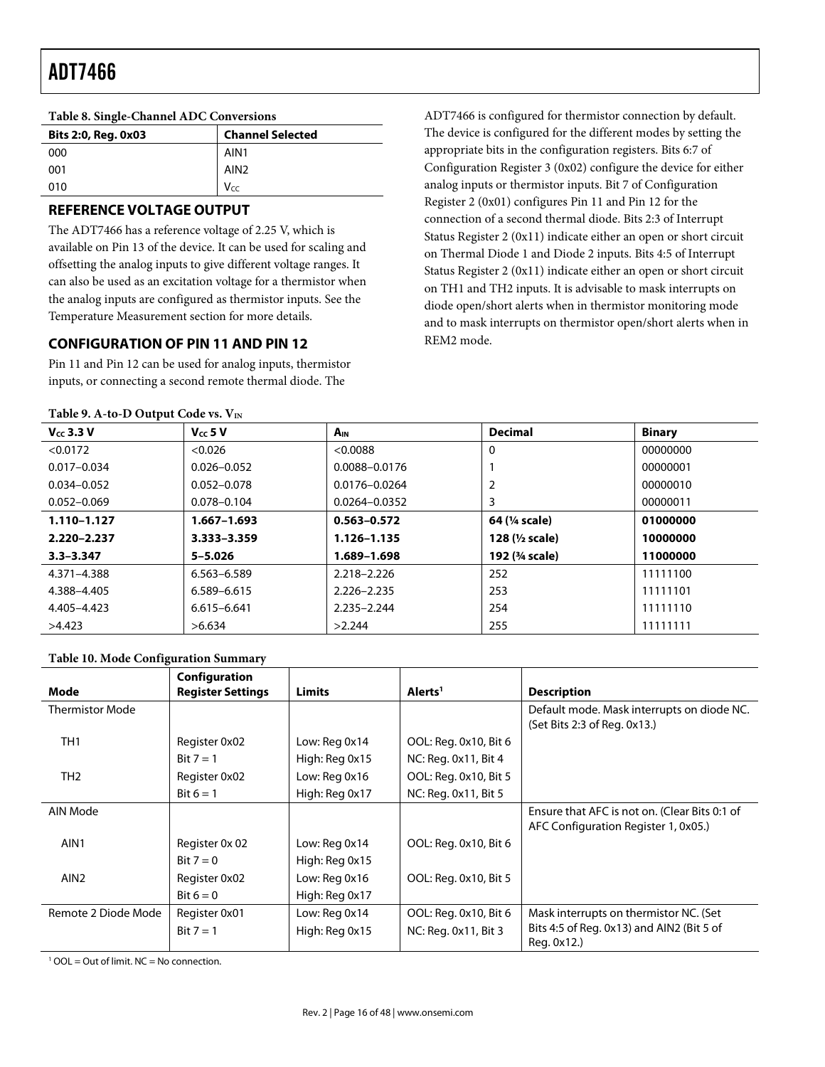**Table 8. Single-Channel ADC Conversions**

| Bits 2:0, Reg. 0x03 | Channel Selected |
|---|---|
| 000 | AIN1 |
| 001 | AIN2 |
| 010 | $V_{CC}$ |

## REFERENCE VOLTAGE OUTPUT

The ADT7466 has a reference voltage of 2.25 V, which is available on Pin 13 of the device. It can be used for scaling and offsetting the analog inputs to give different voltage ranges. It can also be used as an excitation voltage for a thermistor when the analog inputs are configured as thermistor inputs. See the Temperature Measurement section for more details.

## CONFIGURATION OF PIN 11 AND PIN 12

Pin 11 and Pin 12 can be used for analog inputs, thermistor inputs, or connecting a second remote thermal diode. The ADT7466 is configured for thermistor connection by default. The device is configured for the different modes by setting the appropriate bits in the configuration registers. Bits 6:7 of Configuration Register 3 (0x02) configure the device for either analog inputs or thermistor inputs. Bit 7 of Configuration Register 2 (0x01) configures Pin 11 and Pin 12 for the connection of a second thermal diode. Bits 2:3 of Interrupt Status Register 2 (0x11) indicate either an open or short circuit on Thermal Diode 1 and Diode 2 inputs. Bits 4:5 of Interrupt Status Register 2 (0x11) indicate either an open or short circuit on TH1 and TH2 inputs. It is advisable to mask interrupts on diode open/short alerts when in thermistor monitoring mode and to mask interrupts on thermistor open/short alerts when in REM2 mode.

**Table 9. A-to-D Output Code vs. $V_{IN}$**

| $V_{CC}$ 3.3 V | $V_{CC}$ 5 V | $A_{IN}$ | Decimal | Binary |
|---|---|---|---|---|
| <0.0172 | <0.026 | <0.0088 | 0 | 00000000 |
| 0.017–0.034 | 0.026–0.052 | 0.0088–0.0176 | 1 | 00000001 |
| 0.034–0.052 | 0.052–0.078 | 0.0176–0.0264 | 2 | 00000010 |
| 0.052–0.069 | 0.078–0.104 | 0.0264–0.0352 | 3 | 00000011 |
| **1.110–1.127** | **1.667–1.693** | **0.563–0.572** | **64 (¼ scale)** | **01000000** |
| **2.220–2.237** | **3.333–3.359** | **1.126–1.135** | **128 (½ scale)** | **10000000** |
| **3.3–3.347** | **5–5.026** | **1.689–1.698** | **192 (¾ scale)** | **11000000** |
| 4.371–4.388 | 6.563–6.589 | 2.218–2.226 | 252 | 11111100 |
| 4.388–4.405 | 6.589–6.615 | 2.226–2.235 | 253 | 11111101 |
| 4.405–4.423 | 6.615–6.641 | 2.235–2.244 | 254 | 11111110 |
| >4.423 | >6.634 | >2.244 | 255 | 11111111 |

**Table 10. Mode Configuration Summary**

| Mode | Configuration Register Settings | Limits | Alerts[1] | Description |
|---|---|---|---|---|
| Thermistor Mode | | | | Default mode. Mask interrupts on diode NC. (Set Bits 2:3 of Reg. 0x13.) |
| TH1 | Register 0x02 Bit 7 = 1 | Low: Reg 0x14 High: Reg 0x15 | OOL: Reg. 0x10, Bit 6 NC: Reg. 0x11, Bit 4 | |
| TH2 | Register 0x02 Bit 6 = 1 | Low: Reg 0x16 High: Reg 0x17 | OOL: Reg. 0x10, Bit 5 NC: Reg. 0x11, Bit 5 | |
| AIN Mode | | | | Ensure that AFC is not on. (Clear Bits 0:1 of AFC Configuration Register 1, 0x05.) |
| AIN1 | Register 0x 02 Bit 7 = 0 | Low: Reg 0x14 High: Reg 0x15 | OOL: Reg. 0x10, Bit 6 | |
| AIN2 | Register 0x02 Bit 6 = 0 | Low: Reg 0x16 High: Reg 0x17 | OOL: Reg. 0x10, Bit 5 | |
| Remote 2 Diode Mode | Register 0x01 Bit 7 = 1 | Low: Reg 0x14 High: Reg 0x15 | OOL: Reg. 0x10, Bit 6 NC: Reg. 0x11, Bit 3 | Mask interrupts on thermistor NC. (Set Bits 4:5 of Reg. 0x13) and AIN2 (Bit 5 of Reg. 0x12.) |

[1] OOL = Out of limit. NC = No connection.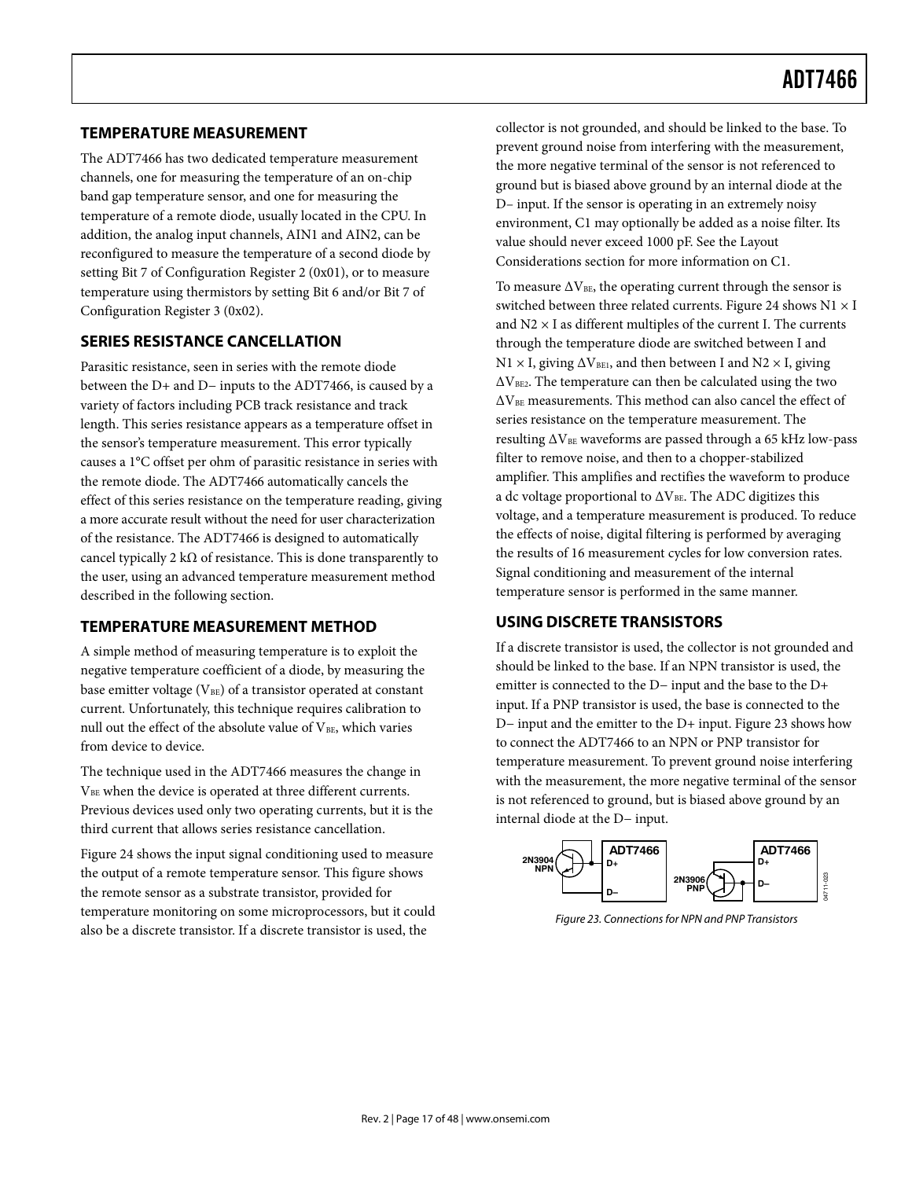## TEMPERATURE MEASUREMENT

The ADT7466 has two dedicated temperature measurement channels, one for measuring the temperature of an on-chip band gap temperature sensor, and one for measuring the temperature of a remote diode, usually located in the CPU. In addition, the analog input channels, AIN1 and AIN2, can be reconfigured to measure the temperature of a second diode by setting Bit 7 of Configuration Register 2 (0x01), or to measure temperature using thermistors by setting Bit 6 and/or Bit 7 of Configuration Register 3 (0x02).

## SERIES RESISTANCE CANCELLATION

Parasitic resistance, seen in series with the remote diode between the D+ and D− inputs to the ADT7466, is caused by a variety of factors including PCB track resistance and track length. This series resistance appears as a temperature offset in the sensor's temperature measurement. This error typically causes a 1°C offset per ohm of parasitic resistance in series with the remote diode. The ADT7466 automatically cancels the effect of this series resistance on the temperature reading, giving a more accurate result without the need for user characterization of the resistance. The ADT7466 is designed to automatically cancel typically 2 kΩ of resistance. This is done transparently to the user, using an advanced temperature measurement method described in the following section.

## TEMPERATURE MEASUREMENT METHOD

A simple method of measuring temperature is to exploit the negative temperature coefficient of a diode, by measuring the base emitter voltage ($V_{BE}$) of a transistor operated at constant current. Unfortunately, this technique requires calibration to null out the effect of the absolute value of $V_{BE}$, which varies from device to device.

The technique used in the ADT7466 measures the change in $V_{BE}$ when the device is operated at three different currents. Previous devices used only two operating currents, but it is the third current that allows series resistance cancellation.

Figure 24 shows the input signal conditioning used to measure the output of a remote temperature sensor. This figure shows the remote sensor as a substrate transistor, provided for temperature monitoring on some microprocessors, but it could also be a discrete transistor. If a discrete transistor is used, the collector is not grounded, and should be linked to the base. To prevent ground noise from interfering with the measurement, the more negative terminal of the sensor is not referenced to ground but is biased above ground by an internal diode at the D− input. If the sensor is operating in an extremely noisy environment, C1 may optionally be added as a noise filter. Its value should never exceed 1000 pF. See the Layout Considerations section for more information on C1.

To measure $\Delta V_{BE}$, the operating current through the sensor is switched between three related currents. Figure 24 shows $N1 \times I$ and $N2 \times I$ as different multiples of the current I. The currents through the temperature diode are switched between I and $N1 \times I$, giving $\Delta V_{BE1}$, and then between I and $N2 \times I$, giving $\Delta V_{BE2}$. The temperature can then be calculated using the two $\Delta V_{BE}$ measurements. This method can also cancel the effect of series resistance on the temperature measurement. The resulting $\Delta V_{BE}$ waveforms are passed through a 65 kHz low-pass filter to remove noise, and then to a chopper-stabilized amplifier. This amplifies and rectifies the waveform to produce a dc voltage proportional to $\Delta V_{BE}$. The ADC digitizes this voltage, and a temperature measurement is produced. To reduce the effects of noise, digital filtering is performed by averaging the results of 16 measurement cycles for low conversion rates. Signal conditioning and measurement of the internal temperature sensor is performed in the same manner.

## USING DISCRETE TRANSISTORS

If a discrete transistor is used, the collector is not grounded and should be linked to the base. If an NPN transistor is used, the emitter is connected to the D− input and the base to the D+ input. If a PNP transistor is used, the base is connected to the D− input and the emitter to the D+ input. Figure 23 shows how to connect the ADT7466 to an NPN or PNP transistor for temperature measurement. To prevent ground noise interfering with the measurement, the more negative terminal of the sensor is not referenced to ground, but is biased above ground by an internal diode at the D− input.

2N3904 NPN — ADT7466 D+ / D−    2N3906 PNP — ADT7466 D+ / D−

*Figure 23. Connections for NPN and PNP Transistors*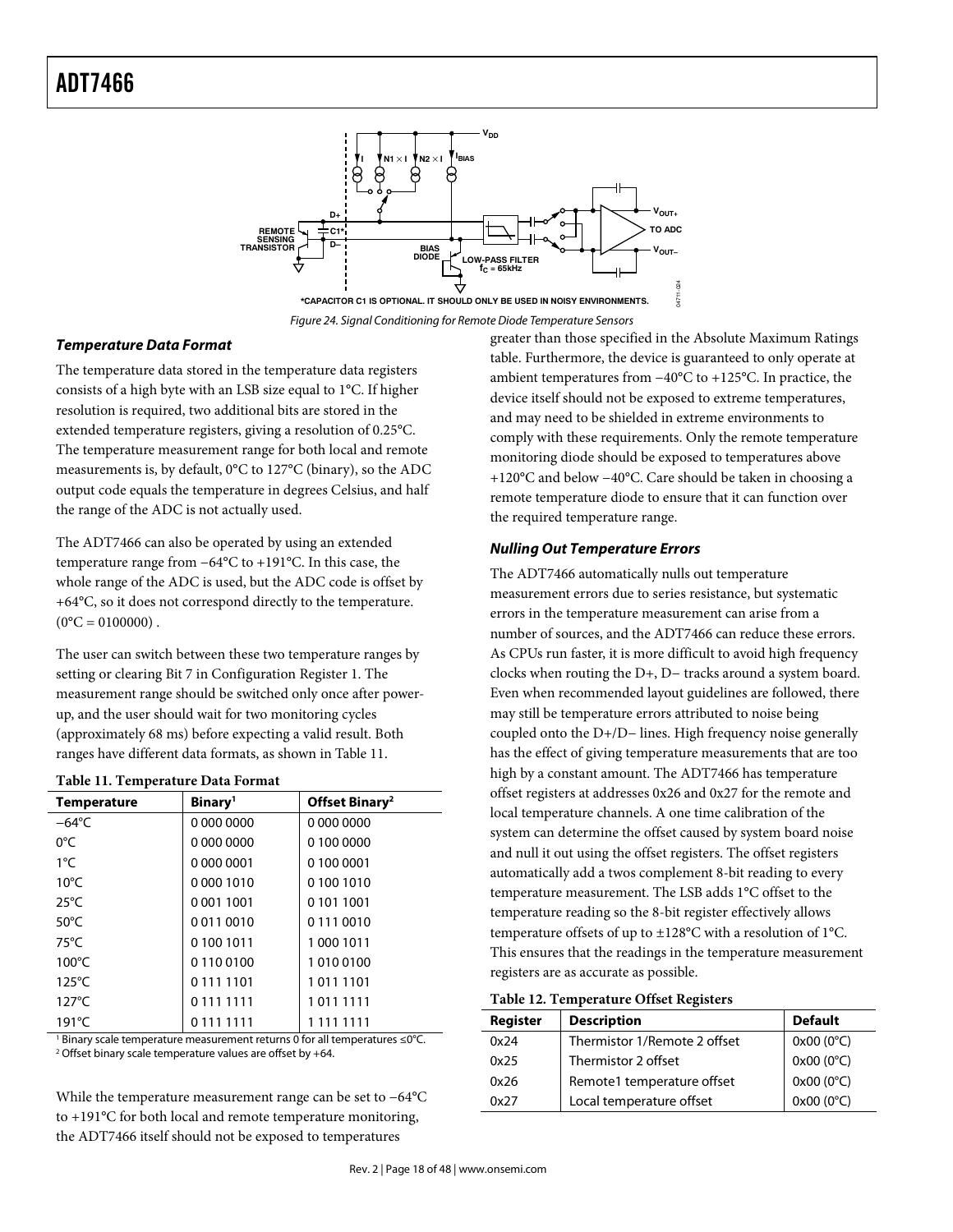*CAPACITOR C1 IS OPTIONAL. IT SHOULD ONLY BE USED IN NOISY ENVIRONMENTS.

*Figure 24. Signal Conditioning for Remote Diode Temperature Sensors*

### *Temperature Data Format*

The temperature data stored in the temperature data registers consists of a high byte with an LSB size equal to 1°C. If higher resolution is required, two additional bits are stored in the extended temperature registers, giving a resolution of 0.25°C. The temperature measurement range for both local and remote measurements is, by default, 0°C to 127°C (binary), so the ADC output code equals the temperature in degrees Celsius, and half the range of the ADC is not actually used.

The ADT7466 can also be operated by using an extended temperature range from −64°C to +191°C. In this case, the whole range of the ADC is used, but the ADC code is offset by +64°C, so it does not correspond directly to the temperature. (0°C = 0100000) .

The user can switch between these two temperature ranges by setting or clearing Bit 7 in Configuration Register 1. The measurement range should be switched only once after power-up, and the user should wait for two monitoring cycles (approximately 68 ms) before expecting a valid result. Both ranges have different data formats, as shown in Table 11.

**Table 11. Temperature Data Format**

| Temperature | Binary[1] | Offset Binary[2] |
|---|---|---|
| −64°C | 0 000 0000 | 0 000 0000 |
| 0°C | 0 000 0000 | 0 100 0000 |
| 1°C | 0 000 0001 | 0 100 0001 |
| 10°C | 0 000 1010 | 0 100 1010 |
| 25°C | 0 001 1001 | 0 101 1001 |
| 50°C | 0 011 0010 | 0 111 0010 |
| 75°C | 0 100 1011 | 1 000 1011 |
| 100°C | 0 110 0100 | 1 010 0100 |
| 125°C | 0 111 1101 | 1 011 1101 |
| 127°C | 0 111 1111 | 1 011 1111 |
| 191°C | 0 111 1111 | 1 111 1111 |

[1] Binary scale temperature measurement returns 0 for all temperatures ≤0°C.
[2] Offset binary scale temperature values are offset by +64.

While the temperature measurement range can be set to −64°C to +191°C for both local and remote temperature monitoring, the ADT7466 itself should not be exposed to temperatures greater than those specified in the Absolute Maximum Ratings table. Furthermore, the device is guaranteed to only operate at ambient temperatures from −40°C to +125°C. In practice, the device itself should not be exposed to extreme temperatures, and may need to be shielded in extreme environments to comply with these requirements. Only the remote temperature monitoring diode should be exposed to temperatures above +120°C and below −40°C. Care should be taken in choosing a remote temperature diode to ensure that it can function over the required temperature range.

### *Nulling Out Temperature Errors*

The ADT7466 automatically nulls out temperature measurement errors due to series resistance, but systematic errors in the temperature measurement can arise from a number of sources, and the ADT7466 can reduce these errors. As CPUs run faster, it is more difficult to avoid high frequency clocks when routing the D+, D− tracks around a system board. Even when recommended layout guidelines are followed, there may still be temperature errors attributed to noise being coupled onto the D+/D− lines. High frequency noise generally has the effect of giving temperature measurements that are too high by a constant amount. The ADT7466 has temperature offset registers at addresses 0x26 and 0x27 for the remote and local temperature channels. A one time calibration of the system can determine the offset caused by system board noise and null it out using the offset registers. The offset registers automatically add a twos complement 8-bit reading to every temperature measurement. The LSB adds 1°C offset to the temperature reading so the 8-bit register effectively allows temperature offsets of up to ±128°C with a resolution of 1°C. This ensures that the readings in the temperature measurement registers are as accurate as possible.

**Table 12. Temperature Offset Registers**

| Register | Description | Default |
|---|---|---|
| 0x24 | Thermistor 1/Remote 2 offset | 0x00 (0°C) |
| 0x25 | Thermistor 2 offset | 0x00 (0°C) |
| 0x26 | Remote1 temperature offset | 0x00 (0°C) |
| 0x27 | Local temperature offset | 0x00 (0°C) |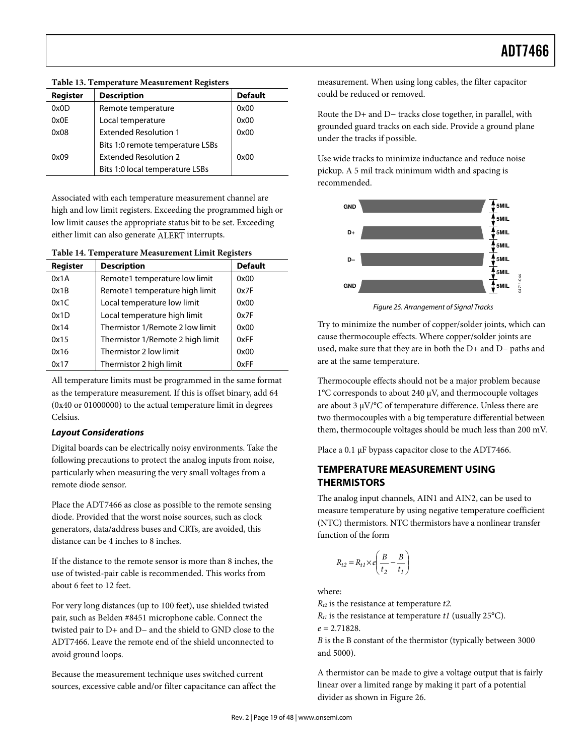**Table 13. Temperature Measurement Registers**

| Register | Description | Default |
|---|---|---|
| 0x0D | Remote temperature | 0x00 |
| 0x0E | Local temperature | 0x00 |
| 0x08 | Extended Resolution 1 | 0x00 |
| | Bits 1:0 remote temperature LSBs | |
| 0x09 | Extended Resolution 2 | 0x00 |
| | Bits 1:0 local temperature LSBs | |

Associated with each temperature measurement channel are high and low limit registers. Exceeding the programmed high or low limit causes the appropriate status bit to be set. Exceeding either limit can also generate $\overline{\text{ALERT}}$ interrupts.

**Table 14. Temperature Measurement Limit Registers**

| Register | Description | Default |
|---|---|---|
| 0x1A | Remote1 temperature low limit | 0x00 |
| 0x1B | Remote1 temperature high limit | 0x7F |
| 0x1C | Local temperature low limit | 0x00 |
| 0x1D | Local temperature high limit | 0x7F |
| 0x14 | Thermistor 1/Remote 2 low limit | 0x00 |
| 0x15 | Thermistor 1/Remote 2 high limit | 0xFF |
| 0x16 | Thermistor 2 low limit | 0x00 |
| 0x17 | Thermistor 2 high limit | 0xFF |

All temperature limits must be programmed in the same format as the temperature measurement. If this is offset binary, add 64 (0x40 or 01000000) to the actual temperature limit in degrees Celsius.

### *Layout Considerations*

Digital boards can be electrically noisy environments. Take the following precautions to protect the analog inputs from noise, particularly when measuring the very small voltages from a remote diode sensor.

Place the ADT7466 as close as possible to the remote sensing diode. Provided that the worst noise sources, such as clock generators, data/address buses and CRTs, are avoided, this distance can be 4 inches to 8 inches.

If the distance to the remote sensor is more than 8 inches, the use of twisted-pair cable is recommended. This works from about 6 feet to 12 feet.

For very long distances (up to 100 feet), use shielded twisted pair, such as Belden #8451 microphone cable. Connect the twisted pair to D+ and D− and the shield to GND close to the ADT7466. Leave the remote end of the shield unconnected to avoid ground loops.

Because the measurement technique uses switched current sources, excessive cable and/or filter capacitance can affect the measurement. When using long cables, the filter capacitor could be reduced or removed.

Route the D+ and D− tracks close together, in parallel, with grounded guard tracks on each side. Provide a ground plane under the tracks if possible.

Use wide tracks to minimize inductance and reduce noise pickup. A 5 mil track minimum width and spacing is recommended.

*Figure 25. Arrangement of Signal Tracks*

Try to minimize the number of copper/solder joints, which can cause thermocouple effects. Where copper/solder joints are used, make sure that they are in both the D+ and D− paths and are at the same temperature.

Thermocouple effects should not be a major problem because 1°C corresponds to about 240 μV, and thermocouple voltages are about 3 μV/°C of temperature difference. Unless there are two thermocouples with a big temperature differential between them, thermocouple voltages should be much less than 200 mV.

Place a 0.1 μF bypass capacitor close to the ADT7466.

## TEMPERATURE MEASUREMENT USING THERMISTORS

The analog input channels, AIN1 and AIN2, can be used to measure temperature by using negative temperature coefficient (NTC) thermistors. NTC thermistors have a nonlinear transfer function of the form

$$R_{t2} = R_{t1} \times e\left(\frac{B}{t_2} - \frac{B}{t_1}\right)$$

where:

$R_{t2}$ is the resistance at temperature *t2*.
$R_{t1}$ is the resistance at temperature *t1* (usually 25°C).
$e$ = 2.71828.
$B$ is the B constant of the thermistor (typically between 3000 and 5000).

A thermistor can be made to give a voltage output that is fairly linear over a limited range by making it part of a potential divider as shown in Figure 26.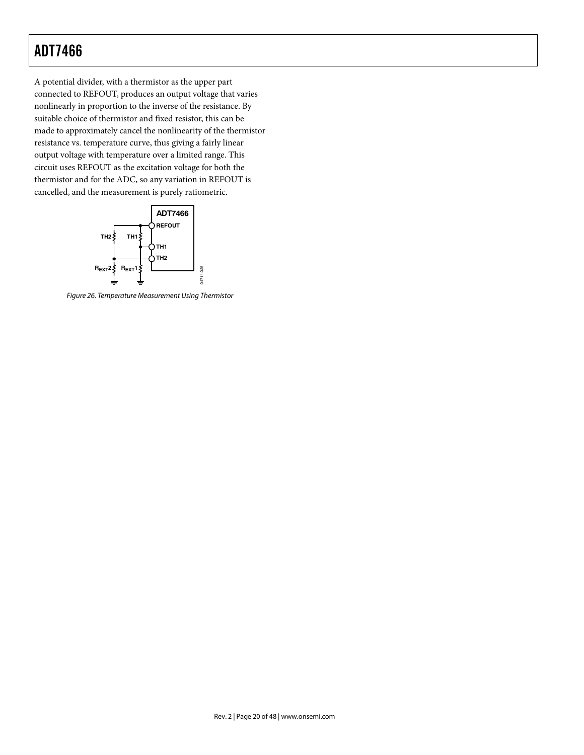A potential divider, with a thermistor as the upper part connected to REFOUT, produces an output voltage that varies nonlinearly in proportion to the inverse of the resistance. By suitable choice of thermistor and fixed resistor, this can be made to approximately cancel the nonlinearity of the thermistor resistance vs. temperature curve, thus giving a fairly linear output voltage with temperature over a limited range. This circuit uses REFOUT as the excitation voltage for both the thermistor and for the ADC, so any variation in REFOUT is cancelled, and the measurement is purely ratiometric.

*Figure 26. Temperature Measurement Using Thermistor*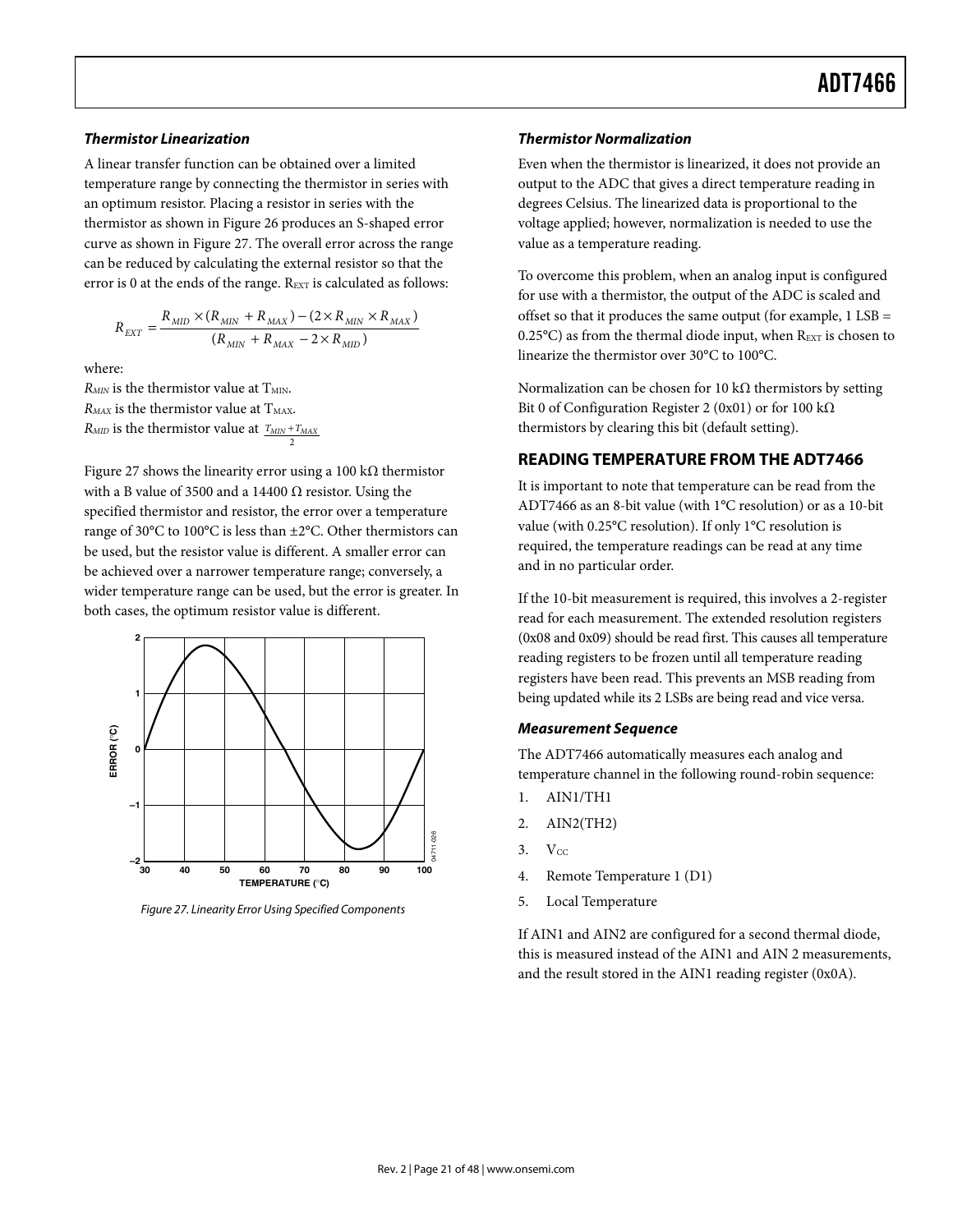### *Thermistor Linearization*

A linear transfer function can be obtained over a limited temperature range by connecting the thermistor in series with an optimum resistor. Placing a resistor in series with the thermistor as shown in Figure 26 produces an S-shaped error curve as shown in Figure 27. The overall error across the range can be reduced by calculating the external resistor so that the error is 0 at the ends of the range. $R_{EXT}$ is calculated as follows:

$$R_{EXT} = \frac{R_{MID} \times (R_{MIN} + R_{MAX}) - (2 \times R_{MIN} \times R_{MAX})}{(R_{MIN} + R_{MAX} - 2 \times R_{MID})}$$

where:

$R_{MIN}$ is the thermistor value at $T_{MIN}$.
$R_{MAX}$ is the thermistor value at $T_{MAX}$.
$R_{MID}$ is the thermistor value at $\frac{T_{MIN} + T_{MAX}}{2}$

Figure 27 shows the linearity error using a 100 kΩ thermistor with a B value of 3500 and a 14400 Ω resistor. Using the specified thermistor and resistor, the error over a temperature range of 30°C to 100°C is less than ±2°C. Other thermistors can be used, but the resistor value is different. A smaller error can be achieved over a narrower temperature range; conversely, a wider temperature range can be used, but the error is greater. In both cases, the optimum resistor value is different.

*Figure 27. Linearity Error Using Specified Components*

### *Thermistor Normalization*

Even when the thermistor is linearized, it does not provide an output to the ADC that gives a direct temperature reading in degrees Celsius. The linearized data is proportional to the voltage applied; however, normalization is needed to use the value as a temperature reading.

To overcome this problem, when an analog input is configured for use with a thermistor, the output of the ADC is scaled and offset so that it produces the same output (for example, 1 LSB = 0.25°C) as from the thermal diode input, when $R_{EXT}$ is chosen to linearize the thermistor over 30°C to 100°C.

Normalization can be chosen for 10 kΩ thermistors by setting Bit 0 of Configuration Register 2 (0x01) or for 100 kΩ thermistors by clearing this bit (default setting).

## READING TEMPERATURE FROM THE ADT7466

It is important to note that temperature can be read from the ADT7466 as an 8-bit value (with 1°C resolution) or as a 10-bit value (with 0.25°C resolution). If only 1°C resolution is required, the temperature readings can be read at any time and in no particular order.

If the 10-bit measurement is required, this involves a 2-register read for each measurement. The extended resolution registers (0x08 and 0x09) should be read first. This causes all temperature reading registers to be frozen until all temperature reading registers have been read. This prevents an MSB reading from being updated while its 2 LSBs are being read and vice versa.

### *Measurement Sequence*

The ADT7466 automatically measures each analog and temperature channel in the following round-robin sequence:

1. AIN1/TH1
2. AIN2(TH2)
3. $V_{CC}$
4. Remote Temperature 1 (D1)
5. Local Temperature

If AIN1 and AIN2 are configured for a second thermal diode, this is measured instead of the AIN1 and AIN 2 measurements, and the result stored in the AIN1 reading register (0x0A).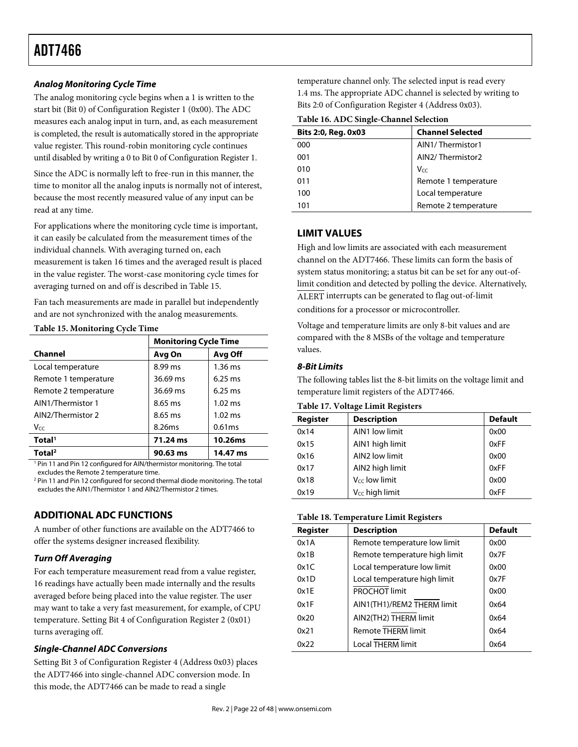### Analog Monitoring Cycle Time

The analog monitoring cycle begins when a 1 is written to the start bit (Bit 0) of Configuration Register 1 (0x00). The ADC measures each analog input in turn, and, as each measurement is completed, the result is automatically stored in the appropriate value register. This round-robin monitoring cycle continues until disabled by writing a 0 to Bit 0 of Configuration Register 1.

Since the ADC is normally left to free-run in this manner, the time to monitor all the analog inputs is normally not of interest, because the most recently measured value of any input can be read at any time.

For applications where the monitoring cycle time is important, it can easily be calculated from the measurement times of the individual channels. With averaging turned on, each measurement is taken 16 times and the averaged result is placed in the value register. The worst-case monitoring cycle times for averaging turned on and off is described in Table 15.

Fan tach measurements are made in parallel but independently and are not synchronized with the analog measurements.

**Table 15. Monitoring Cycle Time**

| | Monitoring Cycle Time | |
|---|---|---|
| **Channel** | **Avg On** | **Avg Off** |
| Local temperature | 8.99 ms | 1.36 ms |
| Remote 1 temperature | 36.69 ms | 6.25 ms |
| Remote 2 temperature | 36.69 ms | 6.25 ms |
| AIN1/Thermistor 1 | 8.65 ms | 1.02 ms |
| AIN2/Thermistor 2 | 8.65 ms | 1.02 ms |
| $V_{CC}$ | 8.26ms | 0.61ms |
| **Total[1]** | **71.24 ms** | **10.26ms** |
| **Total[2]** | **90.63 ms** | **14.47 ms** |

[1] Pin 11 and Pin 12 configured for AIN/thermistor monitoring. The total excludes the Remote 2 temperature time.
[2] Pin 11 and Pin 12 configured for second thermal diode monitoring. The total excludes the AIN1/Thermistor 1 and AIN2/Thermistor 2 times.

## ADDITIONAL ADC FUNCTIONS

A number of other functions are available on the ADT7466 to offer the systems designer increased flexibility.

### Turn Off Averaging

For each temperature measurement read from a value register, 16 readings have actually been made internally and the results averaged before being placed into the value register. The user may want to take a very fast measurement, for example, of CPU temperature. Setting Bit 4 of Configuration Register 2 (0x01) turns averaging off.

### Single-Channel ADC Conversions

Setting Bit 3 of Configuration Register 4 (Address 0x03) places the ADT7466 into single-channel ADC conversion mode. In this mode, the ADT7466 can be made to read a single temperature channel only. The selected input is read every 1.4 ms. The appropriate ADC channel is selected by writing to Bits 2:0 of Configuration Register 4 (Address 0x03).

**Table 16. ADC Single-Channel Selection**

| Bits 2:0, Reg. 0x03 | Channel Selected |
|---|---|
| 000 | AIN1/ Thermistor1 |
| 001 | AIN2/ Thermistor2 |
| 010 | $V_{CC}$ |
| 011 | Remote 1 temperature |
| 100 | Local temperature |
| 101 | Remote 2 temperature |

## LIMIT VALUES

High and low limits are associated with each measurement channel on the ADT7466. These limits can form the basis of system status monitoring; a status bit can be set for any out-of-limit condition and detected by polling the device. Alternatively, $\overline{\text{ALERT}}$ interrupts can be generated to flag out-of-limit conditions for a processor or microcontroller.

Voltage and temperature limits are only 8-bit values and are compared with the 8 MSBs of the voltage and temperature values.

### 8-Bit Limits

The following tables list the 8-bit limits on the voltage limit and temperature limit registers of the ADT7466.

**Table 17. Voltage Limit Registers**

| Register | Description | Default |
|---|---|---|
| 0x14 | AIN1 low limit | 0x00 |
| 0x15 | AIN1 high limit | 0xFF |
| 0x16 | AIN2 low limit | 0x00 |
| 0x17 | AIN2 high limit | 0xFF |
| 0x18 | $V_{CC}$ low limit | 0x00 |
| 0x19 | $V_{CC}$ high limit | 0xFF |

**Table 18. Temperature Limit Registers**

| Register | Description | Default |
|---|---|---|
| 0x1A | Remote temperature low limit | 0x00 |
| 0x1B | Remote temperature high limit | 0x7F |
| 0x1C | Local temperature low limit | 0x00 |
| 0x1D | Local temperature high limit | 0x7F |
| 0x1E | $\overline{\text{PROCHOT}}$ limit | 0x00 |
| 0x1F | AIN1(TH1)/REM2 $\overline{\text{THERM}}$ limit | 0x64 |
| 0x20 | AIN2(TH2) $\overline{\text{THERM}}$ limit | 0x64 |
| 0x21 | Remote $\overline{\text{THERM}}$ limit | 0x64 |
| 0x22 | Local $\overline{\text{THERM}}$ limit | 0x64 |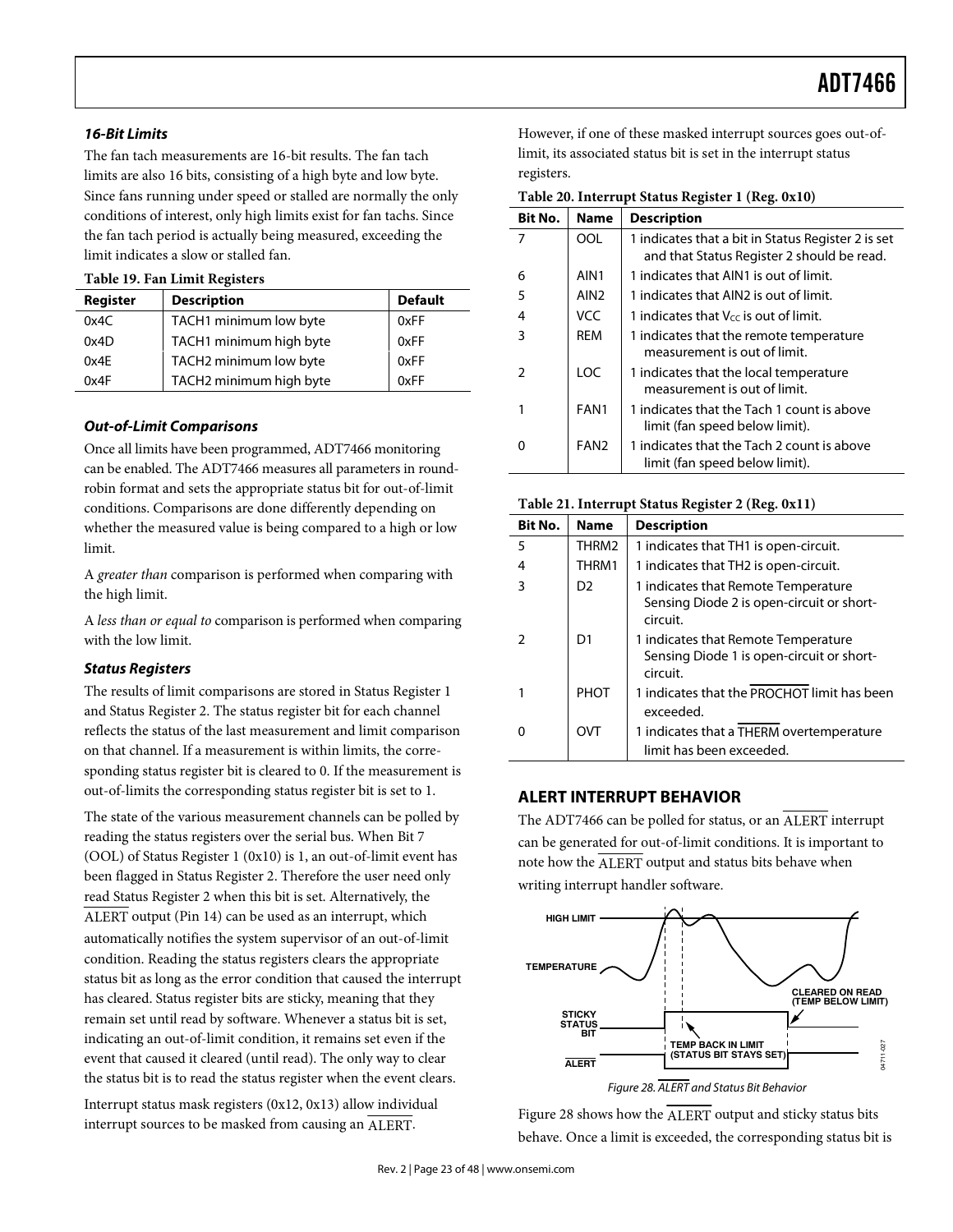### *16-Bit Limits*

The fan tach measurements are 16-bit results. The fan tach limits are also 16 bits, consisting of a high byte and low byte. Since fans running under speed or stalled are normally the only conditions of interest, only high limits exist for fan tachs. Since the fan tach period is actually being measured, exceeding the limit indicates a slow or stalled fan.

**Table 19. Fan Limit Registers**

| Register | Description | Default |
|---|---|---|
| 0x4C | TACH1 minimum low byte | 0xFF |
| 0x4D | TACH1 minimum high byte | 0xFF |
| 0x4E | TACH2 minimum low byte | 0xFF |
| 0x4F | TACH2 minimum high byte | 0xFF |

### *Out-of-Limit Comparisons*

Once all limits have been programmed, ADT7466 monitoring can be enabled. The ADT7466 measures all parameters in round-robin format and sets the appropriate status bit for out-of-limit conditions. Comparisons are done differently depending on whether the measured value is being compared to a high or low limit.

A *greater than* comparison is performed when comparing with the high limit.

A *less than or equal to* comparison is performed when comparing with the low limit.

### *Status Registers*

The results of limit comparisons are stored in Status Register 1 and Status Register 2. The status register bit for each channel reflects the status of the last measurement and limit comparison on that channel. If a measurement is within limits, the corresponding status register bit is cleared to 0. If the measurement is out-of-limits the corresponding status register bit is set to 1.

The state of the various measurement channels can be polled by reading the status registers over the serial bus. When Bit 7 (OOL) of Status Register 1 (0x10) is 1, an out-of-limit event has been flagged in Status Register 2. Therefore the user need only read Status Register 2 when this bit is set. Alternatively, the ALERT output (Pin 14) can be used as an interrupt, which automatically notifies the system supervisor of an out-of-limit condition. Reading the status registers clears the appropriate status bit as long as the error condition that caused the interrupt has cleared. Status register bits are sticky, meaning that they remain set until read by software. Whenever a status bit is set, indicating an out-of-limit condition, it remains set even if the event that caused it cleared (until read). The only way to clear the status bit is to read the status register when the event clears.

Interrupt status mask registers (0x12, 0x13) allow individual interrupt sources to be masked from causing an ALERT. However, if one of these masked interrupt sources goes out-of-limit, its associated status bit is set in the interrupt status registers.

**Table 20. Interrupt Status Register 1 (Reg. 0x10)**

| Bit No. | Name | Description |
|---|---|---|
| 7 | OOL | 1 indicates that a bit in Status Register 2 is set and that Status Register 2 should be read. |
| 6 | AIN1 | 1 indicates that AIN1 is out of limit. |
| 5 | AIN2 | 1 indicates that AIN2 is out of limit. |
| 4 | VCC | 1 indicates that $V_{CC}$ is out of limit. |
| 3 | REM | 1 indicates that the remote temperature measurement is out of limit. |
| 2 | LOC | 1 indicates that the local temperature measurement is out of limit. |
| 1 | FAN1 | 1 indicates that the Tach 1 count is above limit (fan speed below limit). |
| 0 | FAN2 | 1 indicates that the Tach 2 count is above limit (fan speed below limit). |

**Table 21. Interrupt Status Register 2 (Reg. 0x11)**

| Bit No. | Name | Description |
|---|---|---|
| 5 | THRM2 | 1 indicates that TH1 is open-circuit. |
| 4 | THRM1 | 1 indicates that TH2 is open-circuit. |
| 3 | D2 | 1 indicates that Remote Temperature Sensing Diode 2 is open-circuit or short-circuit. |
| 2 | D1 | 1 indicates that Remote Temperature Sensing Diode 1 is open-circuit or short-circuit. |
| 1 | PHOT | 1 indicates that the PROCHOT limit has been exceeded. |
| 0 | OVT | 1 indicates that a THERM overtemperature limit has been exceeded. |

## ALERT INTERRUPT BEHAVIOR

The ADT7466 can be polled for status, or an ALERT interrupt can be generated for out-of-limit conditions. It is important to note how the ALERT output and status bits behave when writing interrupt handler software.

*Figure 28. ALERT and Status Bit Behavior*

Figure 28 shows how the ALERT output and sticky status bits behave. Once a limit is exceeded, the corresponding status bit is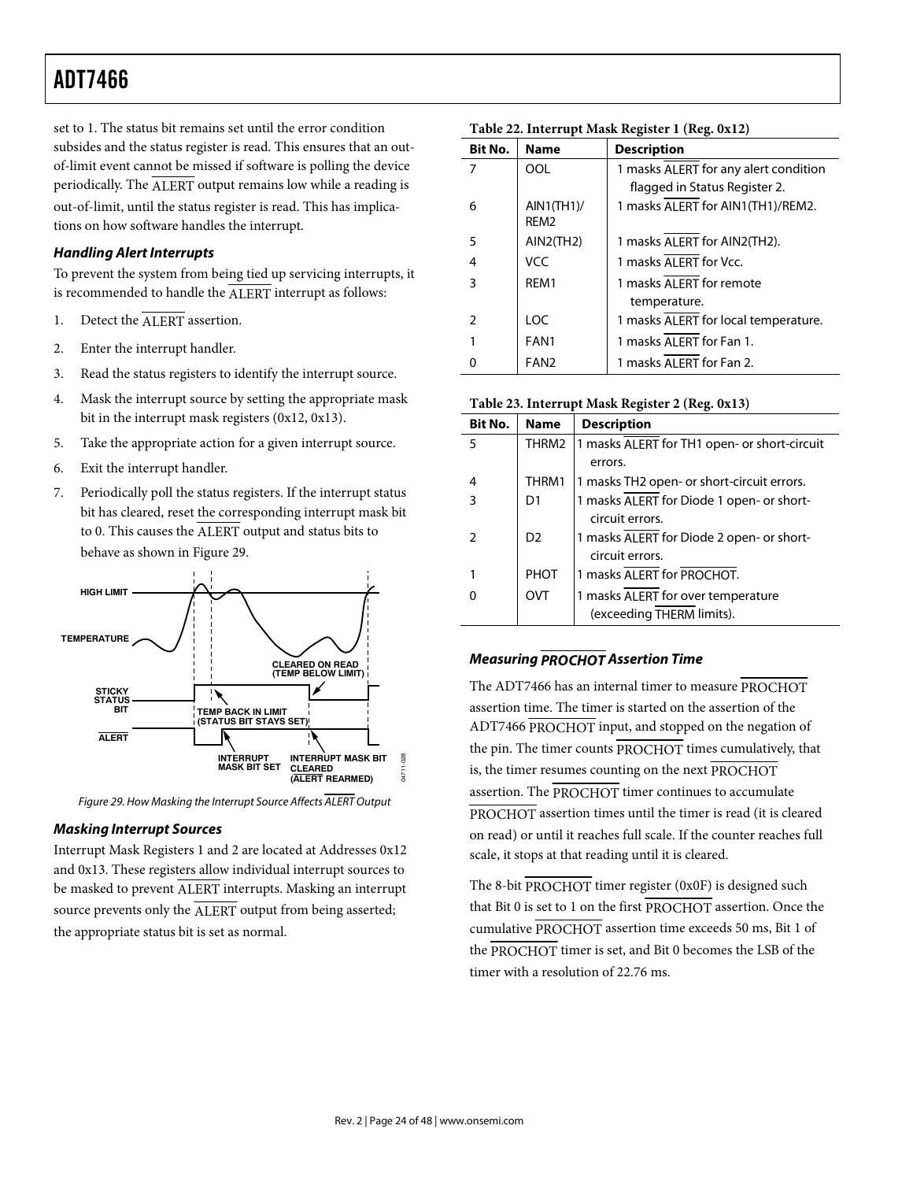set to 1. The status bit remains set until the error condition subsides and the status register is read. This ensures that an out-of-limit event cannot be missed if software is polling the device periodically. The ALERT output remains low while a reading is out-of-limit, until the status register is read. This has implications on how software handles the interrupt.

### *Handling Alert Interrupts*

To prevent the system from being tied up servicing interrupts, it is recommended to handle the ALERT interrupt as follows:

1. Detect the ALERT assertion.
2. Enter the interrupt handler.
3. Read the status registers to identify the interrupt source.
4. Mask the interrupt source by setting the appropriate mask bit in the interrupt mask registers (0x12, 0x13).
5. Take the appropriate action for a given interrupt source.
6. Exit the interrupt handler.
7. Periodically poll the status registers. If the interrupt status bit has cleared, reset the corresponding interrupt mask bit to 0. This causes the ALERT output and status bits to behave as shown in Figure 29.

HIGH LIMIT
TEMPERATURE
STICKY STATUS BIT
ALERT
CLEARED ON READ (TEMP BELOW LIMIT)
TEMP BACK IN LIMIT (STATUS BIT STAYS SET)
INTERRUPT MASK BIT SET
INTERRUPT MASK BIT CLEARED (ALERT REARMED)

*Figure 29. How Masking the Interrupt Source Affects ALERT Output*

### *Masking Interrupt Sources*

Interrupt Mask Registers 1 and 2 are located at Addresses 0x12 and 0x13. These registers allow individual interrupt sources to be masked to prevent ALERT interrupts. Masking an interrupt source prevents only the ALERT output from being asserted; the appropriate status bit is set as normal.

**Table 22. Interrupt Mask Register 1 (Reg. 0x12)**

| Bit No. | Name | Description |
|---|---|---|
| 7 | OOL | 1 masks ALERT for any alert condition flagged in Status Register 2. |
| 6 | AIN1(TH1)/ REM2 | 1 masks ALERT for AIN1(TH1)/REM2. |
| 5 | AIN2(TH2) | 1 masks ALERT for AIN2(TH2). |
| 4 | VCC | 1 masks ALERT for Vcc. |
| 3 | REM1 | 1 masks ALERT for remote temperature. |
| 2 | LOC | 1 masks ALERT for local temperature. |
| 1 | FAN1 | 1 masks ALERT for Fan 1. |
| 0 | FAN2 | 1 masks ALERT for Fan 2. |

**Table 23. Interrupt Mask Register 2 (Reg. 0x13)**

| Bit No. | Name | Description |
|---|---|---|
| 5 | THRM2 | 1 masks ALERT for TH1 open- or short-circuit errors. |
| 4 | THRM1 | 1 masks TH2 open- or short-circuit errors. |
| 3 | D1 | 1 masks ALERT for Diode 1 open- or short-circuit errors. |
| 2 | D2 | 1 masks ALERT for Diode 2 open- or short-circuit errors. |
| 1 | PHOT | 1 masks ALERT for PROCHOT. |
| 0 | OVT | 1 masks ALERT for over temperature (exceeding THERM limits). |

### *Measuring PROCHOT Assertion Time*

The ADT7466 has an internal timer to measure PROCHOT assertion time. The timer is started on the assertion of the ADT7466 PROCHOT input, and stopped on the negation of the pin. The timer counts PROCHOT times cumulatively, that is, the timer resumes counting on the next PROCHOT assertion. The PROCHOT timer continues to accumulate PROCHOT assertion times until the timer is read (it is cleared on read) or until it reaches full scale. If the counter reaches full scale, it stops at that reading until it is cleared.

The 8-bit PROCHOT timer register (0x0F) is designed such that Bit 0 is set to 1 on the first PROCHOT assertion. Once the cumulative PROCHOT assertion time exceeds 50 ms, Bit 1 of the PROCHOT timer is set, and Bit 0 becomes the LSB of the timer with a resolution of 22.76 ms.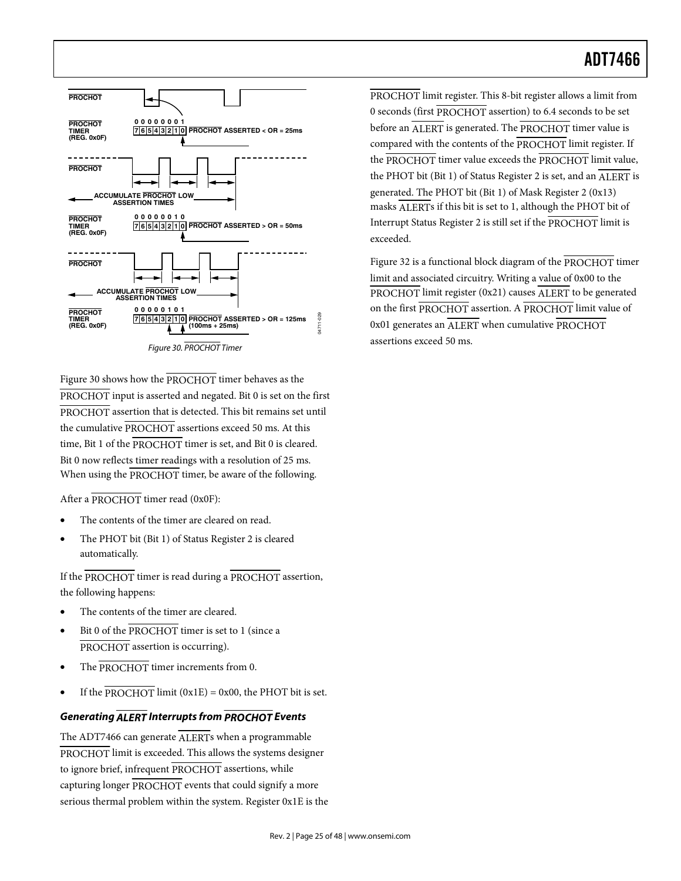Figure 30. PROCHOT Timer

Figure 30 shows how the PROCHOT timer behaves as the PROCHOT input is asserted and negated. Bit 0 is set on the first PROCHOT assertion that is detected. This bit remains set until the cumulative PROCHOT assertions exceed 50 ms. At this time, Bit 1 of the PROCHOT timer is set, and Bit 0 is cleared. Bit 0 now reflects timer readings with a resolution of 25 ms. When using the PROCHOT timer, be aware of the following.

After a PROCHOT timer read (0x0F):

- The contents of the timer are cleared on read.
- The PHOT bit (Bit 1) of Status Register 2 is cleared automatically.

If the PROCHOT timer is read during a PROCHOT assertion, the following happens:

- The contents of the timer are cleared.
- Bit 0 of the PROCHOT timer is set to 1 (since a PROCHOT assertion is occurring).
- The PROCHOT timer increments from 0.
- If the PROCHOT limit (0x1E) = 0x00, the PHOT bit is set.

### *Generating ALERT Interrupts from PROCHOT Events*

The ADT7466 can generate ALERTs when a programmable PROCHOT limit is exceeded. This allows the systems designer to ignore brief, infrequent PROCHOT assertions, while capturing longer PROCHOT events that could signify a more serious thermal problem within the system. Register 0x1E is the PROCHOT limit register. This 8-bit register allows a limit from 0 seconds (first PROCHOT assertion) to 6.4 seconds to be set before an ALERT is generated. The PROCHOT timer value is compared with the contents of the PROCHOT limit register. If the PROCHOT timer value exceeds the PROCHOT limit value, the PHOT bit (Bit 1) of Status Register 2 is set, and an ALERT is generated. The PHOT bit (Bit 1) of Mask Register 2 (0x13) masks ALERTs if this bit is set to 1, although the PHOT bit of Interrupt Status Register 2 is still set if the PROCHOT limit is exceeded.

Figure 32 is a functional block diagram of the PROCHOT timer limit and associated circuitry. Writing a value of 0x00 to the PROCHOT limit register (0x21) causes ALERT to be generated on the first PROCHOT assertion. A PROCHOT limit value of 0x01 generates an ALERT when cumulative PROCHOT assertions exceed 50 ms.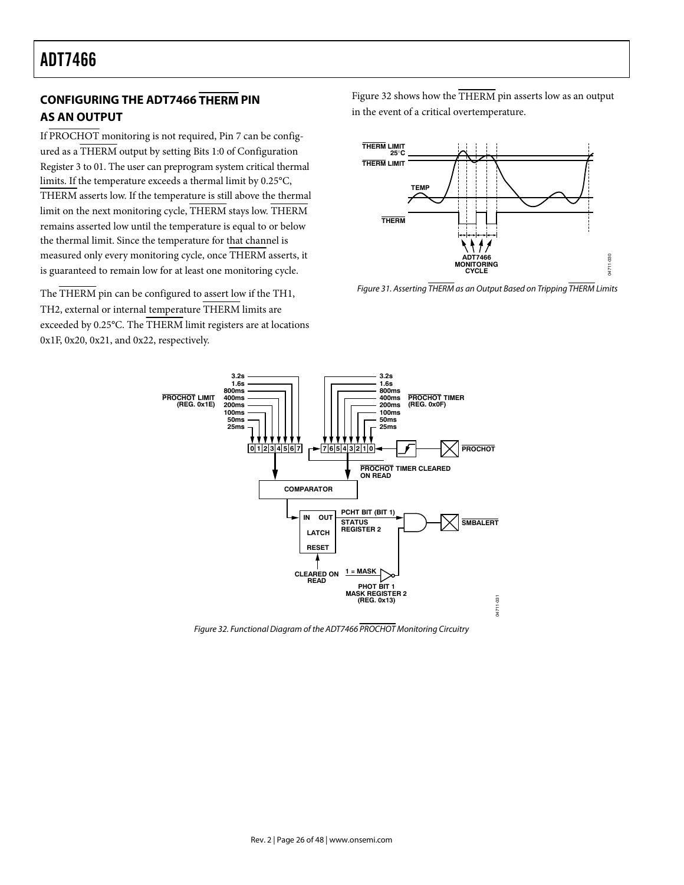## CONFIGURING THE ADT7466 THERM PIN AS AN OUTPUT

If PROCHOT monitoring is not required, Pin 7 can be configured as a THERM output by setting Bits 1:0 of Configuration Register 3 to 01. The user can preprogram system critical thermal limits. If the temperature exceeds a thermal limit by 0.25°C, THERM asserts low. If the temperature is still above the thermal limit on the next monitoring cycle, THERM stays low. THERM remains asserted low until the temperature is equal to or below the thermal limit. Since the temperature for that channel is measured only every monitoring cycle, once THERM asserts, it is guaranteed to remain low for at least one monitoring cycle.

The THERM pin can be configured to assert low if the TH1, TH2, external or internal temperature THERM limits are exceeded by 0.25°C. The THERM limit registers are at locations 0x1F, 0x20, 0x21, and 0x22, respectively.

Figure 32 shows how the THERM pin asserts low as an output in the event of a critical overtemperature.

*Figure 31. Asserting THERM as an Output Based on Tripping THERM Limits*

*Figure 32. Functional Diagram of the ADT7466 PROCHOT Monitoring Circuitry*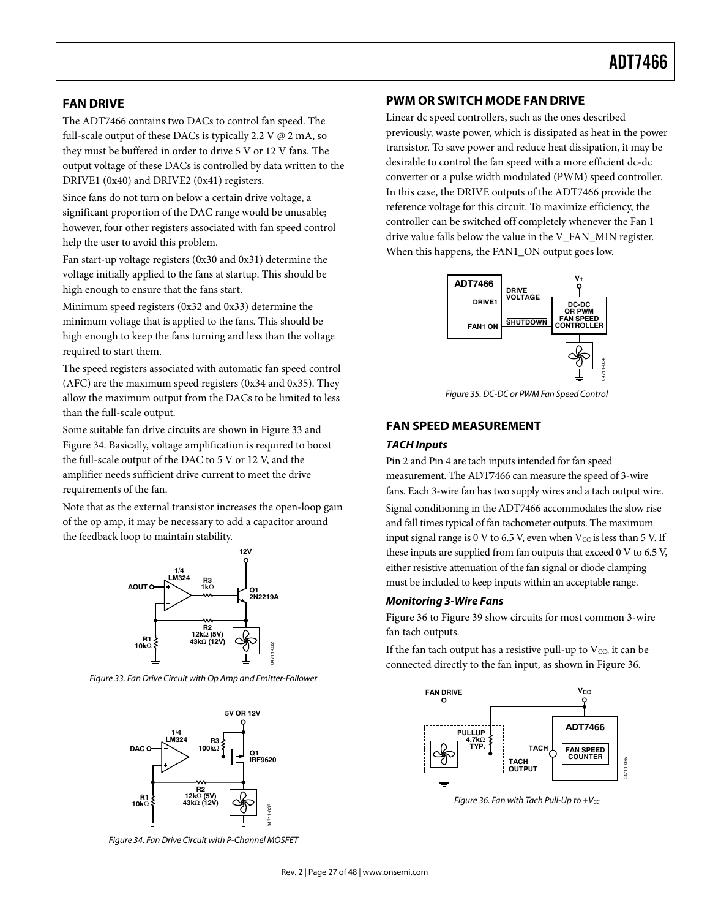## FAN DRIVE

The ADT7466 contains two DACs to control fan speed. The full-scale output of these DACs is typically 2.2 V @ 2 mA, so they must be buffered in order to drive 5 V or 12 V fans. The output voltage of these DACs is controlled by data written to the DRIVE1 (0x40) and DRIVE2 (0x41) registers.

Since fans do not turn on below a certain drive voltage, a significant proportion of the DAC range would be unusable; however, four other registers associated with fan speed control help the user to avoid this problem.

Fan start-up voltage registers (0x30 and 0x31) determine the voltage initially applied to the fans at startup. This should be high enough to ensure that the fans start.

Minimum speed registers (0x32 and 0x33) determine the minimum voltage that is applied to the fans. This should be high enough to keep the fans turning and less than the voltage required to start them.

The speed registers associated with automatic fan speed control (AFC) are the maximum speed registers (0x34 and 0x35). They allow the maximum output from the DACs to be limited to less than the full-scale output.

Some suitable fan drive circuits are shown in Figure 33 and Figure 34. Basically, voltage amplification is required to boost the full-scale output of the DAC to 5 V or 12 V, and the amplifier needs sufficient drive current to meet the drive requirements of the fan.

Note that as the external transistor increases the open-loop gain of the op amp, it may be necessary to add a capacitor around the feedback loop to maintain stability.

Figure 33. Fan Drive Circuit with Op Amp and Emitter-Follower

Figure 34. Fan Drive Circuit with P-Channel MOSFET

## PWM OR SWITCH MODE FAN DRIVE

Linear dc speed controllers, such as the ones described previously, waste power, which is dissipated as heat in the power transistor. To save power and reduce heat dissipation, it may be desirable to control the fan speed with a more efficient dc-dc converter or a pulse width modulated (PWM) speed controller. In this case, the DRIVE outputs of the ADT7466 provide the reference voltage for this circuit. To maximize efficiency, the controller can be switched off completely whenever the Fan 1 drive value falls below the value in the V_FAN_MIN register. When this happens, the FAN1_ON output goes low.

Figure 35. DC-DC or PWM Fan Speed Control

## FAN SPEED MEASUREMENT

### *TACH Inputs*

Pin 2 and Pin 4 are tach inputs intended for fan speed measurement. The ADT7466 can measure the speed of 3-wire fans. Each 3-wire fan has two supply wires and a tach output wire.

Signal conditioning in the ADT7466 accommodates the slow rise and fall times typical of fan tachometer outputs. The maximum input signal range is 0 V to 6.5 V, even when $V_{CC}$ is less than 5 V. If these inputs are supplied from fan outputs that exceed 0 V to 6.5 V, either resistive attenuation of the fan signal or diode clamping must be included to keep inputs within an acceptable range.

### *Monitoring 3-Wire Fans*

Figure 36 to Figure 39 show circuits for most common 3-wire fan tach outputs.

If the fan tach output has a resistive pull-up to $V_{CC}$, it can be connected directly to the fan input, as shown in Figure 36.

Figure 36. Fan with Tach Pull-Up to $+V_{CC}$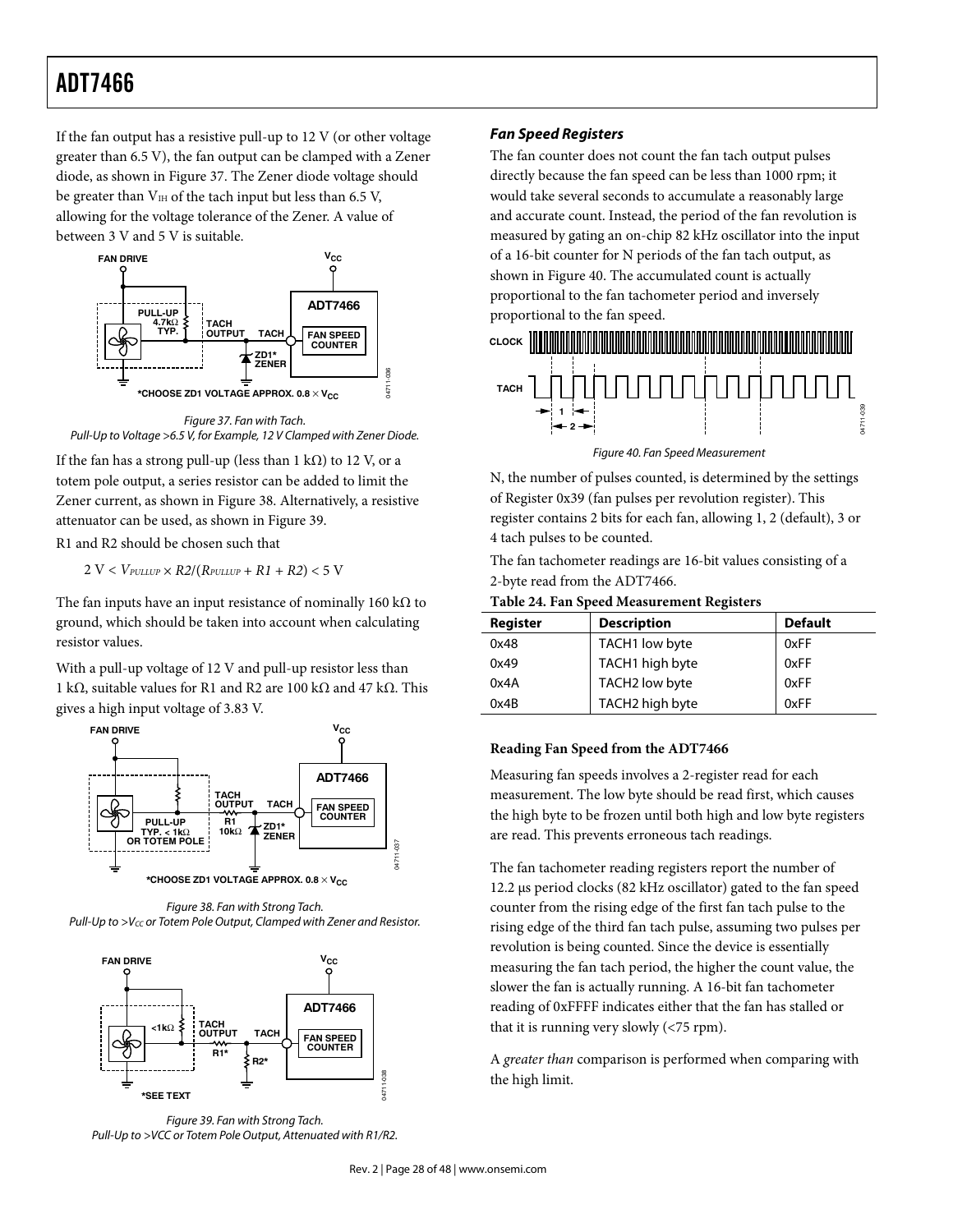If the fan output has a resistive pull-up to 12 V (or other voltage greater than 6.5 V), the fan output can be clamped with a Zener diode, as shown in Figure 37. The Zener diode voltage should be greater than $V_{IH}$ of the tach input but less than 6.5 V, allowing for the voltage tolerance of the Zener. A value of between 3 V and 5 V is suitable.

Figure 37. Fan with Tach.
Pull-Up to Voltage >6.5 V, for Example, 12 V Clamped with Zener Diode.

If the fan has a strong pull-up (less than 1 kΩ) to 12 V, or a totem pole output, a series resistor can be added to limit the Zener current, as shown in Figure 38. Alternatively, a resistive attenuator can be used, as shown in Figure 39.

R1 and R2 should be chosen such that

$$2\text{ V} < V_{PULLUP} \times R2/(R_{PULLUP} + R1 + R2) < 5\text{ V}$$

The fan inputs have an input resistance of nominally 160 kΩ to ground, which should be taken into account when calculating resistor values.

With a pull-up voltage of 12 V and pull-up resistor less than 1 kΩ, suitable values for R1 and R2 are 100 kΩ and 47 kΩ. This gives a high input voltage of 3.83 V.

Figure 38. Fan with Strong Tach.
Pull-Up to >$V_{CC}$ or Totem Pole Output, Clamped with Zener and Resistor.

Figure 39. Fan with Strong Tach.
Pull-Up to >VCC or Totem Pole Output, Attenuated with R1/R2.

### *Fan Speed Registers*

The fan counter does not count the fan tach output pulses directly because the fan speed can be less than 1000 rpm; it would take several seconds to accumulate a reasonably large and accurate count. Instead, the period of the fan revolution is measured by gating an on-chip 82 kHz oscillator into the input of a 16-bit counter for N periods of the fan tach output, as shown in Figure 40. The accumulated count is actually proportional to the fan tachometer period and inversely proportional to the fan speed.

Figure 40. Fan Speed Measurement

N, the number of pulses counted, is determined by the settings of Register 0x39 (fan pulses per revolution register). This register contains 2 bits for each fan, allowing 1, 2 (default), 3 or 4 tach pulses to be counted.

The fan tachometer readings are 16-bit values consisting of a 2-byte read from the ADT7466.

**Table 24. Fan Speed Measurement Registers**

| Register | Description | Default |
|---|---|---|
| 0x48 | TACH1 low byte | 0xFF |
| 0x49 | TACH1 high byte | 0xFF |
| 0x4A | TACH2 low byte | 0xFF |
| 0x4B | TACH2 high byte | 0xFF |

#### Reading Fan Speed from the ADT7466

Measuring fan speeds involves a 2-register read for each measurement. The low byte should be read first, which causes the high byte to be frozen until both high and low byte registers are read. This prevents erroneous tach readings.

The fan tachometer reading registers report the number of 12.2 μs period clocks (82 kHz oscillator) gated to the fan speed counter from the rising edge of the first fan tach pulse to the rising edge of the third fan tach pulse, assuming two pulses per revolution is being counted. Since the device is essentially measuring the fan tach period, the higher the count value, the slower the fan is actually running. A 16-bit fan tachometer reading of 0xFFFF indicates either that the fan has stalled or that it is running very slowly (<75 rpm).

A *greater than* comparison is performed when comparing with the high limit.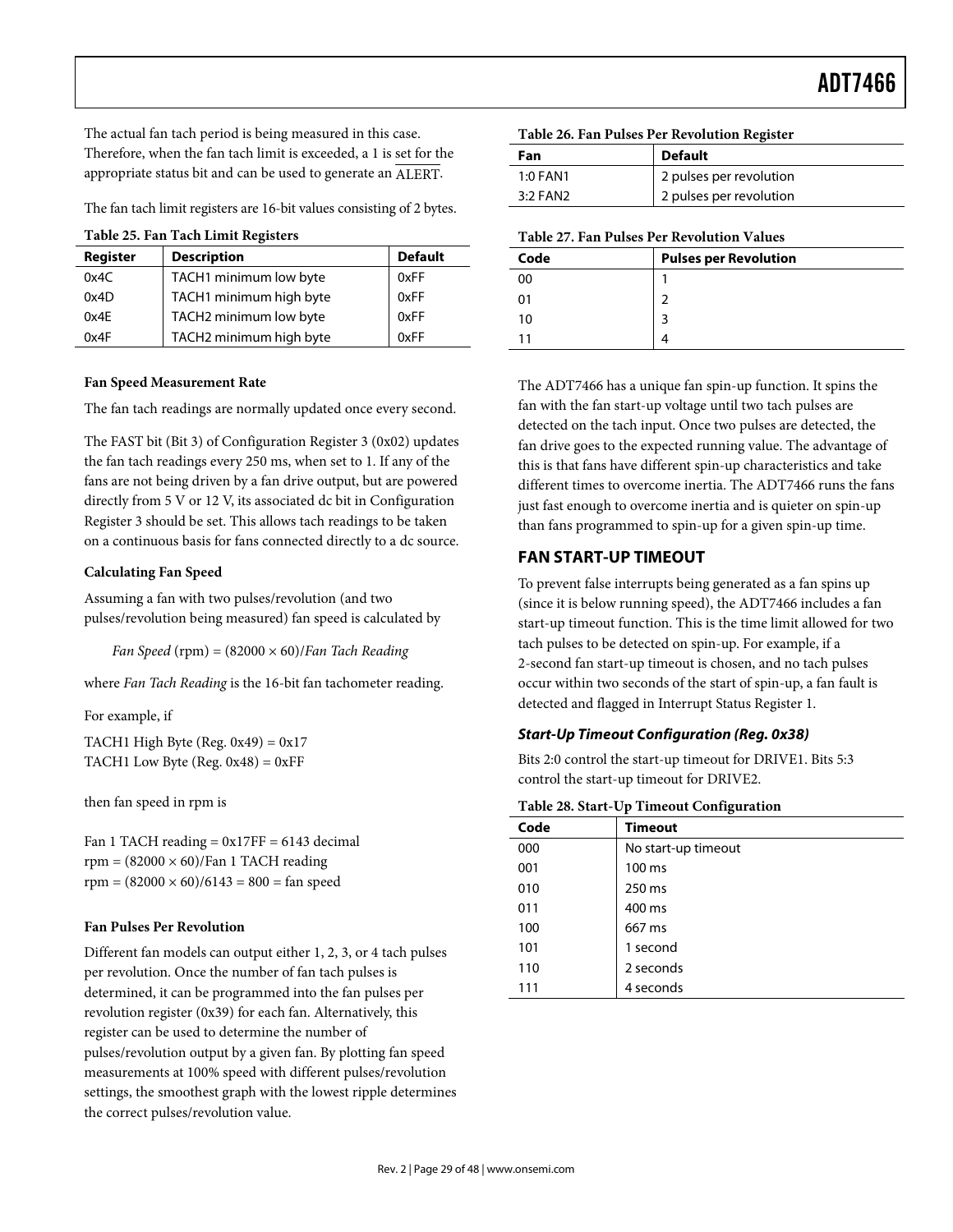The actual fan tach period is being measured in this case. Therefore, when the fan tach limit is exceeded, a 1 is set for the appropriate status bit and can be used to generate an $\overline{\text{ALERT}}$.

The fan tach limit registers are 16-bit values consisting of 2 bytes.

**Table 25. Fan Tach Limit Registers**

| Register | Description | Default |
|---|---|---|
| 0x4C | TACH1 minimum low byte | 0xFF |
| 0x4D | TACH1 minimum high byte | 0xFF |
| 0x4E | TACH2 minimum low byte | 0xFF |
| 0x4F | TACH2 minimum high byte | 0xFF |

#### Fan Speed Measurement Rate

The fan tach readings are normally updated once every second.

The FAST bit (Bit 3) of Configuration Register 3 (0x02) updates the fan tach readings every 250 ms, when set to 1. If any of the fans are not being driven by a fan drive output, but are powered directly from 5 V or 12 V, its associated dc bit in Configuration Register 3 should be set. This allows tach readings to be taken on a continuous basis for fans connected directly to a dc source.

#### Calculating Fan Speed

Assuming a fan with two pulses/revolution (and two pulses/revolution being measured) fan speed is calculated by

*Fan Speed* (rpm) = (82000 × 60)/*Fan Tach Reading*

where *Fan Tach Reading* is the 16-bit fan tachometer reading.

For example, if

TACH1 High Byte (Reg. 0x49) = 0x17
TACH1 Low Byte (Reg. 0x48) = 0xFF

then fan speed in rpm is

Fan 1 TACH reading = 0x17FF = 6143 decimal
rpm = (82000 × 60)/Fan 1 TACH reading
rpm = (82000 × 60)/6143 = 800 = fan speed

#### Fan Pulses Per Revolution

Different fan models can output either 1, 2, 3, or 4 tach pulses per revolution. Once the number of fan tach pulses is determined, it can be programmed into the fan pulses per revolution register (0x39) for each fan. Alternatively, this register can be used to determine the number of pulses/revolution output by a given fan. By plotting fan speed measurements at 100% speed with different pulses/revolution settings, the smoothest graph with the lowest ripple determines the correct pulses/revolution value.

**Table 26. Fan Pulses Per Revolution Register**

| Fan | Default |
|---|---|
| 1:0 FAN1 | 2 pulses per revolution |
| 3:2 FAN2 | 2 pulses per revolution |

**Table 27. Fan Pulses Per Revolution Values**

| Code | Pulses per Revolution |
|---|---|
| 00 | 1 |
| 01 | 2 |
| 10 | 3 |
| 11 | 4 |

The ADT7466 has a unique fan spin-up function. It spins the fan with the fan start-up voltage until two tach pulses are detected on the tach input. Once two pulses are detected, the fan drive goes to the expected running value. The advantage of this is that fans have different spin-up characteristics and take different times to overcome inertia. The ADT7466 runs the fans just fast enough to overcome inertia and is quieter on spin-up than fans programmed to spin-up for a given spin-up time.

## FAN START-UP TIMEOUT

To prevent false interrupts being generated as a fan spins up (since it is below running speed), the ADT7466 includes a fan start-up timeout function. This is the time limit allowed for two tach pulses to be detected on spin-up. For example, if a 2-second fan start-up timeout is chosen, and no tach pulses occur within two seconds of the start of spin-up, a fan fault is detected and flagged in Interrupt Status Register 1.

### *Start-Up Timeout Configuration (Reg. 0x38)*

Bits 2:0 control the start-up timeout for DRIVE1. Bits 5:3 control the start-up timeout for DRIVE2.

**Table 28. Start-Up Timeout Configuration**

| Code | Timeout |
|---|---|
| 000 | No start-up timeout |
| 001 | 100 ms |
| 010 | 250 ms |
| 011 | 400 ms |
| 100 | 667 ms |
| 101 | 1 second |
| 110 | 2 seconds |
| 111 | 4 seconds |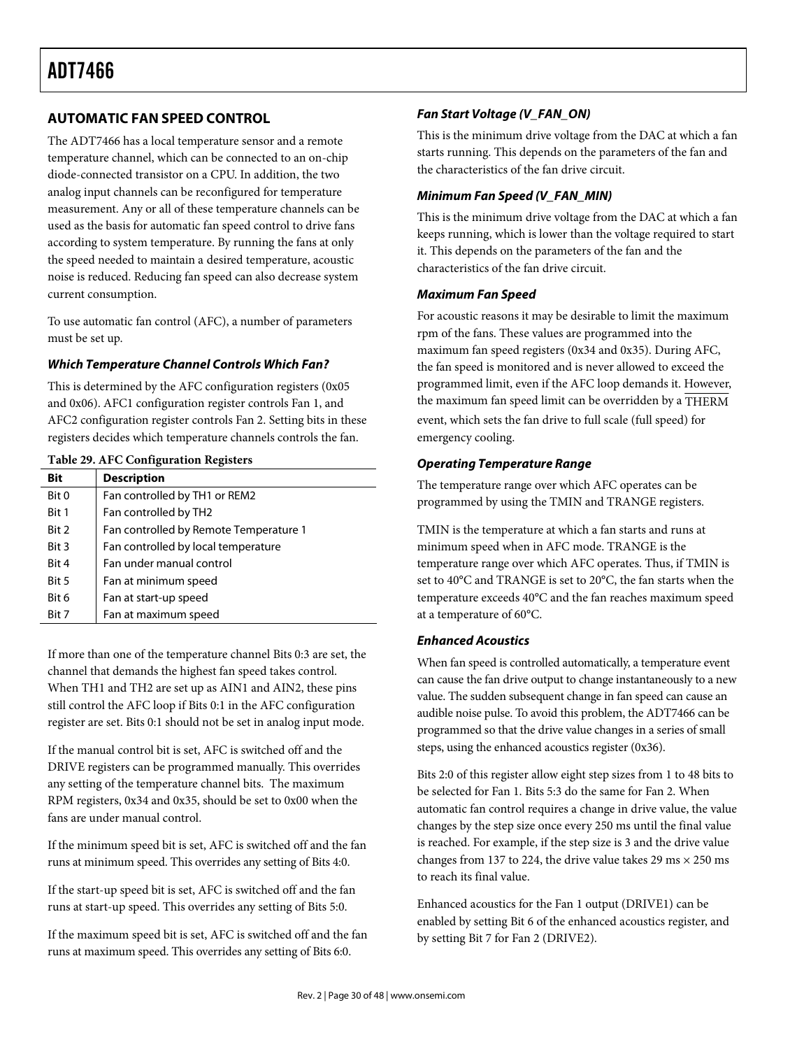## AUTOMATIC FAN SPEED CONTROL

The ADT7466 has a local temperature sensor and a remote temperature channel, which can be connected to an on-chip diode-connected transistor on a CPU. In addition, the two analog input channels can be reconfigured for temperature measurement. Any or all of these temperature channels can be used as the basis for automatic fan speed control to drive fans according to system temperature. By running the fans at only the speed needed to maintain a desired temperature, acoustic noise is reduced. Reducing fan speed can also decrease system current consumption.

To use automatic fan control (AFC), a number of parameters must be set up.

### *Which Temperature Channel Controls Which Fan?*

This is determined by the AFC configuration registers (0x05 and 0x06). AFC1 configuration register controls Fan 1, and AFC2 configuration register controls Fan 2. Setting bits in these registers decides which temperature channels controls the fan.

**Table 29. AFC Configuration Registers**

| Bit | Description |
|---|---|
| Bit 0 | Fan controlled by TH1 or REM2 |
| Bit 1 | Fan controlled by TH2 |
| Bit 2 | Fan controlled by Remote Temperature 1 |
| Bit 3 | Fan controlled by local temperature |
| Bit 4 | Fan under manual control |
| Bit 5 | Fan at minimum speed |
| Bit 6 | Fan at start-up speed |
| Bit 7 | Fan at maximum speed |

If more than one of the temperature channel Bits 0:3 are set, the channel that demands the highest fan speed takes control. When TH1 and TH2 are set up as AIN1 and AIN2, these pins still control the AFC loop if Bits 0:1 in the AFC configuration register are set. Bits 0:1 should not be set in analog input mode.

If the manual control bit is set, AFC is switched off and the DRIVE registers can be programmed manually. This overrides any setting of the temperature channel bits. The maximum RPM registers, 0x34 and 0x35, should be set to 0x00 when the fans are under manual control.

If the minimum speed bit is set, AFC is switched off and the fan runs at minimum speed. This overrides any setting of Bits 4:0.

If the start-up speed bit is set, AFC is switched off and the fan runs at start-up speed. This overrides any setting of Bits 5:0.

If the maximum speed bit is set, AFC is switched off and the fan runs at maximum speed. This overrides any setting of Bits 6:0.

### *Fan Start Voltage (V_FAN_ON)*

This is the minimum drive voltage from the DAC at which a fan starts running. This depends on the parameters of the fan and the characteristics of the fan drive circuit.

### *Minimum Fan Speed (V_FAN_MIN)*

This is the minimum drive voltage from the DAC at which a fan keeps running, which is lower than the voltage required to start it. This depends on the parameters of the fan and the characteristics of the fan drive circuit.

### *Maximum Fan Speed*

For acoustic reasons it may be desirable to limit the maximum rpm of the fans. These values are programmed into the maximum fan speed registers (0x34 and 0x35). During AFC, the fan speed is monitored and is never allowed to exceed the programmed limit, even if the AFC loop demands it. However, the maximum fan speed limit can be overridden by a $\overline{\text{THERM}}$ event, which sets the fan drive to full scale (full speed) for emergency cooling.

### *Operating Temperature Range*

The temperature range over which AFC operates can be programmed by using the TMIN and TRANGE registers.

TMIN is the temperature at which a fan starts and runs at minimum speed when in AFC mode. TRANGE is the temperature range over which AFC operates. Thus, if TMIN is set to 40°C and TRANGE is set to 20°C, the fan starts when the temperature exceeds 40°C and the fan reaches maximum speed at a temperature of 60°C.

### *Enhanced Acoustics*

When fan speed is controlled automatically, a temperature event can cause the fan drive output to change instantaneously to a new value. The sudden subsequent change in fan speed can cause an audible noise pulse. To avoid this problem, the ADT7466 can be programmed so that the drive value changes in a series of small steps, using the enhanced acoustics register (0x36).

Bits 2:0 of this register allow eight step sizes from 1 to 48 bits to be selected for Fan 1. Bits 5:3 do the same for Fan 2. When automatic fan control requires a change in drive value, the value changes by the step size once every 250 ms until the final value is reached. For example, if the step size is 3 and the drive value changes from 137 to 224, the drive value takes 29 ms × 250 ms to reach its final value.

Enhanced acoustics for the Fan 1 output (DRIVE1) can be enabled by setting Bit 6 of the enhanced acoustics register, and by setting Bit 7 for Fan 2 (DRIVE2).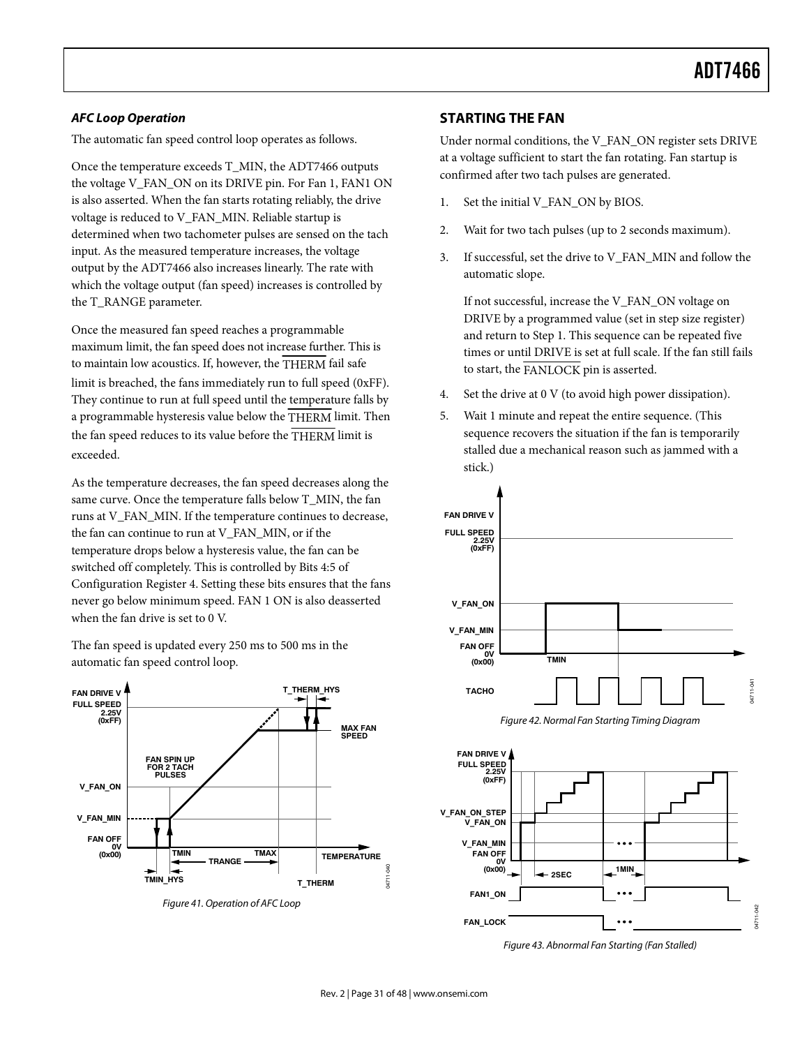### *AFC Loop Operation*

The automatic fan speed control loop operates as follows.

Once the temperature exceeds T_MIN, the ADT7466 outputs the voltage V_FAN_ON on its DRIVE pin. For Fan 1, FAN1 ON is also asserted. When the fan starts rotating reliably, the drive voltage is reduced to V_FAN_MIN. Reliable startup is determined when two tachometer pulses are sensed on the tach input. As the measured temperature increases, the voltage output by the ADT7466 also increases linearly. The rate with which the voltage output (fan speed) increases is controlled by the T_RANGE parameter.

Once the measured fan speed reaches a programmable maximum limit, the fan speed does not increase further. This is to maintain low acoustics. If, however, the $\overline{\text{THERM}}$ fail safe limit is breached, the fans immediately run to full speed (0xFF). They continue to run at full speed until the temperature falls by a programmable hysteresis value below the $\overline{\text{THERM}}$ limit. Then the fan speed reduces to its value before the $\overline{\text{THERM}}$ limit is exceeded.

As the temperature decreases, the fan speed decreases along the same curve. Once the temperature falls below T_MIN, the fan runs at V_FAN_MIN. If the temperature continues to decrease, the fan can continue to run at V_FAN_MIN, or if the temperature drops below a hysteresis value, the fan can be switched off completely. This is controlled by Bits 4:5 of Configuration Register 4. Setting these bits ensures that the fans never go below minimum speed. FAN 1 ON is also deasserted when the fan drive is set to 0 V.

The fan speed is updated every 250 ms to 500 ms in the automatic fan speed control loop.

*Figure 41. Operation of AFC Loop*

## STARTING THE FAN

Under normal conditions, the V_FAN_ON register sets DRIVE at a voltage sufficient to start the fan rotating. Fan startup is confirmed after two tach pulses are generated.

1. Set the initial V_FAN_ON by BIOS.
2. Wait for two tach pulses (up to 2 seconds maximum).
3. If successful, set the drive to V_FAN_MIN and follow the automatic slope.

   If not successful, increase the V_FAN_ON voltage on DRIVE by a programmed value (set in step size register) and return to Step 1. This sequence can be repeated five times or until DRIVE is set at full scale. If the fan still fails to start, the $\overline{\text{FANLOCK}}$ pin is asserted.
4. Set the drive at 0 V (to avoid high power dissipation).
5. Wait 1 minute and repeat the entire sequence. (This sequence recovers the situation if the fan is temporarily stalled due a mechanical reason such as jammed with a stick.)

*Figure 42. Normal Fan Starting Timing Diagram*

*Figure 43. Abnormal Fan Starting (Fan Stalled)*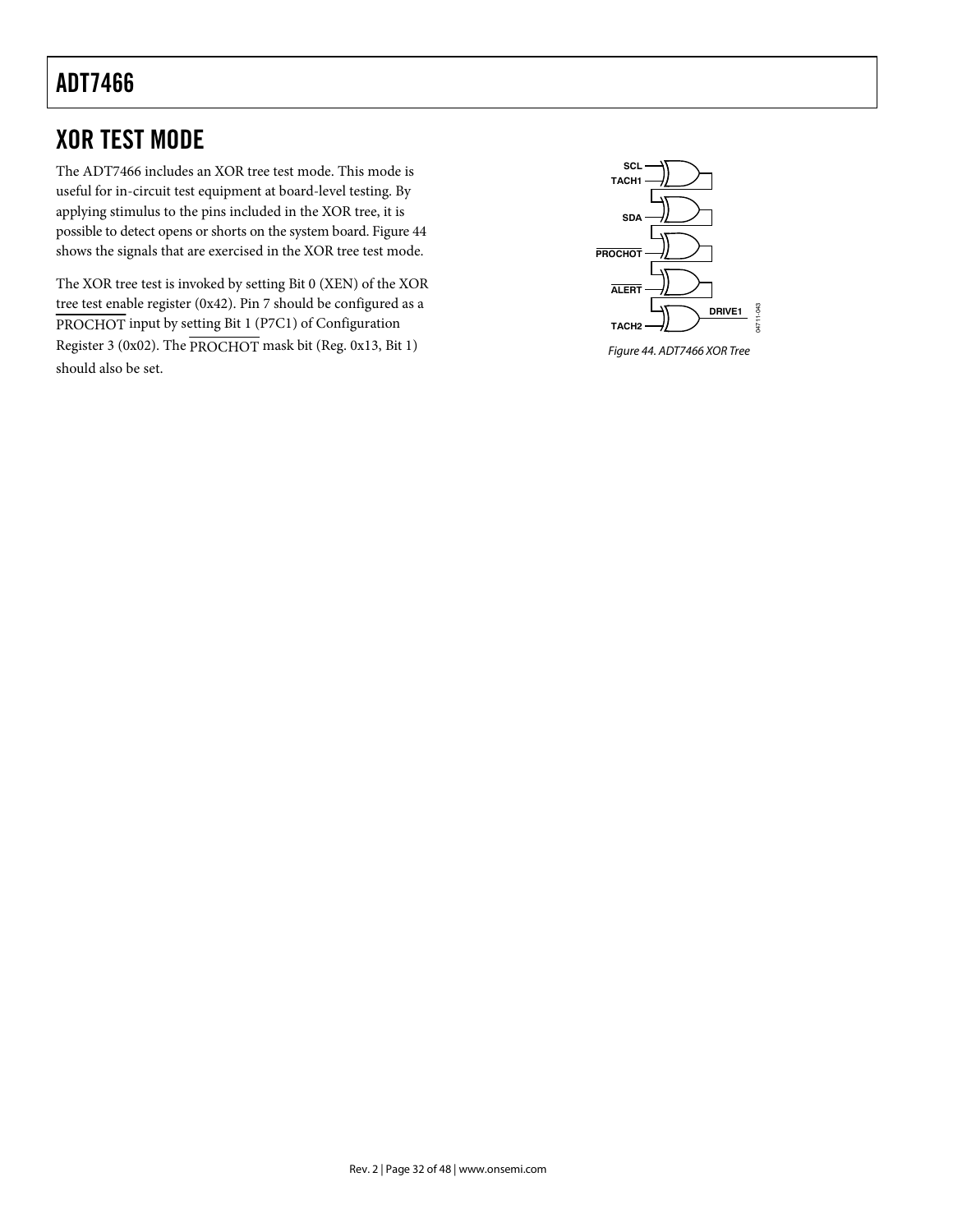## XOR TEST MODE

The ADT7466 includes an XOR tree test mode. This mode is useful for in-circuit test equipment at board-level testing. By applying stimulus to the pins included in the XOR tree, it is possible to detect opens or shorts on the system board. Figure 44 shows the signals that are exercised in the XOR tree test mode.

The XOR tree test is invoked by setting Bit 0 (XEN) of the XOR tree test enable register (0x42). Pin 7 should be configured as a $\overline{\text{PROCHOT}}$ input by setting Bit 1 (P7C1) of Configuration Register 3 (0x02). The $\overline{\text{PROCHOT}}$ mask bit (Reg. 0x13, Bit 1) should also be set.

*Figure 44. ADT7466 XOR Tree*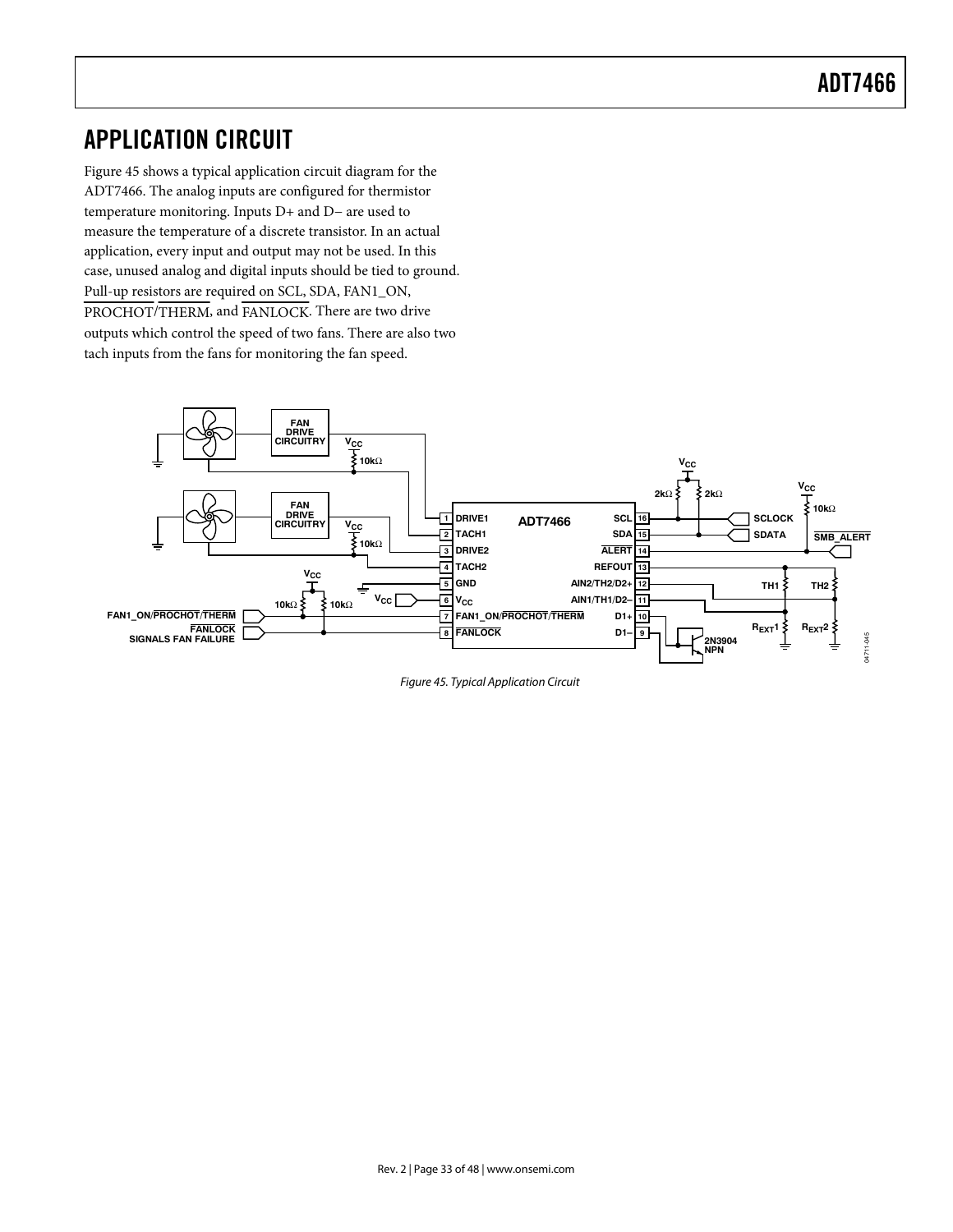## APPLICATION CIRCUIT

Figure 45 shows a typical application circuit diagram for the ADT7466. The analog inputs are configured for thermistor temperature monitoring. Inputs D+ and D− are used to measure the temperature of a discrete transistor. In an actual application, every input and output may not be used. In this case, unused analog and digital inputs should be tied to ground. Pull-up resistors are required on SCL, SDA, FAN1_ON, PROCHOT/THERM, and FANLOCK. There are two drive outputs which control the speed of two fans. There are also two tach inputs from the fans for monitoring the fan speed.

Figure 45. Typical Application Circuit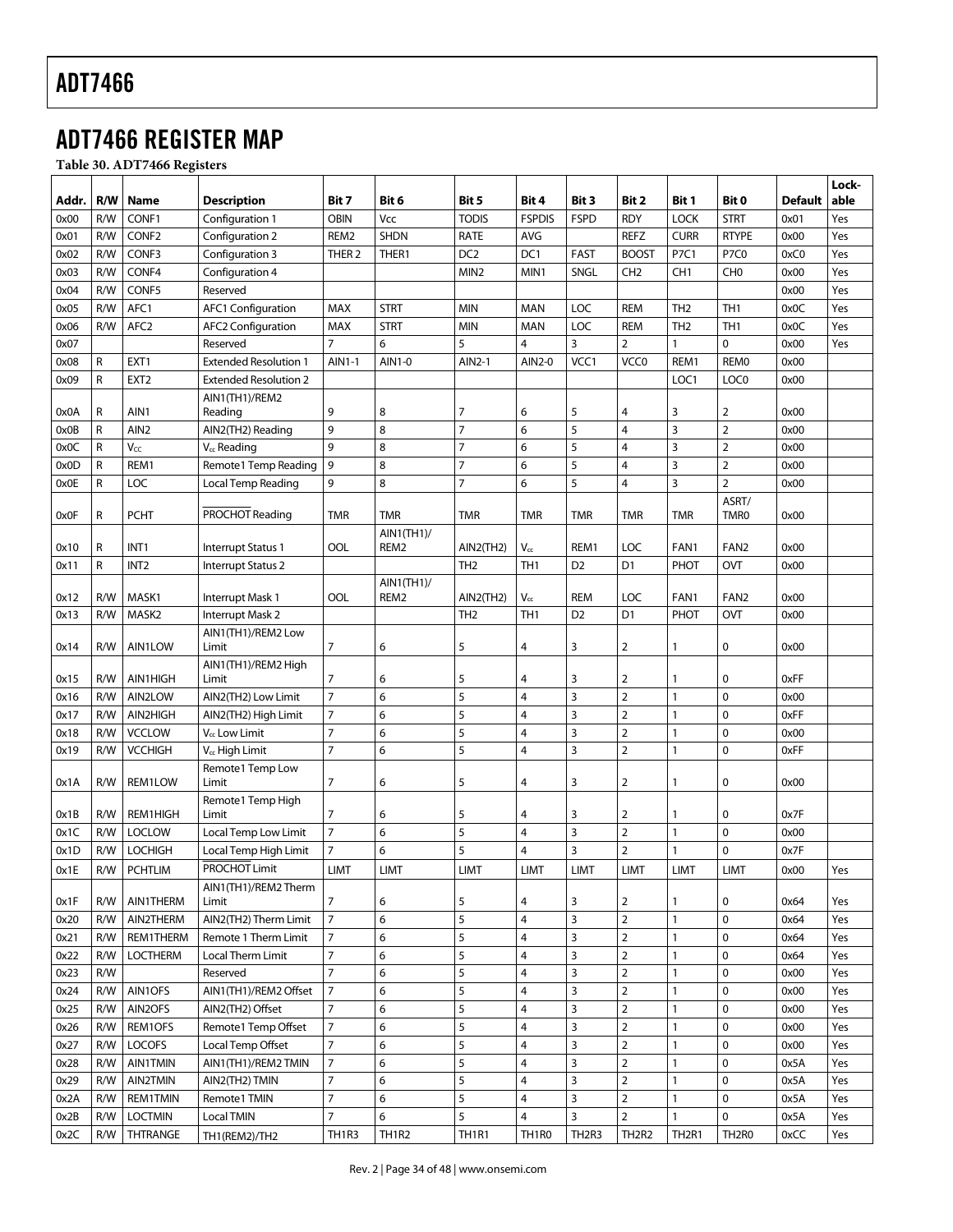## ADT7466 REGISTER MAP

**Table 30. ADT7466 Registers**

| Addr. | R/W | Name | Description | Bit 7 | Bit 6 | Bit 5 | Bit 4 | Bit 3 | Bit 2 | Bit 1 | Bit 0 | Default | Lock-able |
|---|---|---|---|---|---|---|---|---|---|---|---|---|---|
| 0x00 | R/W | CONF1 | Configuration 1 | OBIN | Vcc | TODIS | FSPDIS | FSPD | RDY | LOCK | STRT | 0x01 | Yes |
| 0x01 | R/W | CONF2 | Configuration 2 | REM2 | SHDN | RATE | AVG | | REFZ | CURR | RTYPE | 0x00 | Yes |
| 0x02 | R/W | CONF3 | Configuration 3 | THER 2 | THER1 | DC2 | DC1 | FAST | BOOST | P7C1 | P7C0 | 0xC0 | Yes |
| 0x03 | R/W | CONF4 | Configuration 4 | | | MIN2 | MIN1 | SNGL | CH2 | CH1 | CH0 | 0x00 | Yes |
| 0x04 | R/W | CONF5 | Reserved | | | | | | | | | 0x00 | Yes |
| 0x05 | R/W | AFC1 | AFC1 Configuration | MAX | STRT | MIN | MAN | LOC | REM | TH2 | TH1 | 0x0C | Yes |
| 0x06 | R/W | AFC2 | AFC2 Configuration | MAX | STRT | MIN | MAN | LOC | REM | TH2 | TH1 | 0x0C | Yes |
| 0x07 | | | Reserved | 7 | 6 | 5 | 4 | 3 | 2 | 1 | 0 | 0x00 | Yes |
| 0x08 | R | EXT1 | Extended Resolution 1 | AIN1-1 | AIN1-0 | AIN2-1 | AIN2-0 | VCC1 | VCC0 | REM1 | REM0 | 0x00 | |
| 0x09 | R | EXT2 | Extended Resolution 2 | | | | | | | LOC1 | LOC0 | 0x00 | |
| 0x0A | R | AIN1 | AIN1(TH1)/REM2 Reading | 9 | 8 | 7 | 6 | 5 | 4 | 3 | 2 | 0x00 | |
| 0x0B | R | AIN2 | AIN2(TH2) Reading | 9 | 8 | 7 | 6 | 5 | 4 | 3 | 2 | 0x00 | |
| 0x0C | R | $V_{CC}$ | $V_{cc}$ Reading | 9 | 8 | 7 | 6 | 5 | 4 | 3 | 2 | 0x00 | |
| 0x0D | R | REM1 | Remote1 Temp Reading | 9 | 8 | 7 | 6 | 5 | 4 | 3 | 2 | 0x00 | |
| 0x0E | R | LOC | Local Temp Reading | 9 | 8 | 7 | 6 | 5 | 4 | 3 | 2 | 0x00 | |
| 0x0F | R | PCHT | $\overline{\text{PROCHOT}}$ Reading | TMR | TMR | TMR | TMR | TMR | TMR | TMR | ASRT/ TMR0 | 0x00 | |
| 0x10 | R | INT1 | Interrupt Status 1 | OOL | AIN1(TH1)/ REM2 | AIN2(TH2) | $V_{cc}$ | REM1 | LOC | FAN1 | FAN2 | 0x00 | |
| 0x11 | R | INT2 | Interrupt Status 2 | | | TH2 | TH1 | D2 | D1 | PHOT | OVT | 0x00 | |
| 0x12 | R/W | MASK1 | Interrupt Mask 1 | OOL | AIN1(TH1)/ REM2 | AIN2(TH2) | $V_{cc}$ | REM | LOC | FAN1 | FAN2 | 0x00 | |
| 0x13 | R/W | MASK2 | Interrupt Mask 2 | | | TH2 | TH1 | D2 | D1 | PHOT | OVT | 0x00 | |
| 0x14 | R/W | AIN1LOW | AIN1(TH1)/REM2 Low Limit | 7 | 6 | 5 | 4 | 3 | 2 | 1 | 0 | 0x00 | |
| 0x15 | R/W | AIN1HIGH | AIN1(TH1)/REM2 High Limit | 7 | 6 | 5 | 4 | 3 | 2 | 1 | 0 | 0xFF | |
| 0x16 | R/W | AIN2LOW | AIN2(TH2) Low Limit | 7 | 6 | 5 | 4 | 3 | 2 | 1 | 0 | 0x00 | |
| 0x17 | R/W | AIN2HIGH | AIN2(TH2) High Limit | 7 | 6 | 5 | 4 | 3 | 2 | 1 | 0 | 0xFF | |
| 0x18 | R/W | VCCLOW | $V_{cc}$ Low Limit | 7 | 6 | 5 | 4 | 3 | 2 | 1 | 0 | 0x00 | |
| 0x19 | R/W | VCCHIGH | $V_{cc}$ High Limit | 7 | 6 | 5 | 4 | 3 | 2 | 1 | 0 | 0xFF | |
| 0x1A | R/W | REM1LOW | Remote1 Temp Low Limit | 7 | 6 | 5 | 4 | 3 | 2 | 1 | 0 | 0x00 | |
| 0x1B | R/W | REM1HIGH | Remote1 Temp High Limit | 7 | 6 | 5 | 4 | 3 | 2 | 1 | 0 | 0x7F | |
| 0x1C | R/W | LOCLOW | Local Temp Low Limit | 7 | 6 | 5 | 4 | 3 | 2 | 1 | 0 | 0x00 | |
| 0x1D | R/W | LOCHIGH | Local Temp High Limit | 7 | 6 | 5 | 4 | 3 | 2 | 1 | 0 | 0x7F | |
| 0x1E | R/W | PCHTLIM | $\overline{\text{PROCHOT}}$ Limit | LIMT | LIMT | LIMT | LIMT | LIMT | LIMT | LIMT | LIMT | 0x00 | Yes |
| 0x1F | R/W | AIN1THERM | AIN1(TH1)/REM2 Therm Limit | 7 | 6 | 5 | 4 | 3 | 2 | 1 | 0 | 0x64 | Yes |
| 0x20 | R/W | AIN2THERM | AIN2(TH2) Therm Limit | 7 | 6 | 5 | 4 | 3 | 2 | 1 | 0 | 0x64 | Yes |
| 0x21 | R/W | REM1THERM | Remote 1 Therm Limit | 7 | 6 | 5 | 4 | 3 | 2 | 1 | 0 | 0x64 | Yes |
| 0x22 | R/W | LOCTHERM | Local Therm Limit | 7 | 6 | 5 | 4 | 3 | 2 | 1 | 0 | 0x64 | Yes |
| 0x23 | R/W | | Reserved | 7 | 6 | 5 | 4 | 3 | 2 | 1 | 0 | 0x00 | Yes |
| 0x24 | R/W | AIN1OFS | AIN1(TH1)/REM2 Offset | 7 | 6 | 5 | 4 | 3 | 2 | 1 | 0 | 0x00 | Yes |
| 0x25 | R/W | AIN2OFS | AIN2(TH2) Offset | 7 | 6 | 5 | 4 | 3 | 2 | 1 | 0 | 0x00 | Yes |
| 0x26 | R/W | REM1OFS | Remote1 Temp Offset | 7 | 6 | 5 | 4 | 3 | 2 | 1 | 0 | 0x00 | Yes |
| 0x27 | R/W | LOCOFS | Local Temp Offset | 7 | 6 | 5 | 4 | 3 | 2 | 1 | 0 | 0x00 | Yes |
| 0x28 | R/W | AIN1TMIN | AIN1(TH1)/REM2 TMIN | 7 | 6 | 5 | 4 | 3 | 2 | 1 | 0 | 0x5A | Yes |
| 0x29 | R/W | AIN2TMIN | AIN2(TH2) TMIN | 7 | 6 | 5 | 4 | 3 | 2 | 1 | 0 | 0x5A | Yes |
| 0x2A | R/W | REM1TMIN | Remote1 TMIN | 7 | 6 | 5 | 4 | 3 | 2 | 1 | 0 | 0x5A | Yes |
| 0x2B | R/W | LOCTMIN | Local TMIN | 7 | 6 | 5 | 4 | 3 | 2 | 1 | 0 | 0x5A | Yes |
| 0x2C | R/W | THTRANGE | TH1(REM2)/TH2 | TH1R3 | TH1R2 | TH1R1 | TH1R0 | TH2R3 | TH2R2 | TH2R1 | TH2R0 | 0xCC | Yes |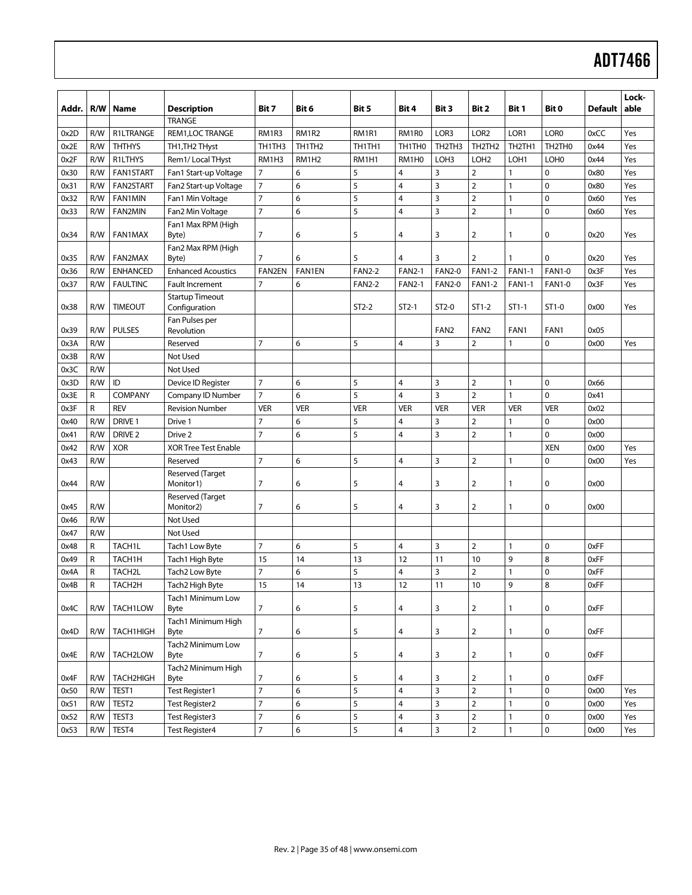| Addr. | R/W | Name | Description | Bit 7 | Bit 6 | Bit 5 | Bit 4 | Bit 3 | Bit 2 | Bit 1 | Bit 0 | Default | Lock-able |
|---|---|---|---|---|---|---|---|---|---|---|---|---|---|
| | | | TRANGE | | | | | | | | | | |
| 0x2D | R/W | R1LTRANGE | REM1,LOC TRANGE | RM1R3 | RM1R2 | RM1R1 | RM1R0 | LOR3 | LOR2 | LOR1 | LOR0 | 0xCC | Yes |
| 0x2E | R/W | THTHYS | TH1,TH2 THyst | TH1TH3 | TH1TH2 | TH1TH1 | TH1TH0 | TH2TH3 | TH2TH2 | TH2TH1 | TH2TH0 | 0x44 | Yes |
| 0x2F | R/W | R1LTHYS | Rem1/ Local THyst | RM1H3 | RM1H2 | RM1H1 | RM1H0 | LOH3 | LOH2 | LOH1 | LOH0 | 0x44 | Yes |
| 0x30 | R/W | FAN1START | Fan1 Start-up Voltage | 7 | 6 | 5 | 4 | 3 | 2 | 1 | 0 | 0x80 | Yes |
| 0x31 | R/W | FAN2START | Fan2 Start-up Voltage | 7 | 6 | 5 | 4 | 3 | 2 | 1 | 0 | 0x80 | Yes |
| 0x32 | R/W | FAN1MIN | Fan1 Min Voltage | 7 | 6 | 5 | 4 | 3 | 2 | 1 | 0 | 0x60 | Yes |
| 0x33 | R/W | FAN2MIN | Fan2 Min Voltage | 7 | 6 | 5 | 4 | 3 | 2 | 1 | 0 | 0x60 | Yes |
| 0x34 | R/W | FAN1MAX | Fan1 Max RPM (High Byte) | 7 | 6 | 5 | 4 | 3 | 2 | 1 | 0 | 0x20 | Yes |
| 0x35 | R/W | FAN2MAX | Fan2 Max RPM (High Byte) | 7 | 6 | 5 | 4 | 3 | 2 | 1 | 0 | 0x20 | Yes |
| 0x36 | R/W | ENHANCED | Enhanced Acoustics | FAN2EN | FAN1EN | FAN2-2 | FAN2-1 | FAN2-0 | FAN1-2 | FAN1-1 | FAN1-0 | 0x3F | Yes |
| 0x37 | R/W | FAULTINC | Fault Increment | 7 | 6 | FAN2-2 | FAN2-1 | FAN2-0 | FAN1-2 | FAN1-1 | FAN1-0 | 0x3F | Yes |
| 0x38 | R/W | TIMEOUT | Startup Timeout Configuration | | | ST2-2 | ST2-1 | ST2-0 | ST1-2 | ST1-1 | ST1-0 | 0x00 | Yes |
| 0x39 | R/W | PULSES | Fan Pulses per Revolution | | | | | FAN2 | FAN2 | FAN1 | FAN1 | 0x05 | |
| 0x3A | R/W | | Reserved | 7 | 6 | 5 | 4 | 3 | 2 | 1 | 0 | 0x00 | Yes |
| 0x3B | R/W | | Not Used | | | | | | | | | | |
| 0x3C | R/W | | Not Used | | | | | | | | | | |
| 0x3D | R/W | ID | Device ID Register | 7 | 6 | 5 | 4 | 3 | 2 | 1 | 0 | 0x66 | |
| 0x3E | R | COMPANY | Company ID Number | 7 | 6 | 5 | 4 | 3 | 2 | 1 | 0 | 0x41 | |
| 0x3F | R | REV | Revision Number | VER | VER | VER | VER | VER | VER | VER | VER | 0x02 | |
| 0x40 | R/W | DRIVE 1 | Drive 1 | 7 | 6 | 5 | 4 | 3 | 2 | 1 | 0 | 0x00 | |
| 0x41 | R/W | DRIVE 2 | Drive 2 | 7 | 6 | 5 | 4 | 3 | 2 | 1 | 0 | 0x00 | |
| 0x42 | R/W | XOR | XOR Tree Test Enable | | | | | | | | XEN | 0x00 | Yes |
| 0x43 | R/W | | Reserved | 7 | 6 | 5 | 4 | 3 | 2 | 1 | 0 | 0x00 | Yes |
| 0x44 | R/W | | Reserved (Target Monitor1) | 7 | 6 | 5 | 4 | 3 | 2 | 1 | 0 | 0x00 | |
| 0x45 | R/W | | Reserved (Target Monitor2) | 7 | 6 | 5 | 4 | 3 | 2 | 1 | 0 | 0x00 | |
| 0x46 | R/W | | Not Used | | | | | | | | | | |
| 0x47 | R/W | | Not Used | | | | | | | | | | |
| 0x48 | R | TACH1L | Tach1 Low Byte | 7 | 6 | 5 | 4 | 3 | 2 | 1 | 0 | 0xFF | |
| 0x49 | R | TACH1H | Tach1 High Byte | 15 | 14 | 13 | 12 | 11 | 10 | 9 | 8 | 0xFF | |
| 0x4A | R | TACH2L | Tach2 Low Byte | 7 | 6 | 5 | 4 | 3 | 2 | 1 | 0 | 0xFF | |
| 0x4B | R | TACH2H | Tach2 High Byte | 15 | 14 | 13 | 12 | 11 | 10 | 9 | 8 | 0xFF | |
| 0x4C | R/W | TACH1LOW | Tach1 Minimum Low Byte | 7 | 6 | 5 | 4 | 3 | 2 | 1 | 0 | 0xFF | |
| 0x4D | R/W | TACH1HIGH | Tach1 Minimum High Byte | 7 | 6 | 5 | 4 | 3 | 2 | 1 | 0 | 0xFF | |
| 0x4E | R/W | TACH2LOW | Tach2 Minimum Low Byte | 7 | 6 | 5 | 4 | 3 | 2 | 1 | 0 | 0xFF | |
| 0x4F | R/W | TACH2HIGH | Tach2 Minimum High Byte | 7 | 6 | 5 | 4 | 3 | 2 | 1 | 0 | 0xFF | |
| 0x50 | R/W | TEST1 | Test Register1 | 7 | 6 | 5 | 4 | 3 | 2 | 1 | 0 | 0x00 | Yes |
| 0x51 | R/W | TEST2 | Test Register2 | 7 | 6 | 5 | 4 | 3 | 2 | 1 | 0 | 0x00 | Yes |
| 0x52 | R/W | TEST3 | Test Register3 | 7 | 6 | 5 | 4 | 3 | 2 | 1 | 0 | 0x00 | Yes |
| 0x53 | R/W | TEST4 | Test Register4 | 7 | 6 | 5 | 4 | 3 | 2 | 1 | 0 | 0x00 | Yes |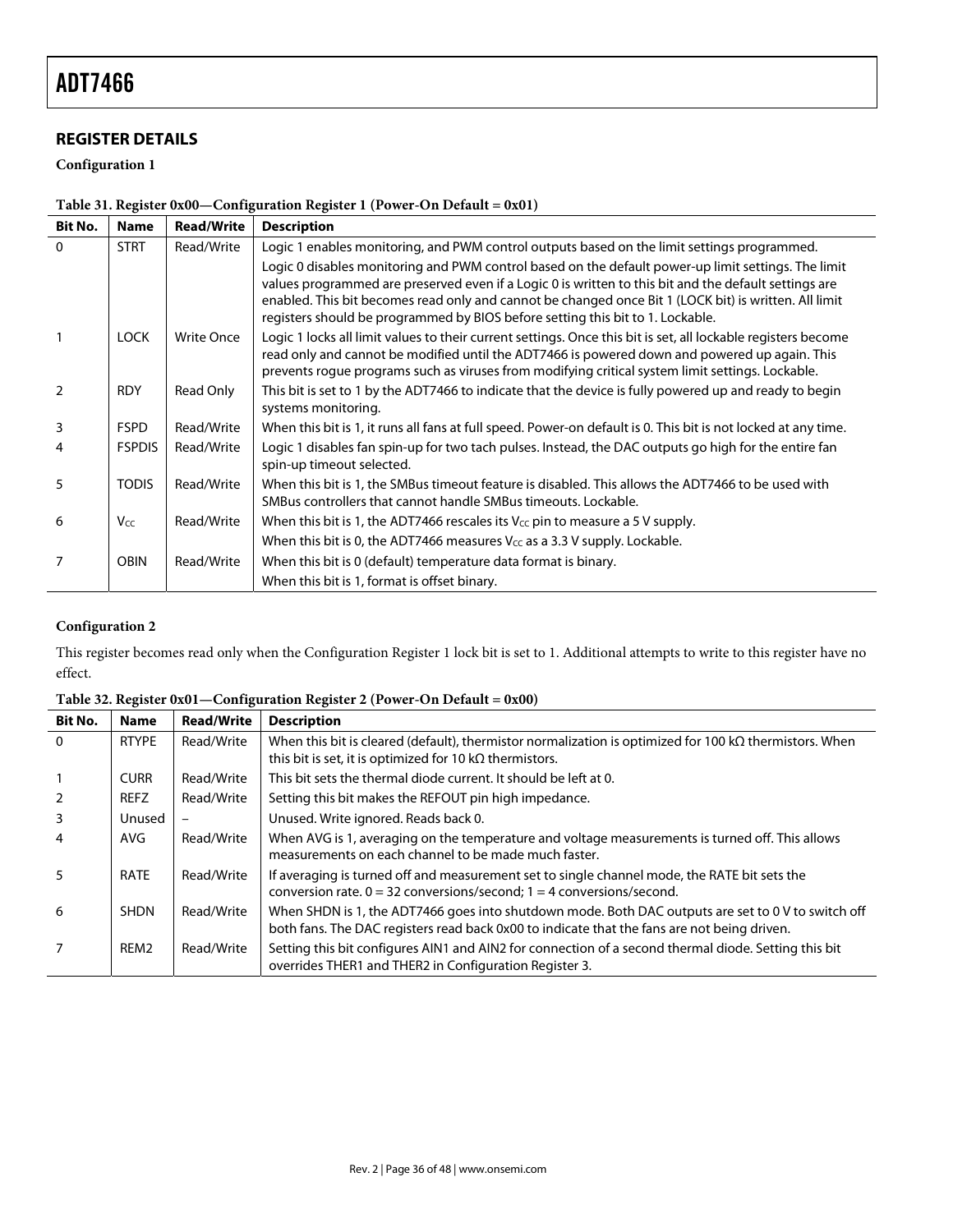## REGISTER DETAILS

**Configuration 1**

**Table 31. Register 0x00—Configuration Register 1 (Power-On Default = 0x01)**

| Bit No. | Name | Read/Write | Description |
|---|---|---|---|
| 0 | STRT | Read/Write | Logic 1 enables monitoring, and PWM control outputs based on the limit settings programmed. Logic 0 disables monitoring and PWM control based on the default power-up limit settings. The limit values programmed are preserved even if a Logic 0 is written to this bit and the default settings are enabled. This bit becomes read only and cannot be changed once Bit 1 (LOCK bit) is written. All limit registers should be programmed by BIOS before setting this bit to 1. Lockable. |
| 1 | LOCK | Write Once | Logic 1 locks all limit values to their current settings. Once this bit is set, all lockable registers become read only and cannot be modified until the ADT7466 is powered down and powered up again. This prevents rogue programs such as viruses from modifying critical system limit settings. Lockable. |
| 2 | RDY | Read Only | This bit is set to 1 by the ADT7466 to indicate that the device is fully powered up and ready to begin systems monitoring. |
| 3 | FSPD | Read/Write | When this bit is 1, it runs all fans at full speed. Power-on default is 0. This bit is not locked at any time. |
| 4 | FSPDIS | Read/Write | Logic 1 disables fan spin-up for two tach pulses. Instead, the DAC outputs go high for the entire fan spin-up timeout selected. |
| 5 | TODIS | Read/Write | When this bit is 1, the SMBus timeout feature is disabled. This allows the ADT7466 to be used with SMBus controllers that cannot handle SMBus timeouts. Lockable. |
| 6 | $V_{CC}$ | Read/Write | When this bit is 1, the ADT7466 rescales its $V_{CC}$ pin to measure a 5 V supply. When this bit is 0, the ADT7466 measures $V_{CC}$ as a 3.3 V supply. Lockable. |
| 7 | OBIN | Read/Write | When this bit is 0 (default) temperature data format is binary. When this bit is 1, format is offset binary. |

**Configuration 2**

This register becomes read only when the Configuration Register 1 lock bit is set to 1. Additional attempts to write to this register have no effect.

**Table 32. Register 0x01—Configuration Register 2 (Power-On Default = 0x00)**

| Bit No. | Name | Read/Write | Description |
|---|---|---|---|
| 0 | RTYPE | Read/Write | When this bit is cleared (default), thermistor normalization is optimized for 100 kΩ thermistors. When this bit is set, it is optimized for 10 kΩ thermistors. |
| 1 | CURR | Read/Write | This bit sets the thermal diode current. It should be left at 0. |
| 2 | REFZ | Read/Write | Setting this bit makes the REFOUT pin high impedance. |
| 3 | Unused | – | Unused. Write ignored. Reads back 0. |
| 4 | AVG | Read/Write | When AVG is 1, averaging on the temperature and voltage measurements is turned off. This allows measurements on each channel to be made much faster. |
| 5 | RATE | Read/Write | If averaging is turned off and measurement set to single channel mode, the RATE bit sets the conversion rate. 0 = 32 conversions/second; 1 = 4 conversions/second. |
| 6 | SHDN | Read/Write | When SHDN is 1, the ADT7466 goes into shutdown mode. Both DAC outputs are set to 0 V to switch off both fans. The DAC registers read back 0x00 to indicate that the fans are not being driven. |
| 7 | REM2 | Read/Write | Setting this bit configures AIN1 and AIN2 for connection of a second thermal diode. Setting this bit overrides THER1 and THER2 in Configuration Register 3. |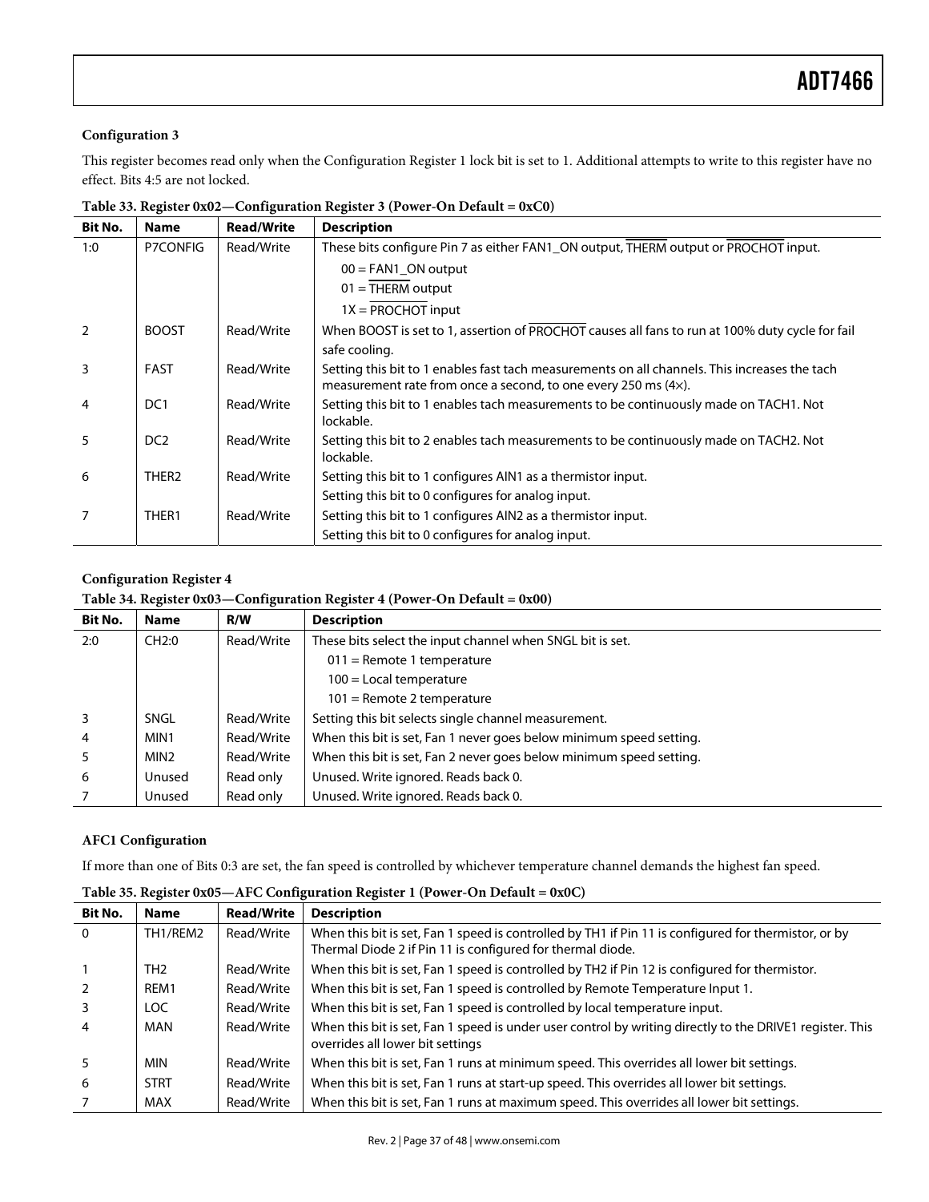### Configuration 3

This register becomes read only when the Configuration Register 1 lock bit is set to 1. Additional attempts to write to this register have no effect. Bits 4:5 are not locked.

**Table 33. Register 0x02—Configuration Register 3 (Power-On Default = 0xC0)**

| Bit No. | Name | Read/Write | Description |
|---|---|---|---|
| 1:0 | P7CONFIG | Read/Write | These bits configure Pin 7 as either FAN1_ON output, THERM output or PROCHOT input.<br>00 = FAN1_ON output<br>01 = THERM output<br>1X = PROCHOT input |
| 2 | BOOST | Read/Write | When BOOST is set to 1, assertion of PROCHOT causes all fans to run at 100% duty cycle for fail safe cooling. |
| 3 | FAST | Read/Write | Setting this bit to 1 enables fast tach measurements on all channels. This increases the tach measurement rate from once a second, to one every 250 ms (4×). |
| 4 | DC1 | Read/Write | Setting this bit to 1 enables tach measurements to be continuously made on TACH1. Not lockable. |
| 5 | DC2 | Read/Write | Setting this bit to 2 enables tach measurements to be continuously made on TACH2. Not lockable. |
| 6 | THER2 | Read/Write | Setting this bit to 1 configures AIN1 as a thermistor input.<br>Setting this bit to 0 configures for analog input. |
| 7 | THER1 | Read/Write | Setting this bit to 1 configures AIN2 as a thermistor input.<br>Setting this bit to 0 configures for analog input. |

### Configuration Register 4

**Table 34. Register 0x03—Configuration Register 4 (Power-On Default = 0x00)**

| Bit No. | Name | R/W | Description |
|---|---|---|---|
| 2:0 | CH2:0 | Read/Write | These bits select the input channel when SNGL bit is set.<br>011 = Remote 1 temperature<br>100 = Local temperature<br>101 = Remote 2 temperature |
| 3 | SNGL | Read/Write | Setting this bit selects single channel measurement. |
| 4 | MIN1 | Read/Write | When this bit is set, Fan 1 never goes below minimum speed setting. |
| 5 | MIN2 | Read/Write | When this bit is set, Fan 2 never goes below minimum speed setting. |
| 6 | Unused | Read only | Unused. Write ignored. Reads back 0. |
| 7 | Unused | Read only | Unused. Write ignored. Reads back 0. |

### AFC1 Configuration

If more than one of Bits 0:3 are set, the fan speed is controlled by whichever temperature channel demands the highest fan speed.

**Table 35. Register 0x05—AFC Configuration Register 1 (Power-On Default = 0x0C)**

| Bit No. | Name | Read/Write | Description |
|---|---|---|---|
| 0 | TH1/REM2 | Read/Write | When this bit is set, Fan 1 speed is controlled by TH1 if Pin 11 is configured for thermistor, or by Thermal Diode 2 if Pin 11 is configured for thermal diode. |
| 1 | TH2 | Read/Write | When this bit is set, Fan 1 speed is controlled by TH2 if Pin 12 is configured for thermistor. |
| 2 | REM1 | Read/Write | When this bit is set, Fan 1 speed is controlled by Remote Temperature Input 1. |
| 3 | LOC | Read/Write | When this bit is set, Fan 1 speed is controlled by local temperature input. |
| 4 | MAN | Read/Write | When this bit is set, Fan 1 speed is under user control by writing directly to the DRIVE1 register. This overrides all lower bit settings |
| 5 | MIN | Read/Write | When this bit is set, Fan 1 runs at minimum speed. This overrides all lower bit settings. |
| 6 | STRT | Read/Write | When this bit is set, Fan 1 runs at start-up speed. This overrides all lower bit settings. |
| 7 | MAX | Read/Write | When this bit is set, Fan 1 runs at maximum speed. This overrides all lower bit settings. |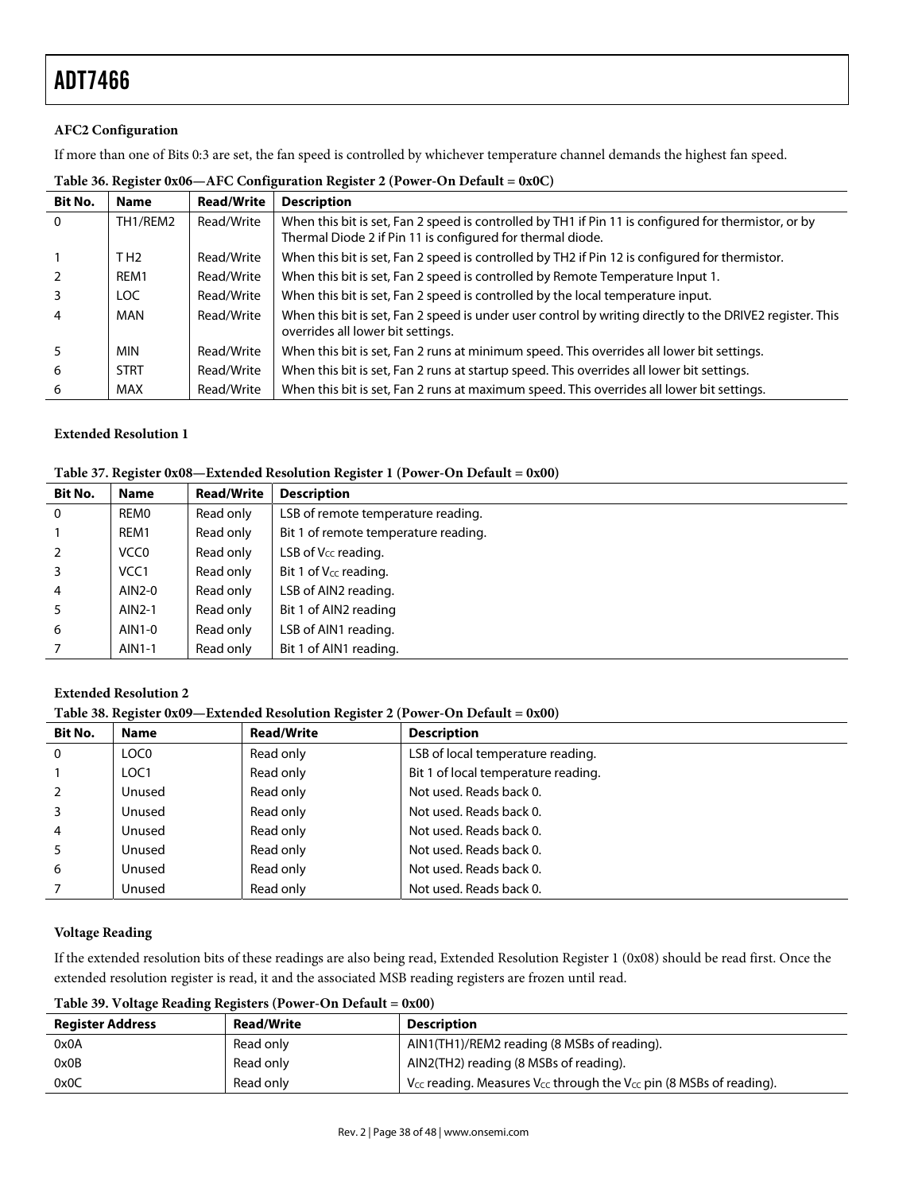## AFC2 Configuration

If more than one of Bits 0:3 are set, the fan speed is controlled by whichever temperature channel demands the highest fan speed.

**Table 36. Register 0x06—AFC Configuration Register 2 (Power-On Default = 0x0C)**

| Bit No. | Name | Read/Write | Description |
|---|---|---|---|
| 0 | TH1/REM2 | Read/Write | When this bit is set, Fan 2 speed is controlled by TH1 if Pin 11 is configured for thermistor, or by Thermal Diode 2 if Pin 11 is configured for thermal diode. |
| 1 | TH2 | Read/Write | When this bit is set, Fan 2 speed is controlled by TH2 if Pin 12 is configured for thermistor. |
| 2 | REM1 | Read/Write | When this bit is set, Fan 2 speed is controlled by Remote Temperature Input 1. |
| 3 | LOC | Read/Write | When this bit is set, Fan 2 speed is controlled by the local temperature input. |
| 4 | MAN | Read/Write | When this bit is set, Fan 2 speed is under user control by writing directly to the DRIVE2 register. This overrides all lower bit settings. |
| 5 | MIN | Read/Write | When this bit is set, Fan 2 runs at minimum speed. This overrides all lower bit settings. |
| 6 | STRT | Read/Write | When this bit is set, Fan 2 runs at startup speed. This overrides all lower bit settings. |
| 6 | MAX | Read/Write | When this bit is set, Fan 2 runs at maximum speed. This overrides all lower bit settings. |

## Extended Resolution 1

**Table 37. Register 0x08—Extended Resolution Register 1 (Power-On Default = 0x00)**

| Bit No. | Name | Read/Write | Description |
|---|---|---|---|
| 0 | REM0 | Read only | LSB of remote temperature reading. |
| 1 | REM1 | Read only | Bit 1 of remote temperature reading. |
| 2 | VCC0 | Read only | LSB of $V_{CC}$ reading. |
| 3 | VCC1 | Read only | Bit 1 of $V_{CC}$ reading. |
| 4 | AIN2-0 | Read only | LSB of AIN2 reading. |
| 5 | AIN2-1 | Read only | Bit 1 of AIN2 reading |
| 6 | AIN1-0 | Read only | LSB of AIN1 reading. |
| 7 | AIN1-1 | Read only | Bit 1 of AIN1 reading. |

## Extended Resolution 2

**Table 38. Register 0x09—Extended Resolution Register 2 (Power-On Default = 0x00)**

| Bit No. | Name | Read/Write | Description |
|---|---|---|---|
| 0 | LOC0 | Read only | LSB of local temperature reading. |
| 1 | LOC1 | Read only | Bit 1 of local temperature reading. |
| 2 | Unused | Read only | Not used. Reads back 0. |
| 3 | Unused | Read only | Not used. Reads back 0. |
| 4 | Unused | Read only | Not used. Reads back 0. |
| 5 | Unused | Read only | Not used. Reads back 0. |
| 6 | Unused | Read only | Not used. Reads back 0. |
| 7 | Unused | Read only | Not used. Reads back 0. |

## Voltage Reading

If the extended resolution bits of these readings are also being read, Extended Resolution Register 1 (0x08) should be read first. Once the extended resolution register is read, it and the associated MSB reading registers are frozen until read.

**Table 39. Voltage Reading Registers (Power-On Default = 0x00)**

| Register Address | Read/Write | Description |
|---|---|---|
| 0x0A | Read only | AIN1(TH1)/REM2 reading (8 MSBs of reading). |
| 0x0B | Read only | AIN2(TH2) reading (8 MSBs of reading). |
| 0x0C | Read only | $V_{CC}$ reading. Measures $V_{CC}$ through the $V_{CC}$ pin (8 MSBs of reading). |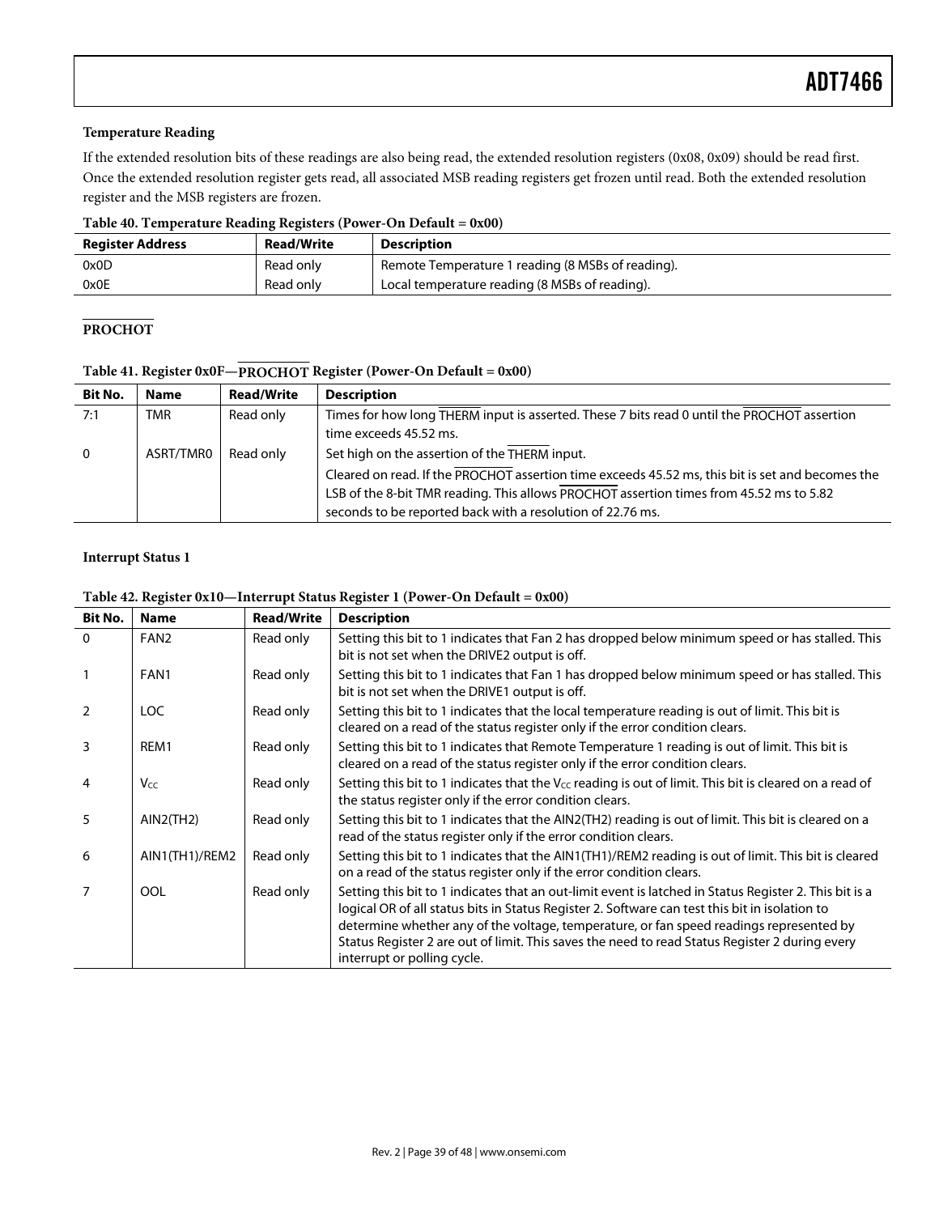### Temperature Reading

If the extended resolution bits of these readings are also being read, the extended resolution registers (0x08, 0x09) should be read first. Once the extended resolution register gets read, all associated MSB reading registers get frozen until read. Both the extended resolution register and the MSB registers are frozen.

**Table 40. Temperature Reading Registers (Power-On Default = 0x00)**

| Register Address | Read/Write | Description |
|---|---|---|
| 0x0D | Read only | Remote Temperature 1 reading (8 MSBs of reading). |
| 0x0E | Read only | Local temperature reading (8 MSBs of reading). |

### PROCHOT

**Table 41. Register 0x0F—PROCHOT Register (Power-On Default = 0x00)**

| Bit No. | Name | Read/Write | Description |
|---|---|---|---|
| 7:1 | TMR | Read only | Times for how long THERM input is asserted. These 7 bits read 0 until the PROCHOT assertion time exceeds 45.52 ms. |
| 0 | ASRT/TMR0 | Read only | Set high on the assertion of the THERM input. Cleared on read. If the PROCHOT assertion time exceeds 45.52 ms, this bit is set and becomes the LSB of the 8-bit TMR reading. This allows PROCHOT assertion times from 45.52 ms to 5.82 seconds to be reported back with a resolution of 22.76 ms. |

### Interrupt Status 1

**Table 42. Register 0x10—Interrupt Status Register 1 (Power-On Default = 0x00)**

| Bit No. | Name | Read/Write | Description |
|---|---|---|---|
| 0 | FAN2 | Read only | Setting this bit to 1 indicates that Fan 2 has dropped below minimum speed or has stalled. This bit is not set when the DRIVE2 output is off. |
| 1 | FAN1 | Read only | Setting this bit to 1 indicates that Fan 1 has dropped below minimum speed or has stalled. This bit is not set when the DRIVE1 output is off. |
| 2 | LOC | Read only | Setting this bit to 1 indicates that the local temperature reading is out of limit. This bit is cleared on a read of the status register only if the error condition clears. |
| 3 | REM1 | Read only | Setting this bit to 1 indicates that Remote Temperature 1 reading is out of limit. This bit is cleared on a read of the status register only if the error condition clears. |
| 4 | $V_{CC}$ | Read only | Setting this bit to 1 indicates that the $V_{CC}$ reading is out of limit. This bit is cleared on a read of the status register only if the error condition clears. |
| 5 | AIN2(TH2) | Read only | Setting this bit to 1 indicates that the AIN2(TH2) reading is out of limit. This bit is cleared on a read of the status register only if the error condition clears. |
| 6 | AIN1(TH1)/REM2 | Read only | Setting this bit to 1 indicates that the AIN1(TH1)/REM2 reading is out of limit. This bit is cleared on a read of the status register only if the error condition clears. |
| 7 | OOL | Read only | Setting this bit to 1 indicates that an out-limit event is latched in Status Register 2. This bit is a logical OR of all status bits in Status Register 2. Software can test this bit in isolation to determine whether any of the voltage, temperature, or fan speed readings represented by Status Register 2 are out of limit. This saves the need to read Status Register 2 during every interrupt or polling cycle. |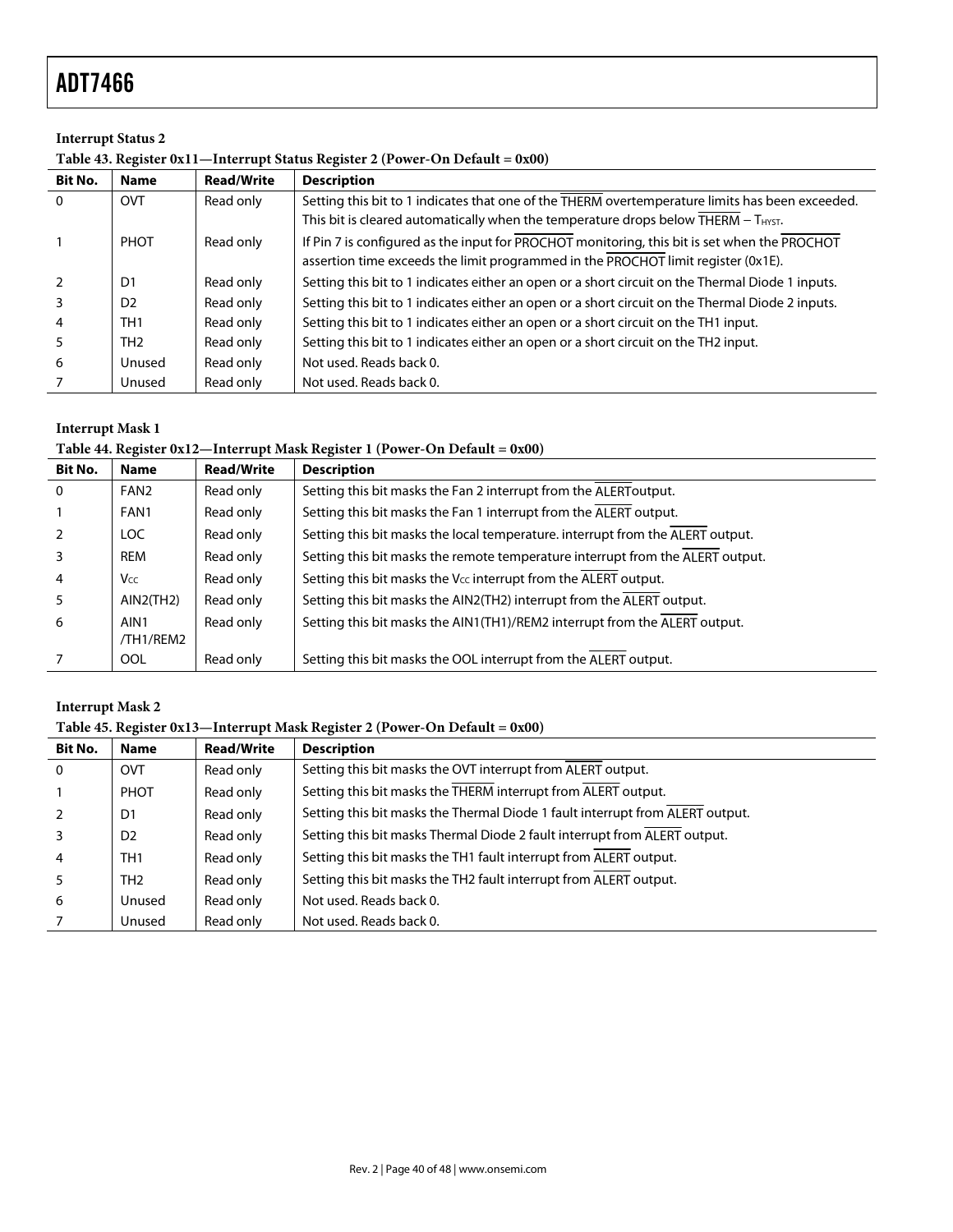### Interrupt Status 2

**Table 43. Register 0x11—Interrupt Status Register 2 (Power-On Default = 0x00)**

| Bit No. | Name | Read/Write | Description |
|---|---|---|---|
| 0 | OVT | Read only | Setting this bit to 1 indicates that one of the THERM overtemperature limits has been exceeded. This bit is cleared automatically when the temperature drops below THERM − $T_{HYST}$. |
| 1 | PHOT | Read only | If Pin 7 is configured as the input for PROCHOT monitoring, this bit is set when the PROCHOT assertion time exceeds the limit programmed in the PROCHOT limit register (0x1E). |
| 2 | D1 | Read only | Setting this bit to 1 indicates either an open or a short circuit on the Thermal Diode 1 inputs. |
| 3 | D2 | Read only | Setting this bit to 1 indicates either an open or a short circuit on the Thermal Diode 2 inputs. |
| 4 | TH1 | Read only | Setting this bit to 1 indicates either an open or a short circuit on the TH1 input. |
| 5 | TH2 | Read only | Setting this bit to 1 indicates either an open or a short circuit on the TH2 input. |
| 6 | Unused | Read only | Not used. Reads back 0. |
| 7 | Unused | Read only | Not used. Reads back 0. |

### Interrupt Mask 1

**Table 44. Register 0x12—Interrupt Mask Register 1 (Power-On Default = 0x00)**

| Bit No. | Name | Read/Write | Description |
|---|---|---|---|
| 0 | FAN2 | Read only | Setting this bit masks the Fan 2 interrupt from the ALERToutput. |
| 1 | FAN1 | Read only | Setting this bit masks the Fan 1 interrupt from the ALERT output. |
| 2 | LOC | Read only | Setting this bit masks the local temperature. interrupt from the ALERT output. |
| 3 | REM | Read only | Setting this bit masks the remote temperature interrupt from the ALERT output. |
| 4 | $V_{CC}$ | Read only | Setting this bit masks the $V_{CC}$ interrupt from the ALERT output. |
| 5 | AIN2(TH2) | Read only | Setting this bit masks the AIN2(TH2) interrupt from the ALERT output. |
| 6 | AIN1 /TH1/REM2 | Read only | Setting this bit masks the AIN1(TH1)/REM2 interrupt from the ALERT output. |
| 7 | OOL | Read only | Setting this bit masks the OOL interrupt from the ALERT output. |

### Interrupt Mask 2

**Table 45. Register 0x13—Interrupt Mask Register 2 (Power-On Default = 0x00)**

| Bit No. | Name | Read/Write | Description |
|---|---|---|---|
| 0 | OVT | Read only | Setting this bit masks the OVT interrupt from ALERT output. |
| 1 | PHOT | Read only | Setting this bit masks the THERM interrupt from ALERT output. |
| 2 | D1 | Read only | Setting this bit masks the Thermal Diode 1 fault interrupt from ALERT output. |
| 3 | D2 | Read only | Setting this bit masks Thermal Diode 2 fault interrupt from ALERT output. |
| 4 | TH1 | Read only | Setting this bit masks the TH1 fault interrupt from ALERT output. |
| 5 | TH2 | Read only | Setting this bit masks the TH2 fault interrupt from ALERT output. |
| 6 | Unused | Read only | Not used. Reads back 0. |
| 7 | Unused | Read only | Not used. Reads back 0. |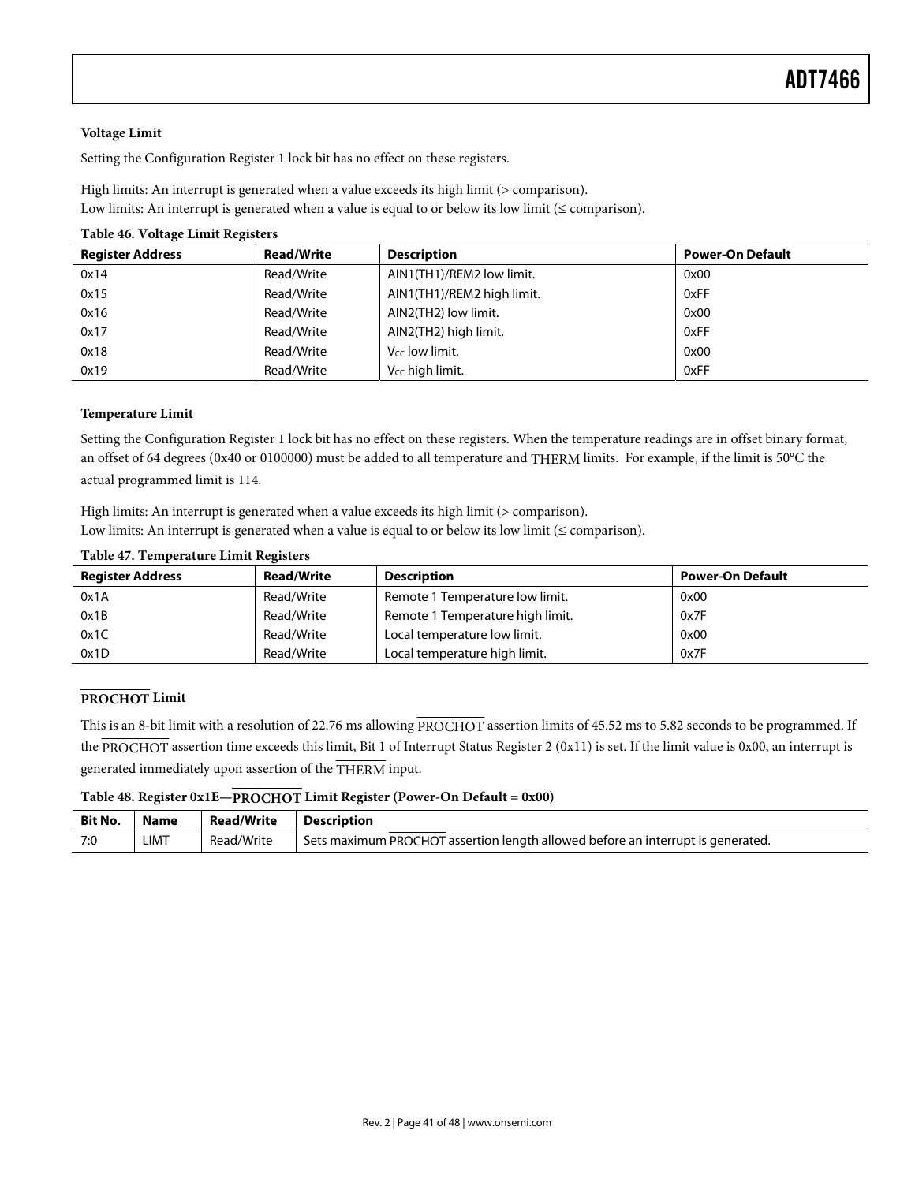### Voltage Limit

Setting the Configuration Register 1 lock bit has no effect on these registers.

High limits: An interrupt is generated when a value exceeds its high limit (> comparison).
Low limits: An interrupt is generated when a value is equal to or below its low limit (≤ comparison).

**Table 46. Voltage Limit Registers**

| Register Address | Read/Write | Description | Power-On Default |
| --- | --- | --- | --- |
| 0x14 | Read/Write | AIN1(TH1)/REM2 low limit. | 0x00 |
| 0x15 | Read/Write | AIN1(TH1)/REM2 high limit. | 0xFF |
| 0x16 | Read/Write | AIN2(TH2) low limit. | 0x00 |
| 0x17 | Read/Write | AIN2(TH2) high limit. | 0xFF |
| 0x18 | Read/Write | $V_{CC}$ low limit. | 0x00 |
| 0x19 | Read/Write | $V_{CC}$ high limit. | 0xFF |

### Temperature Limit

Setting the Configuration Register 1 lock bit has no effect on these registers. When the temperature readings are in offset binary format, an offset of 64 degrees (0x40 or 0100000) must be added to all temperature and $\overline{\text{THERM}}$ limits. For example, if the limit is 50°C the actual programmed limit is 114.

High limits: An interrupt is generated when a value exceeds its high limit (> comparison).
Low limits: An interrupt is generated when a value is equal to or below its low limit (≤ comparison).

**Table 47. Temperature Limit Registers**

| Register Address | Read/Write | Description | Power-On Default |
| --- | --- | --- | --- |
| 0x1A | Read/Write | Remote 1 Temperature low limit. | 0x00 |
| 0x1B | Read/Write | Remote 1 Temperature high limit. | 0x7F |
| 0x1C | Read/Write | Local temperature low limit. | 0x00 |
| 0x1D | Read/Write | Local temperature high limit. | 0x7F |

### $\overline{\text{PROCHOT}}$ Limit

This is an 8-bit limit with a resolution of 22.76 ms allowing $\overline{\text{PROCHOT}}$ assertion limits of 45.52 ms to 5.82 seconds to be programmed. If the $\overline{\text{PROCHOT}}$ assertion time exceeds this limit, Bit 1 of Interrupt Status Register 2 (0x11) is set. If the limit value is 0x00, an interrupt is generated immediately upon assertion of the $\overline{\text{THERM}}$ input.

**Table 48. Register 0x1E—$\overline{\text{PROCHOT}}$ Limit Register (Power-On Default = 0x00)**

| Bit No. | Name | Read/Write | Description |
| --- | --- | --- | --- |
| 7:0 | LIMT | Read/Write | Sets maximum $\overline{\text{PROCHOT}}$ assertion length allowed before an interrupt is generated. |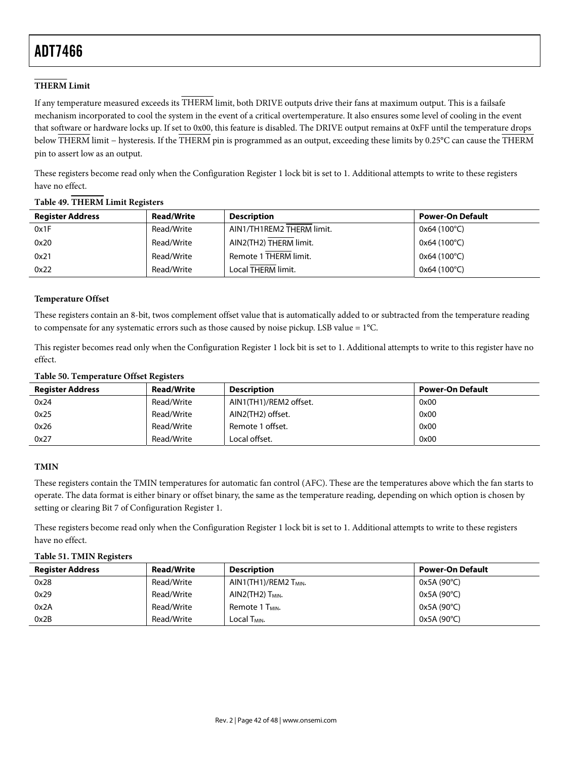### THERM Limit

If any temperature measured exceeds its THERM limit, both DRIVE outputs drive their fans at maximum output. This is a failsafe mechanism incorporated to cool the system in the event of a critical overtemperature. It also ensures some level of cooling in the event that software or hardware locks up. If set to 0x00, this feature is disabled. The DRIVE output remains at 0xFF until the temperature drops below THERM limit – hysteresis. If the THERM pin is programmed as an output, exceeding these limits by 0.25°C can cause the THERM pin to assert low as an output.

These registers become read only when the Configuration Register 1 lock bit is set to 1. Additional attempts to write to these registers have no effect.

**Table 49. THERM Limit Registers**

| Register Address | Read/Write | Description | Power-On Default |
|---|---|---|---|
| 0x1F | Read/Write | AIN1/TH1REM2 THERM limit. | 0x64 (100°C) |
| 0x20 | Read/Write | AIN2(TH2) THERM limit. | 0x64 (100°C) |
| 0x21 | Read/Write | Remote 1 THERM limit. | 0x64 (100°C) |
| 0x22 | Read/Write | Local THERM limit. | 0x64 (100°C) |

### Temperature Offset

These registers contain an 8-bit, twos complement offset value that is automatically added to or subtracted from the temperature reading to compensate for any systematic errors such as those caused by noise pickup. LSB value = 1°C.

This register becomes read only when the Configuration Register 1 lock bit is set to 1. Additional attempts to write to this register have no effect.

**Table 50. Temperature Offset Registers**

| Register Address | Read/Write | Description | Power-On Default |
|---|---|---|---|
| 0x24 | Read/Write | AIN1(TH1)/REM2 offset. | 0x00 |
| 0x25 | Read/Write | AIN2(TH2) offset. | 0x00 |
| 0x26 | Read/Write | Remote 1 offset. | 0x00 |
| 0x27 | Read/Write | Local offset. | 0x00 |

### TMIN

These registers contain the TMIN temperatures for automatic fan control (AFC). These are the temperatures above which the fan starts to operate. The data format is either binary or offset binary, the same as the temperature reading, depending on which option is chosen by setting or clearing Bit 7 of Configuration Register 1.

These registers become read only when the Configuration Register 1 lock bit is set to 1. Additional attempts to write to these registers have no effect.

**Table 51. TMIN Registers**

| Register Address | Read/Write | Description | Power-On Default |
|---|---|---|---|
| 0x28 | Read/Write | AIN1(TH1)/REM2 $T_{MIN}$. | 0x5A (90°C) |
| 0x29 | Read/Write | AIN2(TH2) $T_{MIN}$. | 0x5A (90°C) |
| 0x2A | Read/Write | Remote 1 $T_{MIN}$. | 0x5A (90°C) |
| 0x2B | Read/Write | Local $T_{MIN}$. | 0x5A (90°C) |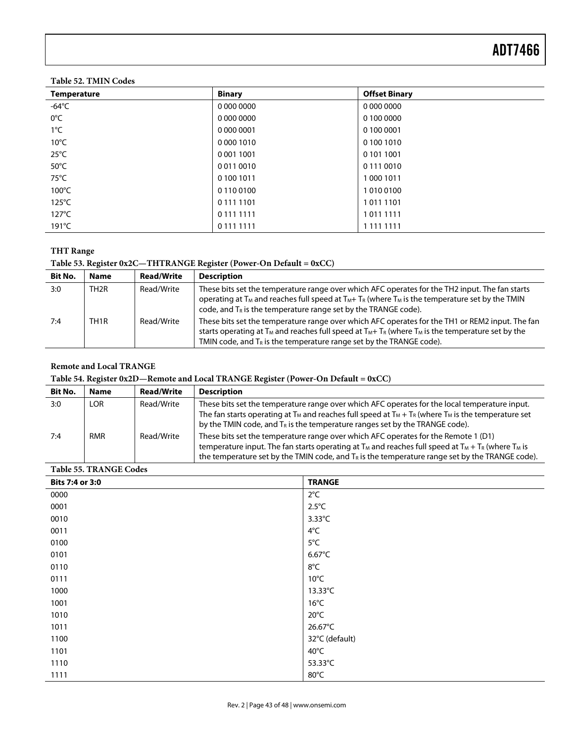**Table 52. TMIN Codes**

| Temperature | Binary | Offset Binary |
|---|---|---|
| -64°C | 0 000 0000 | 0 000 0000 |
| 0°C | 0 000 0000 | 0 100 0000 |
| 1°C | 0 000 0001 | 0 100 0001 |
| 10°C | 0 000 1010 | 0 100 1010 |
| 25°C | 0 001 1001 | 0 101 1001 |
| 50°C | 0 011 0010 | 0 111 0010 |
| 75°C | 0 100 1011 | 1 000 1011 |
| 100°C | 0 110 0100 | 1 010 0100 |
| 125°C | 0 111 1101 | 1 011 1101 |
| 127°C | 0 111 1111 | 1 011 1111 |
| 191°C | 0 111 1111 | 1 111 1111 |

### THT Range

**Table 53. Register 0x2C—THTRANGE Register (Power-On Default = 0xCC)**

| Bit No. | Name | Read/Write | Description |
|---|---|---|---|
| 3:0 | TH2R | Read/Write | These bits set the temperature range over which AFC operates for the TH2 input. The fan starts operating at $T_M$ and reaches full speed at $T_M$+ $T_R$ (where $T_M$ is the temperature set by the TMIN code, and $T_R$ is the temperature range set by the TRANGE code). |
| 7:4 | TH1R | Read/Write | These bits set the temperature range over which AFC operates for the TH1 or REM2 input. The fan starts operating at $T_M$ and reaches full speed at $T_M$+ $T_R$ (where $T_M$ is the temperature set by the TMIN code, and $T_R$ is the temperature range set by the TRANGE code). |

### Remote and Local TRANGE

**Table 54. Register 0x2D—Remote and Local TRANGE Register (Power-On Default = 0xCC)**

| Bit No. | Name | Read/Write | Description |
|---|---|---|---|
| 3:0 | LOR | Read/Write | These bits set the temperature range over which AFC operates for the local temperature input. The fan starts operating at $T_M$ and reaches full speed at $T_M$ + $T_R$ (where $T_M$ is the temperature set by the TMIN code, and $T_R$ is the temperature ranges set by the TRANGE code). |
| 7:4 | RMR | Read/Write | These bits set the temperature range over which AFC operates for the Remote 1 (D1) temperature input. The fan starts operating at $T_M$ and reaches full speed at $T_M$ + $T_R$ (where $T_M$ is the temperature set by the TMIN code, and $T_R$ is the temperature range set by the TRANGE code). |

**Table 55. TRANGE Codes**

| Bits 7:4 or 3:0 | TRANGE |
|---|---|
| 0000 | 2°C |
| 0001 | 2.5°C |
| 0010 | 3.33°C |
| 0011 | 4°C |
| 0100 | 5°C |
| 0101 | 6.67°C |
| 0110 | 8°C |
| 0111 | 10°C |
| 1000 | 13.33°C |
| 1001 | 16°C |
| 1010 | 20°C |
| 1011 | 26.67°C |
| 1100 | 32°C (default) |
| 1101 | 40°C |
| 1110 | 53.33°C |
| 1111 | 80°C |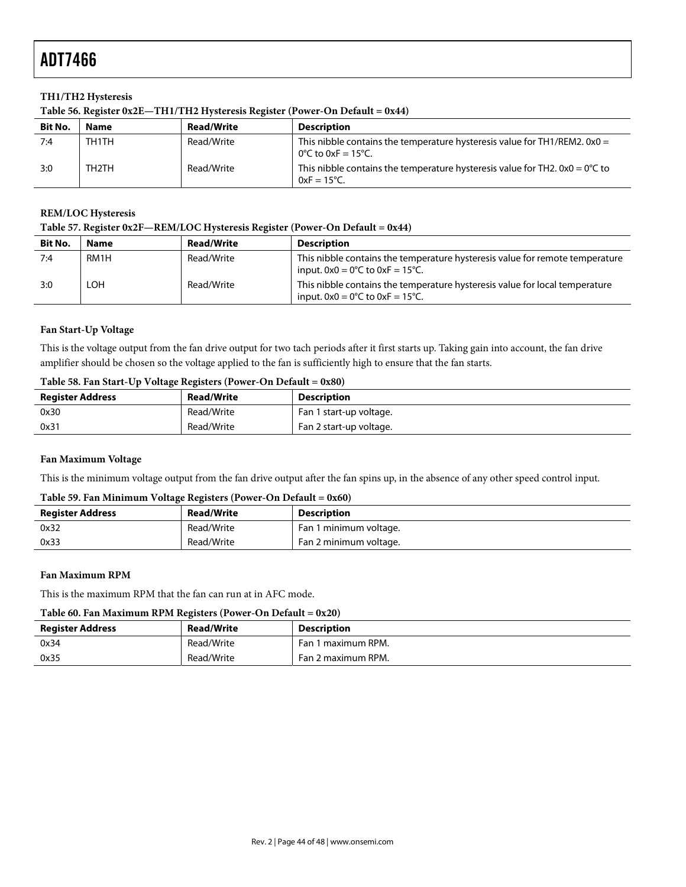### TH1/TH2 Hysteresis

**Table 56. Register 0x2E—TH1/TH2 Hysteresis Register (Power-On Default = 0x44)**

| Bit No. | Name | Read/Write | Description |
|---|---|---|---|
| 7:4 | TH1TH | Read/Write | This nibble contains the temperature hysteresis value for TH1/REM2. 0x0 = 0°C to 0xF = 15°C. |
| 3:0 | TH2TH | Read/Write | This nibble contains the temperature hysteresis value for TH2. 0x0 = 0°C to 0xF = 15°C. |

### REM/LOC Hysteresis

**Table 57. Register 0x2F—REM/LOC Hysteresis Register (Power-On Default = 0x44)**

| Bit No. | Name | Read/Write | Description |
|---|---|---|---|
| 7:4 | RM1H | Read/Write | This nibble contains the temperature hysteresis value for remote temperature input. 0x0 = 0°C to 0xF = 15°C. |
| 3:0 | LOH | Read/Write | This nibble contains the temperature hysteresis value for local temperature input. 0x0 = 0°C to 0xF = 15°C. |

### Fan Start-Up Voltage

This is the voltage output from the fan drive output for two tach periods after it first starts up. Taking gain into account, the fan drive amplifier should be chosen so the voltage applied to the fan is sufficiently high to ensure that the fan starts.

**Table 58. Fan Start-Up Voltage Registers (Power-On Default = 0x80)**

| Register Address | Read/Write | Description |
|---|---|---|
| 0x30 | Read/Write | Fan 1 start-up voltage. |
| 0x31 | Read/Write | Fan 2 start-up voltage. |

### Fan Maximum Voltage

This is the minimum voltage output from the fan drive output after the fan spins up, in the absence of any other speed control input.

**Table 59. Fan Minimum Voltage Registers (Power-On Default = 0x60)**

| Register Address | Read/Write | Description |
|---|---|---|
| 0x32 | Read/Write | Fan 1 minimum voltage. |
| 0x33 | Read/Write | Fan 2 minimum voltage. |

### Fan Maximum RPM

This is the maximum RPM that the fan can run at in AFC mode.

**Table 60. Fan Maximum RPM Registers (Power-On Default = 0x20)**

| Register Address | Read/Write | Description |
|---|---|---|
| 0x34 | Read/Write | Fan 1 maximum RPM. |
| 0x35 | Read/Write | Fan 2 maximum RPM. |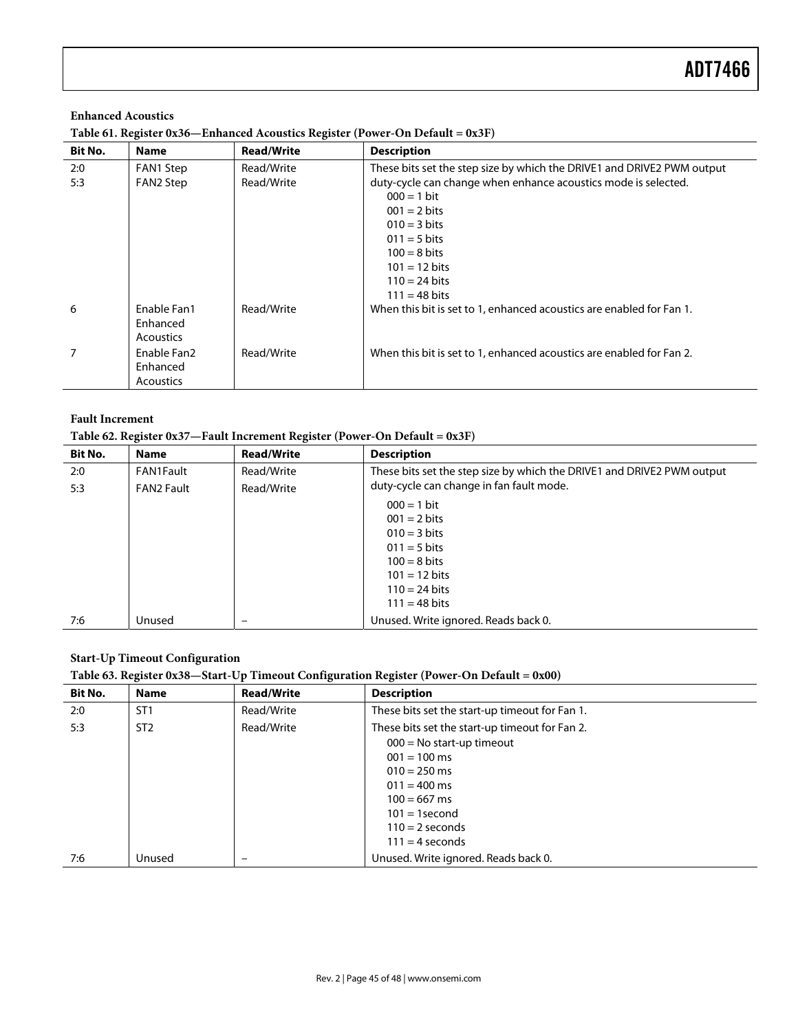**Enhanced Acoustics**

**Table 61. Register 0x36—Enhanced Acoustics Register (Power-On Default = 0x3F)**

| Bit No. | Name | Read/Write | Description |
|---|---|---|---|
| 2:0 | FAN1 Step | Read/Write | These bits set the step size by which the DRIVE1 and DRIVE2 PWM output duty-cycle can change when enhance acoustics mode is selected. 000 = 1 bit 001 = 2 bits 010 = 3 bits 011 = 5 bits 100 = 8 bits 101 = 12 bits 110 = 24 bits 111 = 48 bits |
| 5:3 | FAN2 Step | Read/Write | |
| 6 | Enable Fan1 Enhanced Acoustics | Read/Write | When this bit is set to 1, enhanced acoustics are enabled for Fan 1. |
| 7 | Enable Fan2 Enhanced Acoustics | Read/Write | When this bit is set to 1, enhanced acoustics are enabled for Fan 2. |

**Fault Increment**

**Table 62. Register 0x37—Fault Increment Register (Power-On Default = 0x3F)**

| Bit No. | Name | Read/Write | Description |
|---|---|---|---|
| 2:0 | FAN1Fault | Read/Write | These bits set the step size by which the DRIVE1 and DRIVE2 PWM output duty-cycle can change in fan fault mode. 000 = 1 bit 001 = 2 bits 010 = 3 bits 011 = 5 bits 100 = 8 bits 101 = 12 bits 110 = 24 bits 111 = 48 bits |
| 5:3 | FAN2 Fault | Read/Write | |
| 7:6 | Unused | – | Unused. Write ignored. Reads back 0. |

**Start-Up Timeout Configuration**

**Table 63. Register 0x38—Start-Up Timeout Configuration Register (Power-On Default = 0x00)**

| Bit No. | Name | Read/Write | Description |
|---|---|---|---|
| 2:0 | ST1 | Read/Write | These bits set the start-up timeout for Fan 1. |
| 5:3 | ST2 | Read/Write | These bits set the start-up timeout for Fan 2. 000 = No start-up timeout 001 = 100 ms 010 = 250 ms 011 = 400 ms 100 = 667 ms 101 = 1second 110 = 2 seconds 111 = 4 seconds |
| 7:6 | Unused | – | Unused. Write ignored. Reads back 0. |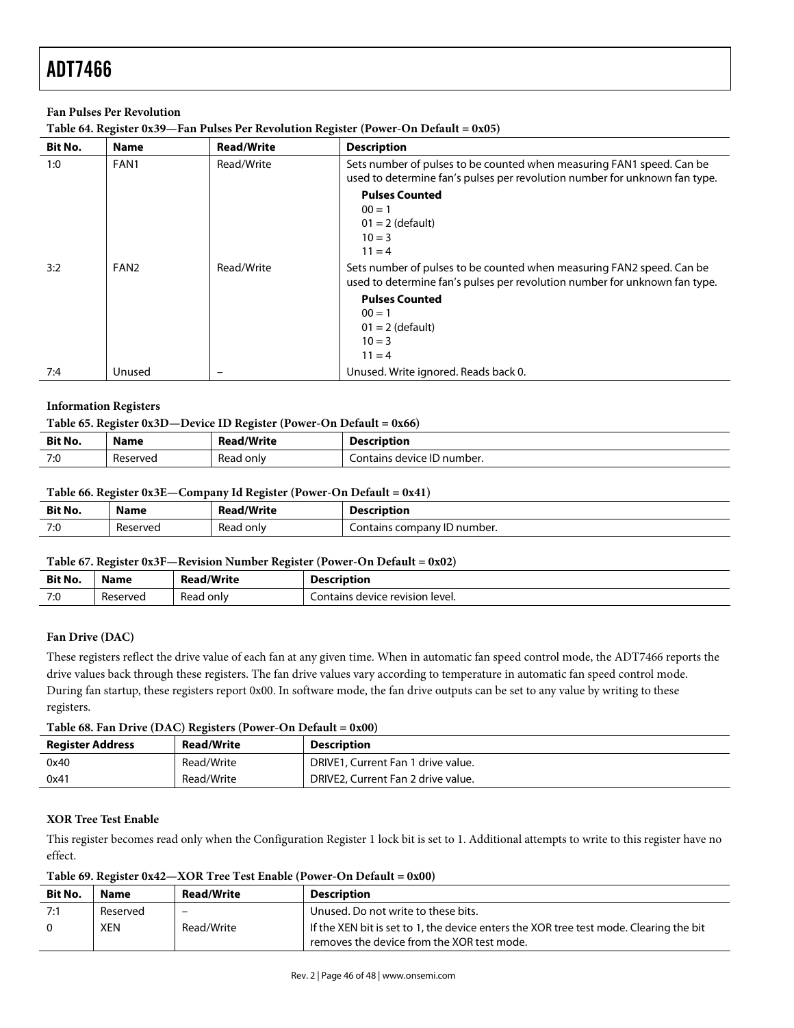### Fan Pulses Per Revolution

Table 64. Register 0x39—Fan Pulses Per Revolution Register (Power-On Default = 0x05)

| Bit No. | Name | Read/Write | Description |
|---|---|---|---|
| 1:0 | FAN1 | Read/Write | Sets number of pulses to be counted when measuring FAN1 speed. Can be used to determine fan's pulses per revolution number for unknown fan type. **Pulses Counted** 00 = 1 01 = 2 (default) 10 = 3 11 = 4 |
| 3:2 | FAN2 | Read/Write | Sets number of pulses to be counted when measuring FAN2 speed. Can be used to determine fan's pulses per revolution number for unknown fan type. **Pulses Counted** 00 = 1 01 = 2 (default) 10 = 3 11 = 4 |
| 7:4 | Unused | – | Unused. Write ignored. Reads back 0. |

### Information Registers

Table 65. Register 0x3D—Device ID Register (Power-On Default = 0x66)

| Bit No. | Name | Read/Write | Description |
|---|---|---|---|
| 7:0 | Reserved | Read only | Contains device ID number. |

Table 66. Register 0x3E—Company Id Register (Power-On Default = 0x41)

| Bit No. | Name | Read/Write | Description |
|---|---|---|---|
| 7:0 | Reserved | Read only | Contains company ID number. |

Table 67. Register 0x3F—Revision Number Register (Power-On Default = 0x02)

| Bit No. | Name | Read/Write | Description |
|---|---|---|---|
| 7:0 | Reserved | Read only | Contains device revision level. |

### Fan Drive (DAC)

These registers reflect the drive value of each fan at any given time. When in automatic fan speed control mode, the ADT7466 reports the drive values back through these registers. The fan drive values vary according to temperature in automatic fan speed control mode. During fan startup, these registers report 0x00. In software mode, the fan drive outputs can be set to any value by writing to these registers.

Table 68. Fan Drive (DAC) Registers (Power-On Default = 0x00)

| Register Address | Read/Write | Description |
|---|---|---|
| 0x40 | Read/Write | DRIVE1, Current Fan 1 drive value. |
| 0x41 | Read/Write | DRIVE2, Current Fan 2 drive value. |

### XOR Tree Test Enable

This register becomes read only when the Configuration Register 1 lock bit is set to 1. Additional attempts to write to this register have no effect.

Table 69. Register 0x42—XOR Tree Test Enable (Power-On Default = 0x00)

| Bit No. | Name | Read/Write | Description |
|---|---|---|---|
| 7:1 | Reserved | – | Unused. Do not write to these bits. |
| 0 | XEN | Read/Write | If the XEN bit is set to 1, the device enters the XOR tree test mode. Clearing the bit removes the device from the XOR test mode. |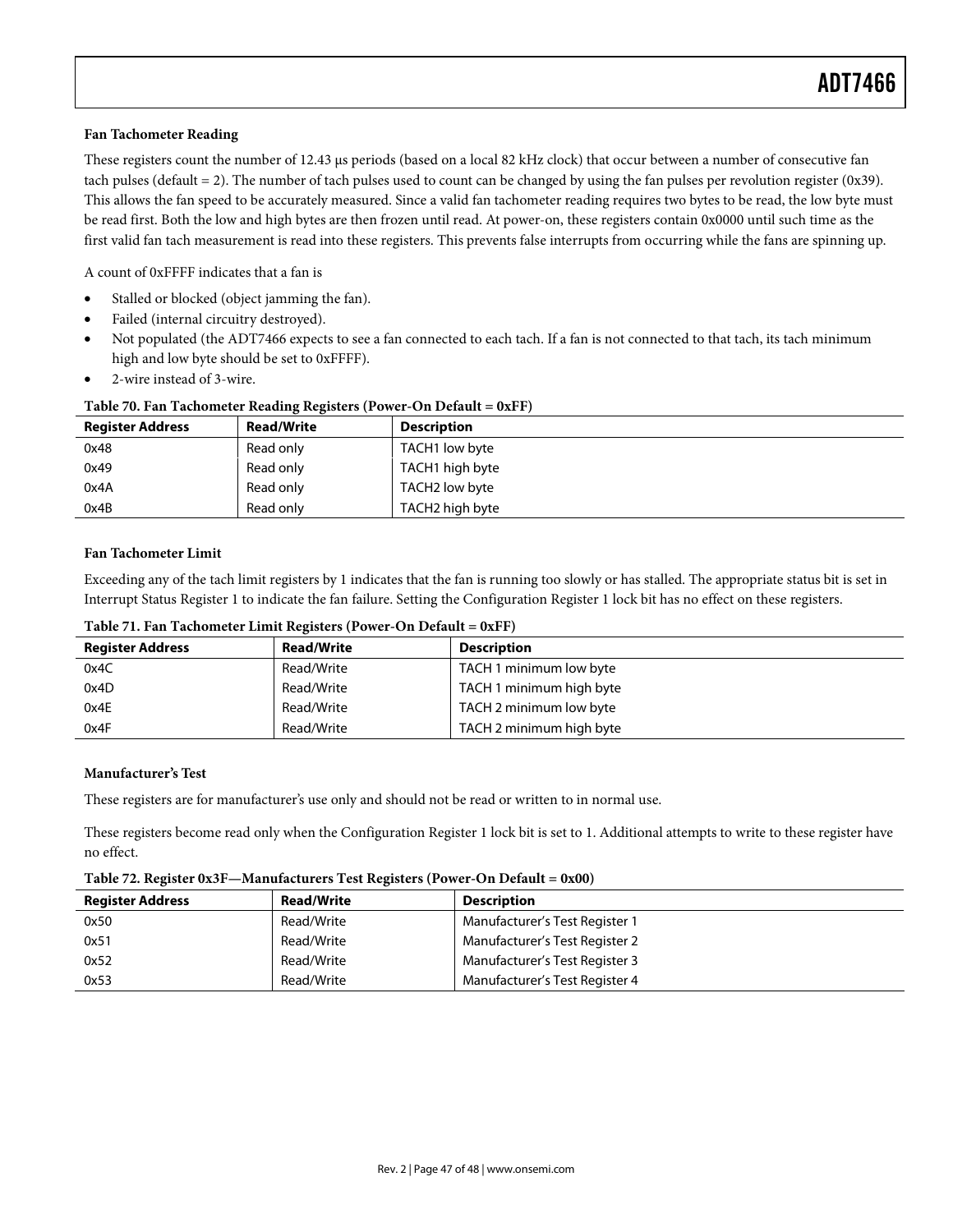### Fan Tachometer Reading

These registers count the number of 12.43 μs periods (based on a local 82 kHz clock) that occur between a number of consecutive fan tach pulses (default = 2). The number of tach pulses used to count can be changed by using the fan pulses per revolution register (0x39). This allows the fan speed to be accurately measured. Since a valid fan tachometer reading requires two bytes to be read, the low byte must be read first. Both the low and high bytes are then frozen until read. At power-on, these registers contain 0x0000 until such time as the first valid fan tach measurement is read into these registers. This prevents false interrupts from occurring while the fans are spinning up.

A count of 0xFFFF indicates that a fan is

- Stalled or blocked (object jamming the fan).
- Failed (internal circuitry destroyed).
- Not populated (the ADT7466 expects to see a fan connected to each tach. If a fan is not connected to that tach, its tach minimum high and low byte should be set to 0xFFFF).
- 2-wire instead of 3-wire.

**Table 70. Fan Tachometer Reading Registers (Power-On Default = 0xFF)**

| Register Address | Read/Write | Description |
|---|---|---|
| 0x48 | Read only | TACH1 low byte |
| 0x49 | Read only | TACH1 high byte |
| 0x4A | Read only | TACH2 low byte |
| 0x4B | Read only | TACH2 high byte |

### Fan Tachometer Limit

Exceeding any of the tach limit registers by 1 indicates that the fan is running too slowly or has stalled. The appropriate status bit is set in Interrupt Status Register 1 to indicate the fan failure. Setting the Configuration Register 1 lock bit has no effect on these registers.

**Table 71. Fan Tachometer Limit Registers (Power-On Default = 0xFF)**

| Register Address | Read/Write | Description |
|---|---|---|
| 0x4C | Read/Write | TACH 1 minimum low byte |
| 0x4D | Read/Write | TACH 1 minimum high byte |
| 0x4E | Read/Write | TACH 2 minimum low byte |
| 0x4F | Read/Write | TACH 2 minimum high byte |

### Manufacturer's Test

These registers are for manufacturer's use only and should not be read or written to in normal use.

These registers become read only when the Configuration Register 1 lock bit is set to 1. Additional attempts to write to these register have no effect.

**Table 72. Register 0x3F—Manufacturers Test Registers (Power-On Default = 0x00)**

| Register Address | Read/Write | Description |
|---|---|---|
| 0x50 | Read/Write | Manufacturer's Test Register 1 |
| 0x51 | Read/Write | Manufacturer's Test Register 2 |
| 0x52 | Read/Write | Manufacturer's Test Register 3 |
| 0x53 | Read/Write | Manufacturer's Test Register 4 |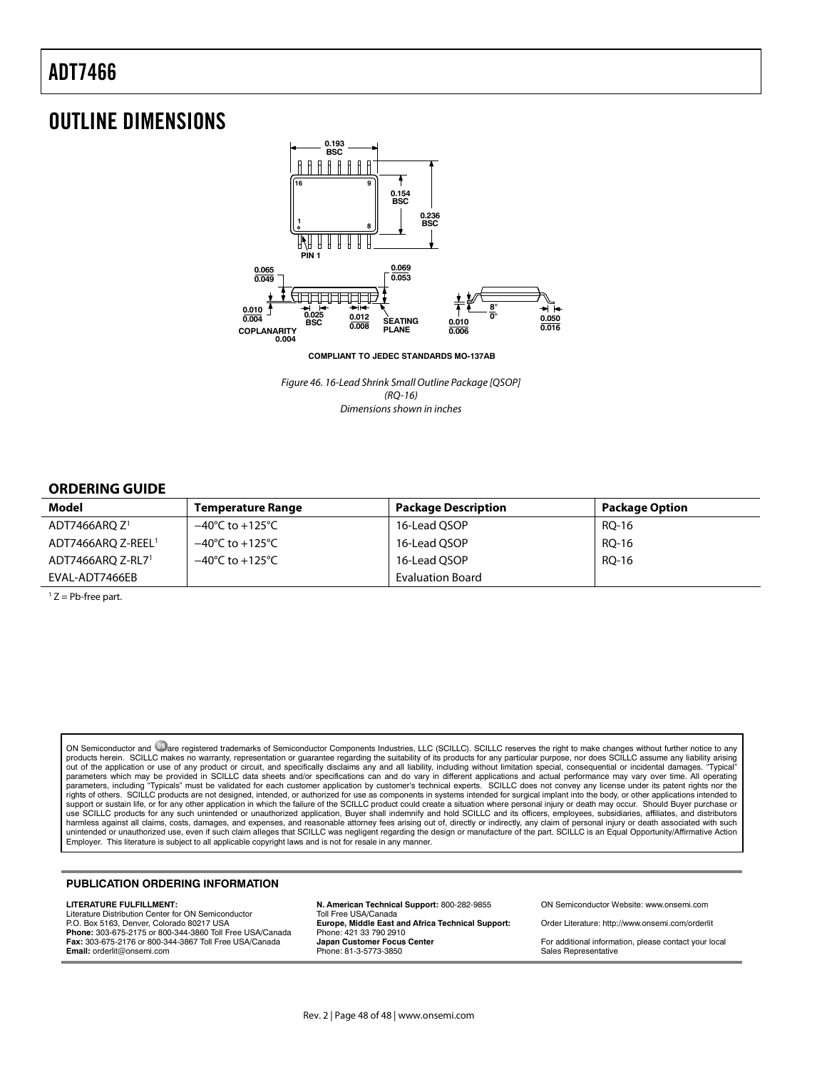# OUTLINE DIMENSIONS

0.193
BSC

16
9
1
8

0.154
BSC

0.236
BSC

PIN 1

0.065
0.049

0.069
0.053

0.010
0.004

0.025
BSC

0.012
0.008

SEATING
PLANE

COPLANARITY
0.004

8°
0°

0.010
0.006

0.050
0.016

COMPLIANT TO JEDEC STANDARDS MO-137AB

*Figure 46. 16-Lead Shrink Small Outline Package [QSOP] (RQ-16) Dimensions shown in inches*

## ORDERING GUIDE

| Model | Temperature Range | Package Description | Package Option |
|---|---|---|---|
| ADT7466ARQ Z[1] | −40°C to +125°C | 16-Lead QSOP | RQ-16 |
| ADT7466ARQ Z-REEL[1] | −40°C to +125°C | 16-Lead QSOP | RQ-16 |
| ADT7466ARQ Z-RL7[1] | −40°C to +125°C | 16-Lead QSOP | RQ-16 |
| EVAL-ADT7466EB | | Evaluation Board | |

[1] Z = Pb-free part.

ON Semiconductor and ON are registered trademarks of Semiconductor Components Industries, LLC (SCILLC). SCILLC reserves the right to make changes without further notice to any products herein. SCILLC makes no warranty, representation or guarantee regarding the suitability of its products for any particular purpose, nor does SCILLC assume any liability arising out of the application or use of any product or circuit, and specifically disclaims any and all liability, including without limitation special, consequential or incidental damages. "Typical" parameters which may be provided in SCILLC data sheets and/or specifications can and do vary in different applications and actual performance may vary over time. All operating parameters, including "Typicals" must be validated for each customer application by customer's technical experts. SCILLC does not convey any license under its patent rights nor the rights of others. SCILLC products are not designed, intended, or authorized for use as components in systems intended for surgical implant into the body, or other applications intended to support or sustain life, or for any other application in which the failure of the SCILLC product could create a situation where personal injury or death may occur. Should Buyer purchase or use SCILLC products for any such unintended or unauthorized application, Buyer shall indemnify and hold SCILLC and its officers, employees, subsidiaries, affiliates, and distributors harmless against all claims, costs, damages, and expenses, and reasonable attorney fees arising out of, directly or indirectly, any claim of personal injury or death associated with such unintended or unauthorized use, even if such claim alleges that SCILLC was negligent regarding the design or manufacture of the part. SCILLC is an Equal Opportunity/Affirmative Action Employer. This literature is subject to all applicable copyright laws and is not for resale in any manner.

### PUBLICATION ORDERING INFORMATION

**LITERATURE FULFILLMENT:**
Literature Distribution Center for ON Semiconductor
P.O. Box 5163, Denver, Colorado 80217 USA
**Phone:** 303-675-2175 or 800-344-3860 Toll Free USA/Canada
**Fax:** 303-675-2176 or 800-344-3867 Toll Free USA/Canada
**Email:** orderlit@onsemi.com

**N. American Technical Support:** 800-282-9855 Toll Free USA/Canada
**Europe, Middle East and Africa Technical Support:**
Phone: 421 33 790 2910
**Japan Customer Focus Center**
Phone: 81-3-5773-3850

ON Semiconductor Website: www.onsemi.com

Order Literature: http://www.onsemi.com/orderlit

For additional information, please contact your local Sales Representative